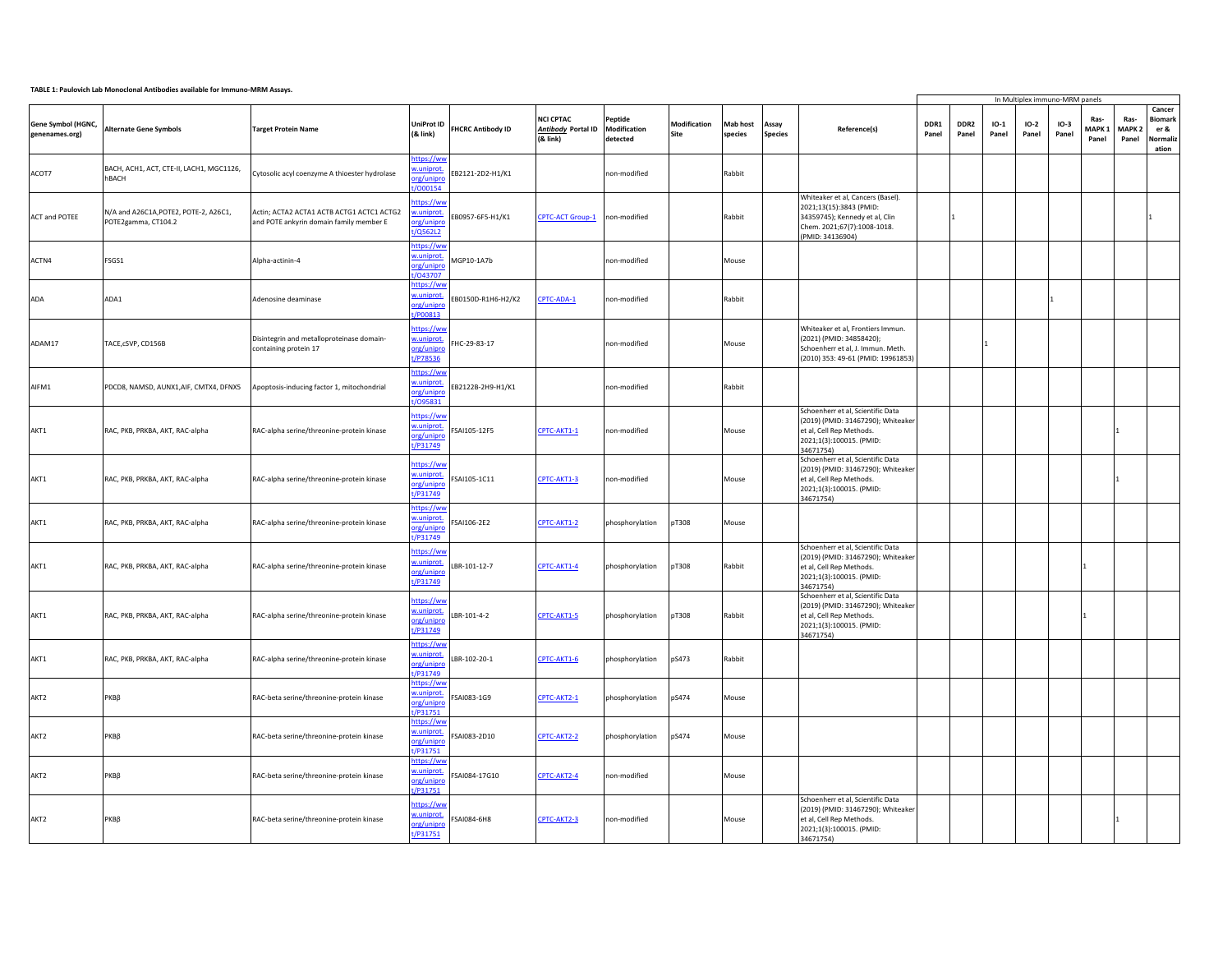**TABLE 1: Paulovich Lab Monoclonal Antibodies available for Immuno-MRM Assays.**

| Gene Symbol (HGNC, genenames.org) | Alternate Gene Symbols | Target Protein Name | UniProt ID (& link) | FHCRC Antibody ID | NCI CPTAC *Antibody* Portal ID (& link) | Peptide Modification detected | Modification Site | Mab host species | Assay Species | Reference(s) | In Multiplex immuno-MRM panels | | | | | | | |
|---|---|---|---|---|---|---|---|---|---|---|---|---|---|---|---|---|---|---|
| | | | | | | | | | | | DDR1 Panel | DDR2 Panel | IO-1 Panel | IO-2 Panel | IO-3 Panel | Ras-MAPK 1 Panel | Ras-MAPK 2 Panel | Cancer Biomarker & Normalization |
| ACOT7 | BACH, ACH1, ACT, CTE-II, LACH1, MGC1126, hBACH | Cytosolic acyl coenzyme A thioester hydrolase | https://www.uniprot.org/uniprot/O00154 | EB2121-2D2-H1/K1 | | non-modified | | Rabbit | | | | | | | | | | |
| ACT and POTEE | N/A and A26C1A,POTE2, POTE-2, A26C1, POTE2gamma, CT104.2 | Actin; ACTA2 ACTA1 ACTB ACTG1 ACTC1 ACTG2 and POTE ankyrin domain family member E | https://www.uniprot.org/uniprot/Q562L2 | EB0957-6F5-H1/K1 | CPTC-ACT Group-1 | non-modified | | Rabbit | | Whiteaker et al, Cancers (Basel). 2021;13(15):3843 (PMID: 34359745); Kennedy et al, Clin Chem. 2021;67(7):1008-1018. (PMID: 34136904) | | 1 | | | | | | 1 |
| ACTN4 | FSGS1 | Alpha-actinin-4 | https://www.uniprot.org/uniprot/O43707 | MGP10-1A7b | | non-modified | | Mouse | | | | | | | | | | |
| ADA | ADA1 | Adenosine deaminase | https://www.uniprot.org/uniprot/P00813 | EB0150D-R1H6-H2/K2 | CPTC-ADA-1 | non-modified | | Rabbit | | | | | | | 1 | | | |
| ADAM17 | TACE,cSVP, CD156B | Disintegrin and metalloproteinase domain-containing protein 17 | https://www.uniprot.org/uniprot/P78536 | FHC-29-83-17 | | non-modified | | Mouse | | Whiteaker et al, Frontiers Immun. (2021) (PMID: 34858420); Schoenherr et al, J. Immun. Meth. (2010) 353: 49-61 (PMID: 19961853) | | | 1 | | | | | |
| AIFM1 | PDCD8, NAMSD, AUNX1,AIF, CMTX4, DFNX5 | Apoptosis-inducing factor 1, mitochondrial | https://www.uniprot.org/uniprot/O95831 | EB2122B-2H9-H1/K1 | | non-modified | | Rabbit | | | | | | | | | | |
| AKT1 | RAC, PKB, PRKBA, AKT, RAC-alpha | RAC-alpha serine/threonine-protein kinase | https://www.uniprot.org/uniprot/P31749 | FSAI105-12F5 | CPTC-AKT1-1 | non-modified | | Mouse | | Schoenherr et al, Scientific Data (2019) (PMID: 31467290); Whiteaker et al, Cell Rep Methods. 2021;1(3):100015. (PMID: 34671754) | | | | | | | 1 | |
| AKT1 | RAC, PKB, PRKBA, AKT, RAC-alpha | RAC-alpha serine/threonine-protein kinase | https://www.uniprot.org/uniprot/P31749 | FSAI105-1C11 | CPTC-AKT1-3 | non-modified | | Mouse | | Schoenherr et al, Scientific Data (2019) (PMID: 31467290); Whiteaker et al, Cell Rep Methods. 2021;1(3):100015. (PMID: 34671754) | | | | | | | 1 | |
| AKT1 | RAC, PKB, PRKBA, AKT, RAC-alpha | RAC-alpha serine/threonine-protein kinase | https://www.uniprot.org/uniprot/P31749 | FSAI106-2E2 | CPTC-AKT1-2 | phosphorylation | pT308 | Mouse | | | | | | | | | | |
| AKT1 | RAC, PKB, PRKBA, AKT, RAC-alpha | RAC-alpha serine/threonine-protein kinase | https://www.uniprot.org/uniprot/P31749 | LBR-101-12-7 | CPTC-AKT1-4 | phosphorylation | pT308 | Rabbit | | Schoenherr et al, Scientific Data (2019) (PMID: 31467290); Whiteaker et al, Cell Rep Methods. 2021;1(3):100015. (PMID: 34671754) | | | | | | 1 | | |
| AKT1 | RAC, PKB, PRKBA, AKT, RAC-alpha | RAC-alpha serine/threonine-protein kinase | https://www.uniprot.org/uniprot/P31749 | LBR-101-4-2 | CPTC-AKT1-5 | phosphorylation | pT308 | Rabbit | | Schoenherr et al, Scientific Data (2019) (PMID: 31467290); Whiteaker et al, Cell Rep Methods. 2021;1(3):100015. (PMID: 34671754) | | | | | | 1 | | |
| AKT1 | RAC, PKB, PRKBA, AKT, RAC-alpha | RAC-alpha serine/threonine-protein kinase | https://www.uniprot.org/uniprot/P31749 | LBR-102-20-1 | CPTC-AKT1-6 | phosphorylation | pS473 | Rabbit | | | | | | | | | | |
| AKT2 | PKBβ | RAC-beta serine/threonine-protein kinase | https://www.uniprot.org/uniprot/P31751 | FSAI083-1G9 | CPTC-AKT2-1 | phosphorylation | pS474 | Mouse | | | | | | | | | | |
| AKT2 | PKBβ | RAC-beta serine/threonine-protein kinase | https://www.uniprot.org/uniprot/P31751 | FSAI083-2D10 | CPTC-AKT2-2 | phosphorylation | pS474 | Mouse | | | | | | | | | | |
| AKT2 | PKBβ | RAC-beta serine/threonine-protein kinase | https://www.uniprot.org/uniprot/P31751 | FSAI084-17G10 | CPTC-AKT2-4 | non-modified | | Mouse | | | | | | | | | | |
| AKT2 | PKBβ | RAC-beta serine/threonine-protein kinase | https://www.uniprot.org/uniprot/P31751 | FSAI084-6H8 | CPTC-AKT2-3 | non-modified | | Mouse | | Schoenherr et al, Scientific Data (2019) (PMID: 31467290); Whiteaker et al, Cell Rep Methods. 2021;1(3):100015. (PMID: 34671754) | | | | | | | 1 | |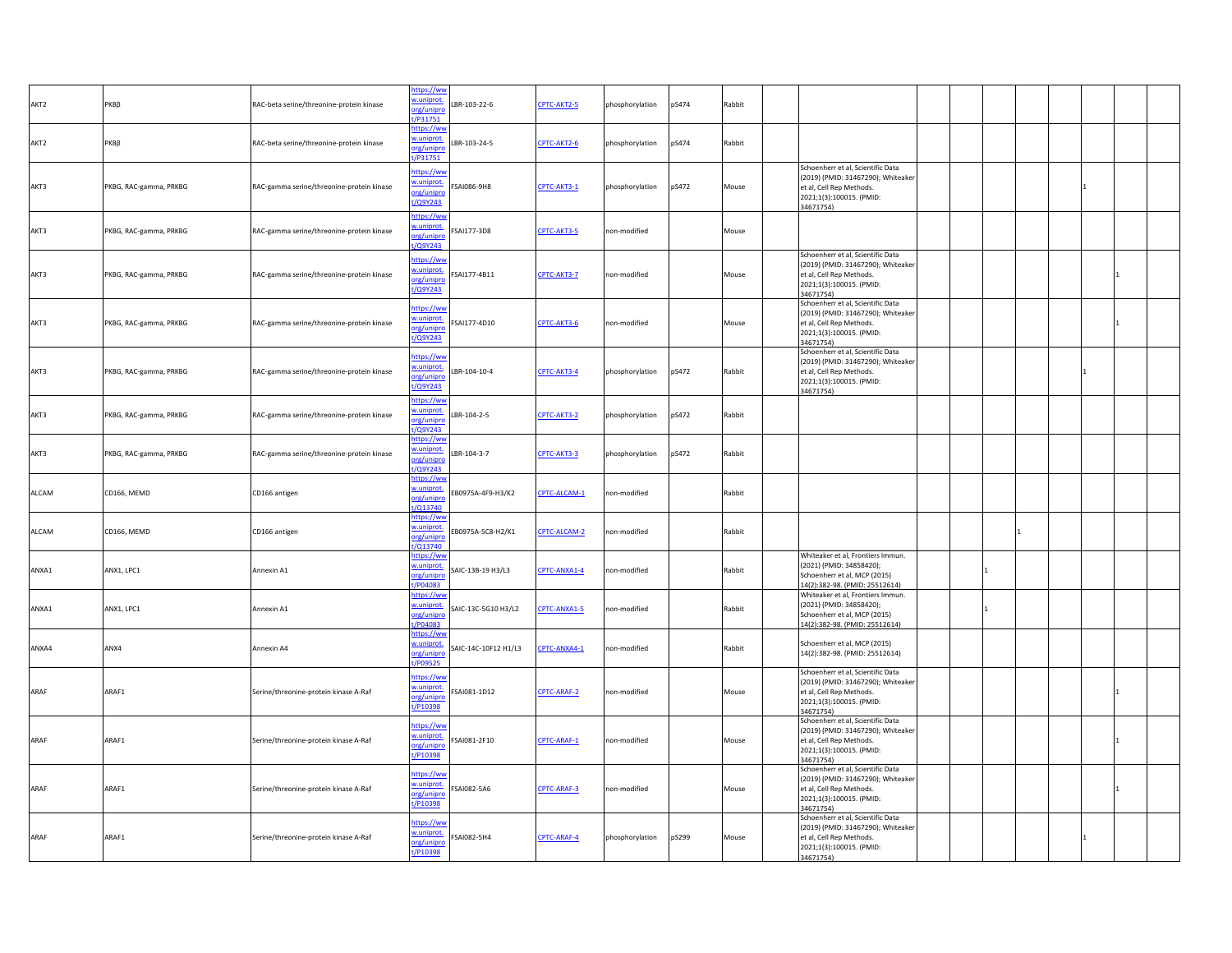| | | | | | | | | | | | | | | | | | | |
|---|---|---|---|---|---|---|---|---|---|---|---|---|---|---|---|---|---|---|
| AKT2 | PKBβ | RAC-beta serine/threonine-protein kinase | https://www.uniprot.org/uniprot/P31751 | LBR-103-22-6 | CPTC-AKT2-5 | phosphorylation | pS474 | Rabbit | | | | | | | | | | |
| AKT2 | PKBβ | RAC-beta serine/threonine-protein kinase | https://www.uniprot.org/uniprot/P31751 | LBR-103-24-5 | CPTC-AKT2-6 | phosphorylation | pS474 | Rabbit | | | | | | | | | | |
| AKT3 | PKBG, RAC-gamma, PRKBG | RAC-gamma serine/threonine-protein kinase | https://www.uniprot.org/uniprot/Q9Y243 | FSAI086-9H8 | CPTC-AKT3-1 | phosphorylation | pS472 | Mouse | | Schoenherr et al, Scientific Data (2019) (PMID: 31467290); Whiteaker et al, Cell Rep Methods. 2021;1(3):100015. (PMID: 34671754) | | | | | | 1 | | |
| AKT3 | PKBG, RAC-gamma, PRKBG | RAC-gamma serine/threonine-protein kinase | https://www.uniprot.org/uniprot/Q9Y243 | FSAI177-3D8 | CPTC-AKT3-5 | non-modified | | Mouse | | | | | | | | | | |
| AKT3 | PKBG, RAC-gamma, PRKBG | RAC-gamma serine/threonine-protein kinase | https://www.uniprot.org/uniprot/Q9Y243 | FSAI177-4B11 | CPTC-AKT3-7 | non-modified | | Mouse | | Schoenherr et al, Scientific Data (2019) (PMID: 31467290); Whiteaker et al, Cell Rep Methods. 2021;1(3):100015. (PMID: 34671754) | | | | | | | 1 | |
| AKT3 | PKBG, RAC-gamma, PRKBG | RAC-gamma serine/threonine-protein kinase | https://www.uniprot.org/uniprot/Q9Y243 | FSAI177-4D10 | CPTC-AKT3-6 | non-modified | | Mouse | | Schoenherr et al, Scientific Data (2019) (PMID: 31467290); Whiteaker et al, Cell Rep Methods. 2021;1(3):100015. (PMID: 34671754) | | | | | | | 1 | |
| AKT3 | PKBG, RAC-gamma, PRKBG | RAC-gamma serine/threonine-protein kinase | https://www.uniprot.org/uniprot/Q9Y243 | LBR-104-10-4 | CPTC-AKT3-4 | phosphorylation | pS472 | Rabbit | | Schoenherr et al, Scientific Data (2019) (PMID: 31467290); Whiteaker et al, Cell Rep Methods. 2021;1(3):100015. (PMID: 34671754) | | | | | | 1 | | |
| AKT3 | PKBG, RAC-gamma, PRKBG | RAC-gamma serine/threonine-protein kinase | https://www.uniprot.org/uniprot/Q9Y243 | LBR-104-2-5 | CPTC-AKT3-2 | phosphorylation | pS472 | Rabbit | | | | | | | | | | |
| AKT3 | PKBG, RAC-gamma, PRKBG | RAC-gamma serine/threonine-protein kinase | https://www.uniprot.org/uniprot/Q9Y243 | LBR-104-3-7 | CPTC-AKT3-3 | phosphorylation | pS472 | Rabbit | | | | | | | | | | |
| ALCAM | CD166, MEMD | CD166 antigen | https://www.uniprot.org/uniprot/Q13740 | EB0975A-4F9-H3/K2 | CPTC-ALCAM-1 | non-modified | | Rabbit | | | | | | | | | | |
| ALCAM | CD166, MEMD | CD166 antigen | https://www.uniprot.org/uniprot/Q13740 | EB0975A-5C8-H2/K1 | CPTC-ALCAM-2 | non-modified | | Rabbit | | | | | | 1 | | | | |
| ANXA1 | ANX1, LPC1 | Annexin A1 | https://www.uniprot.org/uniprot/P04083 | SAIC-13B-19 H3/L3 | CPTC-ANXA1-4 | non-modified | | Rabbit | | Whiteaker et al, Frontiers Immun. (2021) (PMID: 34858420); Schoenherr et al, MCP (2015) 14(2):382-98. (PMID: 25512614) | | | 1 | | | | | |
| ANXA1 | ANX1, LPC1 | Annexin A1 | https://www.uniprot.org/uniprot/P04083 | SAIC-13C-5G10 H3/L2 | CPTC-ANXA1-5 | non-modified | | Rabbit | | Whiteaker et al, Frontiers Immun. (2021) (PMID: 34858420); Schoenherr et al, MCP (2015) 14(2):382-98. (PMID: 25512614) | | | 1 | | | | | |
| ANXA4 | ANX4 | Annexin A4 | https://www.uniprot.org/uniprot/P09525 | SAIC-14C-10F12 H1/L3 | CPTC-ANXA4-1 | non-modified | | Rabbit | | Schoenherr et al, MCP (2015) 14(2):382-98. (PMID: 25512614) | | | | | | | | |
| ARAF | ARAF1 | Serine/threonine-protein kinase A-Raf | https://www.uniprot.org/uniprot/P10398 | FSAI081-1D12 | CPTC-ARAF-2 | non-modified | | Mouse | | Schoenherr et al, Scientific Data (2019) (PMID: 31467290); Whiteaker et al, Cell Rep Methods. 2021;1(3):100015. (PMID: 34671754) | | | | | | | 1 | |
| ARAF | ARAF1 | Serine/threonine-protein kinase A-Raf | https://www.uniprot.org/uniprot/P10398 | FSAI081-2F10 | CPTC-ARAF-1 | non-modified | | Mouse | | Schoenherr et al, Scientific Data (2019) (PMID: 31467290); Whiteaker et al, Cell Rep Methods. 2021;1(3):100015. (PMID: 34671754) | | | | | | | 1 | |
| ARAF | ARAF1 | Serine/threonine-protein kinase A-Raf | https://www.uniprot.org/uniprot/P10398 | FSAI082-5A6 | CPTC-ARAF-3 | non-modified | | Mouse | | Schoenherr et al, Scientific Data (2019) (PMID: 31467290); Whiteaker et al, Cell Rep Methods. 2021;1(3):100015. (PMID: 34671754) | | | | | | | 1 | |
| ARAF | ARAF1 | Serine/threonine-protein kinase A-Raf | https://www.uniprot.org/uniprot/P10398 | FSAI082-5H4 | CPTC-ARAF-4 | phosphorylation | pS299 | Mouse | | Schoenherr et al, Scientific Data (2019) (PMID: 31467290); Whiteaker et al, Cell Rep Methods. 2021;1(3):100015. (PMID: 34671754) | | | | | | 1 | | |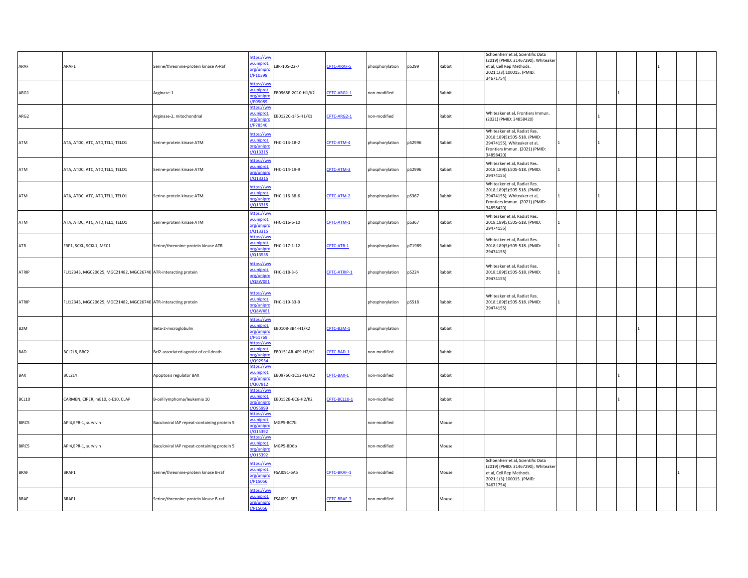| | | | | | | | | | | | | | | | | | | |
|---|---|---|---|---|---|---|---|---|---|---|---|---|---|---|---|---|---|---|
| ARAF | ARAF1 | Serine/threonine-protein kinase A-Raf | https://www.uniprot.org/uniprot/P10398 | LBR-105-22-7 | CPTC-ARAF-5 | phosphorylation | pS299 | Rabbit | | Schoenherr et al, Scientific Data (2019) (PMID: 31467290); Whiteaker et al, Cell Rep Methods. 2021;1(3):100015. (PMID: 34671754) | | | | | | 1 | | |
| ARG1 | | Arginase-1 | https://www.uniprot.org/uniprot/P05089 | EB0965E-2C10-H1/K2 | CPTC-ARG1-1 | non-modified | | Rabbit | | | | | | 1 | | | | |
| ARG2 | | Arginase-2, mitochondrial | https://www.uniprot.org/uniprot/P78540 | EB0122C-1F5-H1/K1 | CPTC-ARG2-1 | non-modified | | Rabbit | | Whiteaker et al, Frontiers Immun. (2021) (PMID: 34858420) | | | 1 | | | | | |
| ATM | ATA, ATDC, ATC, ATD,TEL1, TELO1 | Serine-protein kinase ATM | https://www.uniprot.org/uniprot/Q13315 | FHC-114-18-2 | CPTC-ATM-4 | phosphorylation | pS2996 | Rabbit | | Whiteaker et al, Radiat Res. 2018;189(5):505-518. (PMID: 29474155); Whiteaker et al, Frontiers Immun. (2021) (PMID: 34858420) | 1 | | 1 | | | | | |
| ATM | ATA, ATDC, ATC, ATD,TEL1, TELO1 | Serine-protein kinase ATM | https://www.uniprot.org/uniprot/Q13315 | FHC-114-19-9 | CPTC-ATM-3 | phosphorylation | pS2996 | Rabbit | | Whiteaker et al, Radiat Res. 2018;189(5):505-518. (PMID: 29474155) | 1 | | | | | | | |
| ATM | ATA, ATDC, ATC, ATD,TEL1, TELO1 | Serine-protein kinase ATM | https://www.uniprot.org/uniprot/Q13315 | FHC-116-38-6 | CPTC-ATM-2 | phosphorylation | pS367 | Rabbit | | Whiteaker et al, Radiat Res. 2018;189(5):505-518. (PMID: 29474155); Whiteaker et al, Frontiers Immun. (2021) (PMID: 34858420) | 1 | | 1 | | | | | |
| ATM | ATA, ATDC, ATC, ATD,TEL1, TELO1 | Serine-protein kinase ATM | https://www.uniprot.org/uniprot/Q13315 | FHC-116-6-10 | CPTC-ATM-1 | phosphorylation | pS367 | Rabbit | | Whiteaker et al, Radiat Res. 2018;189(5):505-518. (PMID: 29474155) | 1 | | | | | | | |
| ATR | FRP1, SCKL, SCKL1, MEC1 | Serine/threonine-protein kinase ATR | https://www.uniprot.org/uniprot/Q13535 | FHC-117-1-12 | CPTC-ATR-1 | phosphorylation | pT1989 | Rabbit | | Whiteaker et al, Radiat Res. 2018;189(5):505-518. (PMID: 29474155) | 1 | | | | | | | |
| ATRIP | FLJ12343, MGC20625, MGC21482, MGC26740 | ATR-interacting protein | https://www.uniprot.org/uniprot/Q8WXE1 | FHC-118-3-6 | CPTC-ATRIP-1 | phosphorylation | pS224 | Rabbit | | Whiteaker et al, Radiat Res. 2018;189(5):505-518. (PMID: 29474155) | 1 | | | | | | | |
| ATRIP | FLJ12343, MGC20625, MGC21482, MGC26740 | ATR-interacting protein | https://www.uniprot.org/uniprot/Q8WXE1 | FHC-119-33-9 | | phosphorylation | pS518 | Rabbit | | Whiteaker et al, Radiat Res. 2018;189(5):505-518. (PMID: 29474155) | 1 | | | | | | | |
| B2M | | Beta-2-microglobulin | https://www.uniprot.org/uniprot/P61769 | EB0108-3B4-H1/K2 | CPTC-B2M-1 | phosphorylation | | Rabbit | | | | | | | 1 | | | |
| BAD | BCL2L8, BBC2 | Bcl2-associated agonist of cell death | https://www.uniprot.org/uniprot/Q92934 | EB0151AR-4F9-H2/K1 | CPTC-BAD-1 | non-modified | | Rabbit | | | | | | | | | | |
| BAX | BCL2L4 | Apoptosis regulator BAX | https://www.uniprot.org/uniprot/Q07812 | EB0976C-1C12-H2/K2 | CPTC-BAX-1 | non-modified | | Rabbit | | | | | | 1 | | | | |
| BCL10 | CARMEN, CIPER, mE10, c-E10, CLAP | B-cell lymphoma/leukemia 10 | https://www.uniprot.org/uniprot/O95999 | EB0152B-6C6-H2/K2 | CPTC-BCL10-1 | non-modified | | Rabbit | | | | | | 1 | | | | |
| BIRC5 | API4,EPR-1, survivin | Baculoviral IAP repeat-containing protein 5 | https://www.uniprot.org/uniprot/O15392 | MGP5-8C7b | | non-modified | | Mouse | | | | | | | | | | |
| BIRC5 | API4,EPR-1, survivin | Baculoviral IAP repeat-containing protein 5 | https://www.uniprot.org/uniprot/O15392 | MGP5-8D6b | | non-modified | | Mouse | | | | | | | | | | |
| BRAF | BRAF1 | Serine/threonine-protein kinase B-raf | https://www.uniprot.org/uniprot/P15056 | FSAI091-6A5 | CPTC-BRAF-1 | non-modified | | Mouse | | Schoenherr et al, Scientific Data (2019) (PMID: 31467290); Whiteaker et al, Cell Rep Methods. 2021;1(3):100015. (PMID: 34671754) | | | | | | | 1 | |
| BRAF | BRAF1 | Serine/threonine-protein kinase B-raf | https://www.uniprot.org/uniprot/P15056 | FSAI091-6E3 | CPTC-BRAF-3 | non-modified | | Mouse | | | | | | | | | | |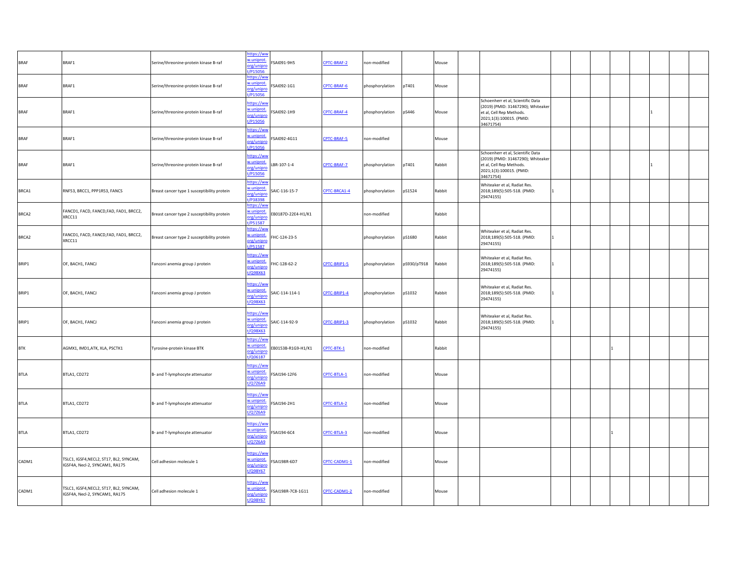| | | | | | | | | | | | | | | | | | | |
|---|---|---|---|---|---|---|---|---|---|---|---|---|---|---|---|---|---|---|
| BRAF | BRAF1 | Serine/threonine-protein kinase B-raf | https://www.uniprot.org/uniprot/P15056 | FSAI091-9H5 | CPTC-BRAF-2 | non-modified | | Mouse | | | | | | | | | | |
| BRAF | BRAF1 | Serine/threonine-protein kinase B-raf | https://www.uniprot.org/uniprot/P15056 | FSAI092-1G1 | CPTC-BRAF-6 | phosphorylation | pT401 | Mouse | | | | | | | | | | |
| BRAF | BRAF1 | Serine/threonine-protein kinase B-raf | https://www.uniprot.org/uniprot/P15056 | FSAI092-1H9 | CPTC-BRAF-4 | phosphorylation | pS446 | Mouse | | Schoenherr et al, Scientific Data (2019) (PMID: 31467290); Whiteaker et al, Cell Rep Methods. 2021;1(3):100015. (PMID: 34671754) | | | | | | 1 | | |
| BRAF | BRAF1 | Serine/threonine-protein kinase B-raf | https://www.uniprot.org/uniprot/P15056 | FSAI092-4G11 | CPTC-BRAF-5 | non-modified | | Mouse | | | | | | | | | | |
| BRAF | BRAF1 | Serine/threonine-protein kinase B-raf | https://www.uniprot.org/uniprot/P15056 | LBR-107-1-4 | CPTC-BRAF-7 | phosphorylation | pT401 | Rabbit | | Schoenherr et al, Scientific Data (2019) (PMID: 31467290); Whiteaker et al, Cell Rep Methods. 2021;1(3):100015. (PMID: 34671754) | | | | | | 1 | | |
| BRCA1 | RNF53, BRCC1, PPP1R53, FANCS | Breast cancer type 1 susceptibility protein | https://www.uniprot.org/uniprot/P38398 | SAIC-116-15-7 | CPTC-BRCA1-4 | phosphorylation | pS1524 | Rabbit | | Whiteaker et al, Radiat Res. 2018;189(5):505-518. (PMID: 29474155) | 1 | | | | | | | |
| BRCA2 | FANCD1, FACD, FANCD,FAD, FAD1, BRCC2, XRCC11 | Breast cancer type 2 susceptibility protein | https://www.uniprot.org/uniprot/P51587 | EB0187D-22E4-H1/K1 | | non-modified | | Rabbit | | | | | | | | | | |
| BRCA2 | FANCD1, FACD, FANCD,FAD, FAD1, BRCC2, XRCC11 | Breast cancer type 2 susceptibility protein | https://www.uniprot.org/uniprot/P51587 | FHC-124-23-5 | | phosphorylation | pS1680 | Rabbit | | Whiteaker et al, Radiat Res. 2018;189(5):505-518. (PMID: 29474155) | 1 | | | | | | | |
| BRIP1 | OF, BACH1, FANCJ | Fanconi anemia group J protein | https://www.uniprot.org/uniprot/Q9BX63 | FHC-128-62-2 | CPTC-BRIP1-5 | phosphorylation | pS930/pT918 | Rabbit | | Whiteaker et al, Radiat Res. 2018;189(5):505-518. (PMID: 29474155) | 1 | | | | | | | |
| BRIP1 | OF, BACH1, FANCJ | Fanconi anemia group J protein | https://www.uniprot.org/uniprot/Q9BX63 | SAIC-114-114-1 | CPTC-BRIP1-4 | phosphorylation | pS1032 | Rabbit | | Whiteaker et al, Radiat Res. 2018;189(5):505-518. (PMID: 29474155) | 1 | | | | | | | |
| BRIP1 | OF, BACH1, FANCJ | Fanconi anemia group J protein | https://www.uniprot.org/uniprot/Q9BX63 | SAIC-114-92-9 | CPTC-BRIP1-3 | phosphorylation | pS1032 | Rabbit | | Whiteaker et al, Radiat Res. 2018;189(5):505-518. (PMID: 29474155) | 1 | | | | | | | |
| BTK | AGMX1, IMD1,ATK, XLA, PSCTK1 | Tyrosine-protein kinase BTK | https://www.uniprot.org/uniprot/Q06187 | EB0153B-R1G9-H1/K1 | CPTC-BTK-1 | non-modified | | Rabbit | | | | | | 1 | | | | |
| BTLA | BTLA1, CD272 | B- and T-lymphocyte attenuator | https://www.uniprot.org/uniprot/Q7Z6A9 | FSAI194-12F6 | CPTC-BTLA-1 | non-modified | | Mouse | | | | | | | | | | |
| BTLA | BTLA1, CD272 | B- and T-lymphocyte attenuator | https://www.uniprot.org/uniprot/Q7Z6A9 | FSAI194-2H1 | CPTC-BTLA-2 | non-modified | | Mouse | | | | | | | | | | |
| BTLA | BTLA1, CD272 | B- and T-lymphocyte attenuator | https://www.uniprot.org/uniprot/Q7Z6A9 | FSAI194-6C4 | CPTC-BTLA-3 | non-modified | | Mouse | | | | | | 1 | | | | |
| CADM1 | TSLC1, IGSF4,NECL2, ST17, BL2, SYNCAM, IGSF4A, Necl-2, SYNCAM1, RA175 | Cell adhesion molecule 1 | https://www.uniprot.org/uniprot/Q9BY67 | FSAI198R-6D7 | CPTC-CADM1-1 | non-modified | | Mouse | | | | | | | | | | |
| CADM1 | TSLC1, IGSF4,NECL2, ST17, BL2, SYNCAM, IGSF4A, Necl-2, SYNCAM1, RA175 | Cell adhesion molecule 1 | https://www.uniprot.org/uniprot/Q9BY67 | FSAI198R-7C8-1G11 | CPTC-CADM1-2 | non-modified | | Mouse | | | | | | | | | | |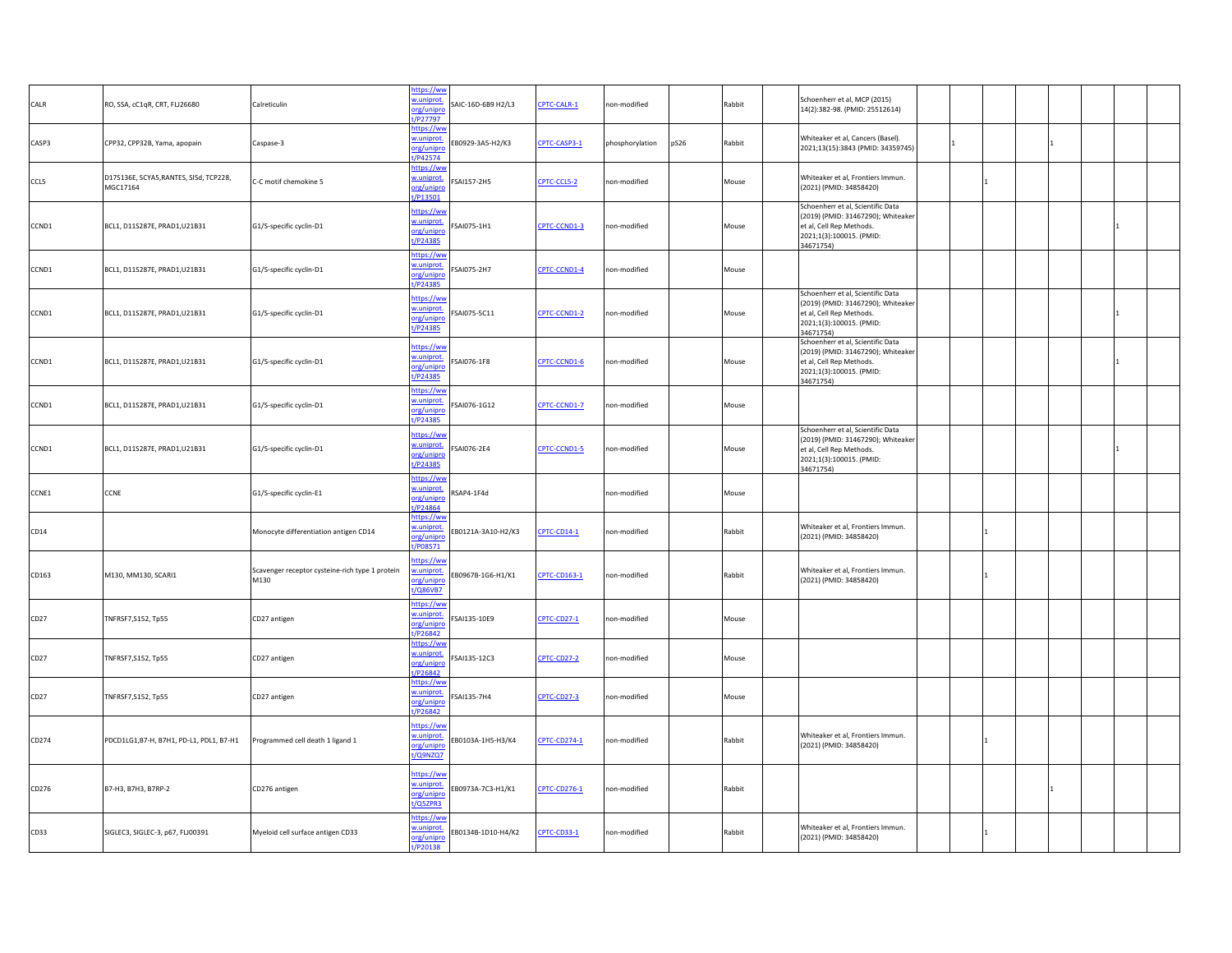| | | | | | | | | | | | | | | | | | | |
|---|---|---|---|---|---|---|---|---|---|---|---|---|---|---|---|---|---|---|
| CALR | RO, SSA, cC1qR, CRT, FLJ26680 | Calreticulin | https://www.uniprot.org/uniprot/P27797 | SAIC-16D-6B9 H2/L3 | CPTC-CALR-1 | non-modified | | Rabbit | | Schoenherr et al, MCP (2015) 14(2):382-98. (PMID: 25512614) | | | | | | | | |
| CASP3 | CPP32, CPP32B, Yama, apopain | Caspase-3 | https://www.uniprot.org/uniprot/P42574 | EB0929-3A5-H2/K3 | CPTC-CASP3-1 | phosphorylation | pS26 | Rabbit | | Whiteaker et al, Cancers (Basel). 2021;13(15):3843 (PMID: 34359745) | | 1 | | | 1 | | | |
| CCL5 | D17S136E, SCYA5,RANTES, SISd, TCP228, MGC17164 | C-C motif chemokine 5 | https://www.uniprot.org/uniprot/P13501 | FSAI157-2H5 | CPTC-CCL5-2 | non-modified | | Mouse | | Whiteaker et al, Frontiers Immun. (2021) (PMID: 34858420) | | | 1 | | | | | |
| CCND1 | BCL1, D11S287E, PRAD1,U21B31 | G1/S-specific cyclin-D1 | https://www.uniprot.org/uniprot/P24385 | FSAI075-1H1 | CPTC-CCND1-3 | non-modified | | Mouse | | Schoenherr et al, Scientific Data (2019) (PMID: 31467290); Whiteaker et al, Cell Rep Methods. 2021;1(3):100015. (PMID: 34671754) | | | | | | | 1 | |
| CCND1 | BCL1, D11S287E, PRAD1,U21B31 | G1/S-specific cyclin-D1 | https://www.uniprot.org/uniprot/P24385 | FSAI075-2H7 | CPTC-CCND1-4 | non-modified | | Mouse | | | | | | | | | | |
| CCND1 | BCL1, D11S287E, PRAD1,U21B31 | G1/S-specific cyclin-D1 | https://www.uniprot.org/uniprot/P24385 | FSAI075-5C11 | CPTC-CCND1-2 | non-modified | | Mouse | | Schoenherr et al, Scientific Data (2019) (PMID: 31467290); Whiteaker et al, Cell Rep Methods. 2021;1(3):100015. (PMID: 34671754) | | | | | | | 1 | |
| CCND1 | BCL1, D11S287E, PRAD1,U21B31 | G1/S-specific cyclin-D1 | https://www.uniprot.org/uniprot/P24385 | FSAI076-1F8 | CPTC-CCND1-6 | non-modified | | Mouse | | Schoenherr et al, Scientific Data (2019) (PMID: 31467290); Whiteaker et al, Cell Rep Methods. 2021;1(3):100015. (PMID: 34671754) | | | | | | | 1 | |
| CCND1 | BCL1, D11S287E, PRAD1,U21B31 | G1/S-specific cyclin-D1 | https://www.uniprot.org/uniprot/P24385 | FSAI076-1G12 | CPTC-CCND1-7 | non-modified | | Mouse | | | | | | | | | | |
| CCND1 | BCL1, D11S287E, PRAD1,U21B31 | G1/S-specific cyclin-D1 | https://www.uniprot.org/uniprot/P24385 | FSAI076-2E4 | CPTC-CCND1-5 | non-modified | | Mouse | | Schoenherr et al, Scientific Data (2019) (PMID: 31467290); Whiteaker et al, Cell Rep Methods. 2021;1(3):100015. (PMID: 34671754) | | | | | | | 1 | |
| CCNE1 | CCNE | G1/S-specific cyclin-E1 | https://www.uniprot.org/uniprot/P24864 | RSAP4-1F4d | | non-modified | | Mouse | | | | | | | | | | |
| CD14 | | Monocyte differentiation antigen CD14 | https://www.uniprot.org/uniprot/P08571 | EB0121A-3A10-H2/K3 | CPTC-CD14-1 | non-modified | | Rabbit | | Whiteaker et al, Frontiers Immun. (2021) (PMID: 34858420) | | | 1 | | | | | |
| CD163 | M130, MM130, SCARI1 | Scavenger receptor cysteine-rich type 1 protein M130 | https://www.uniprot.org/uniprot/Q86VB7 | EB0967B-1G6-H1/K1 | CPTC-CD163-1 | non-modified | | Rabbit | | Whiteaker et al, Frontiers Immun. (2021) (PMID: 34858420) | | | 1 | | | | | |
| CD27 | TNFRSF7,S152, Tp55 | CD27 antigen | https://www.uniprot.org/uniprot/P26842 | FSAI135-10E9 | CPTC-CD27-1 | non-modified | | Mouse | | | | | | | | | | |
| CD27 | TNFRSF7,S152, Tp55 | CD27 antigen | https://www.uniprot.org/uniprot/P26842 | FSAI135-12C3 | CPTC-CD27-2 | non-modified | | Mouse | | | | | | | | | | |
| CD27 | TNFRSF7,S152, Tp55 | CD27 antigen | https://www.uniprot.org/uniprot/P26842 | FSAI135-7H4 | CPTC-CD27-3 | non-modified | | Mouse | | | | | | | | | | |
| CD274 | PDCD1LG1,B7-H, B7H1, PD-L1, PDL1, B7-H1 | Programmed cell death 1 ligand 1 | https://www.uniprot.org/uniprot/Q9NZQ7 | EB0103A-1H5-H3/K4 | CPTC-CD274-1 | non-modified | | Rabbit | | Whiteaker et al, Frontiers Immun. (2021) (PMID: 34858420) | | | 1 | | | | | |
| CD276 | B7-H3, B7H3, B7RP-2 | CD276 antigen | https://www.uniprot.org/uniprot/Q5ZPR3 | EB0973A-7C3-H1/K1 | CPTC-CD276-1 | non-modified | | Rabbit | | | | | | | 1 | | | |
| CD33 | SIGLEC3, SIGLEC-3, p67, FLJ00391 | Myeloid cell surface antigen CD33 | https://www.uniprot.org/uniprot/P20138 | EB0134B-1D10-H4/K2 | CPTC-CD33-1 | non-modified | | Rabbit | | Whiteaker et al, Frontiers Immun. (2021) (PMID: 34858420) | | | 1 | | | | | |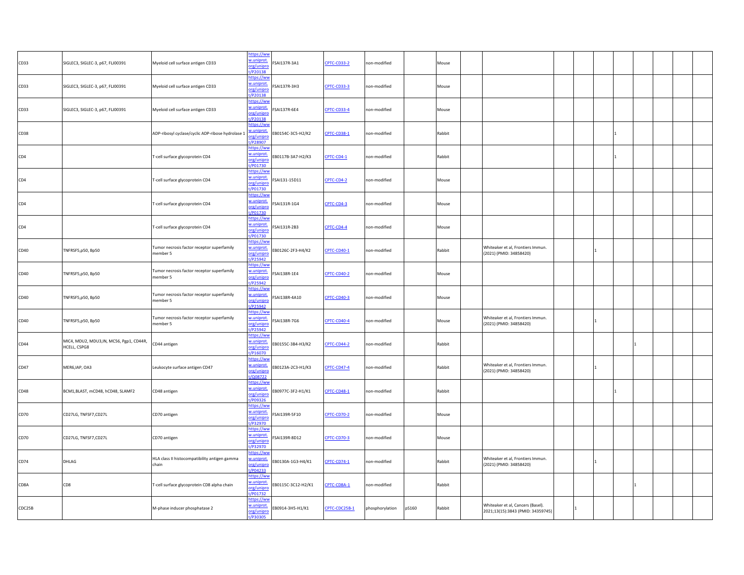| | | | | | | | | | | | | | | | | | | |
|---|---|---|---|---|---|---|---|---|---|---|---|---|---|---|---|---|---|---|
| CD33 | SIGLEC3, SIGLEC-3, p67, FLJ00391 | Myeloid cell surface antigen CD33 | https://www.uniprot.org/uniprot/P20138 | FSAI137R-3A1 | CPTC-CD33-2 | non-modified | | Mouse | | | | | | | | | | |
| CD33 | SIGLEC3, SIGLEC-3, p67, FLJ00391 | Myeloid cell surface antigen CD33 | https://www.uniprot.org/uniprot/P20138 | FSAI137R-3H3 | CPTC-CD33-3 | non-modified | | Mouse | | | | | | | | | | |
| CD33 | SIGLEC3, SIGLEC-3, p67, FLJ00391 | Myeloid cell surface antigen CD33 | https://www.uniprot.org/uniprot/P20138 | FSAI137R-6E4 | CPTC-CD33-4 | non-modified | | Mouse | | | | | | | | | | |
| CD38 | | ADP-ribosyl cyclase/cyclic ADP-ribose hydrolase 1 | https://www.uniprot.org/uniprot/P28907 | EB0154C-3C5-H2/K2 | CPTC-CD38-1 | non-modified | | Rabbit | | | | | | 1 | | | | |
| CD4 | | T-cell surface glycoprotein CD4 | https://www.uniprot.org/uniprot/P01730 | EB0117B-3A7-H2/K3 | CPTC-CD4-1 | non-modified | | Rabbit | | | | | | 1 | | | | |
| CD4 | | T-cell surface glycoprotein CD4 | https://www.uniprot.org/uniprot/P01730 | FSAI131-15D11 | CPTC-CD4-2 | non-modified | | Mouse | | | | | | | | | | |
| CD4 | | T-cell surface glycoprotein CD4 | https://www.uniprot.org/uniprot/P01730 | FSAI131R-1G4 | CPTC-CD4-3 | non-modified | | Mouse | | | | | | | | | | |
| CD4 | | T-cell surface glycoprotein CD4 | https://www.uniprot.org/uniprot/P01730 | FSAI131R-2B3 | CPTC-CD4-4 | non-modified | | Mouse | | | | | | | | | | |
| CD40 | TNFRSF5,p50, Bp50 | Tumor necrosis factor receptor superfamily member 5 | https://www.uniprot.org/uniprot/P25942 | EB0126C-2F3-H4/K2 | CPTC-CD40-1 | non-modified | | Rabbit | | Whiteaker et al, Frontiers Immun. (2021) (PMID: 34858420) | | | 1 | | | | | |
| CD40 | TNFRSF5,p50, Bp50 | Tumor necrosis factor receptor superfamily member 5 | https://www.uniprot.org/uniprot/P25942 | FSAI138R-1E4 | CPTC-CD40-2 | non-modified | | Mouse | | | | | | | | | | |
| CD40 | TNFRSF5,p50, Bp50 | Tumor necrosis factor receptor superfamily member 5 | https://www.uniprot.org/uniprot/P25942 | FSAI138R-4A10 | CPTC-CD40-3 | non-modified | | Mouse | | | | | | | | | | |
| CD40 | TNFRSF5,p50, Bp50 | Tumor necrosis factor receptor superfamily member 5 | https://www.uniprot.org/uniprot/P25942 | FSAI138R-7G6 | CPTC-CD40-4 | non-modified | | Mouse | | Whiteaker et al, Frontiers Immun. (2021) (PMID: 34858420) | | | 1 | | | | | |
| CD44 | MIC4, MDU2, MDU3,IN, MC56, Pgp1, CD44R, HCELL, CSPG8 | CD44 antigen | https://www.uniprot.org/uniprot/P16070 | EB0155C-3B4-H3/K2 | CPTC-CD44-2 | non-modified | | Rabbit | | | | | | | 1 | | | |
| CD47 | MER6,IAP, OA3 | Leukocyte surface antigen CD47 | https://www.uniprot.org/uniprot/Q08722 | EB0123A-2C3-H1/K3 | CPTC-CD47-4 | non-modified | | Rabbit | | Whiteaker et al, Frontiers Immun. (2021) (PMID: 34858420) | | | 1 | | | | | |
| CD48 | BCM1,BLAST, mCD48, hCD48, SLAMF2 | CD48 antigen | https://www.uniprot.org/uniprot/P09326 | EB0977C-3F2-H1/K1 | CPTC-CD48-1 | non-modified | | Rabbit | | | | | | 1 | | | | |
| CD70 | CD27LG, TNFSF7,CD27L | CD70 antigen | https://www.uniprot.org/uniprot/P32970 | FSAI139R-5F10 | CPTC-CD70-2 | non-modified | | Mouse | | | | | | | | | | |
| CD70 | CD27LG, TNFSF7,CD27L | CD70 antigen | https://www.uniprot.org/uniprot/P32970 | FSAI139R-8D12 | CPTC-CD70-3 | non-modified | | Mouse | | | | | | | | | | |
| CD74 | DHLAG | HLA class II histocompatibility antigen gamma chain | https://www.uniprot.org/uniprot/P04233 | EB0130A-1G3-H4/K1 | CPTC-CD74-1 | non-modified | | Rabbit | | Whiteaker et al, Frontiers Immun. (2021) (PMID: 34858420) | | | 1 | | | | | |
| CD8A | CD8 | T-cell surface glycoprotein CD8 alpha chain | https://www.uniprot.org/uniprot/P01732 | EB0115C-3C12-H2/K1 | CPTC-CD8A-1 | non-modified | | Rabbit | | | | | | | 1 | | | |
| CDC25B | | M-phase inducer phosphatase 2 | https://www.uniprot.org/uniprot/P30305 | EB0914-3H5-H1/K1 | CPTC-CDC25B-1 | phosphorylation | pS160 | Rabbit | | Whiteaker et al, Cancers (Basel). 2021;13(15):3843 (PMID: 34359745) | | 1 | | | | | | |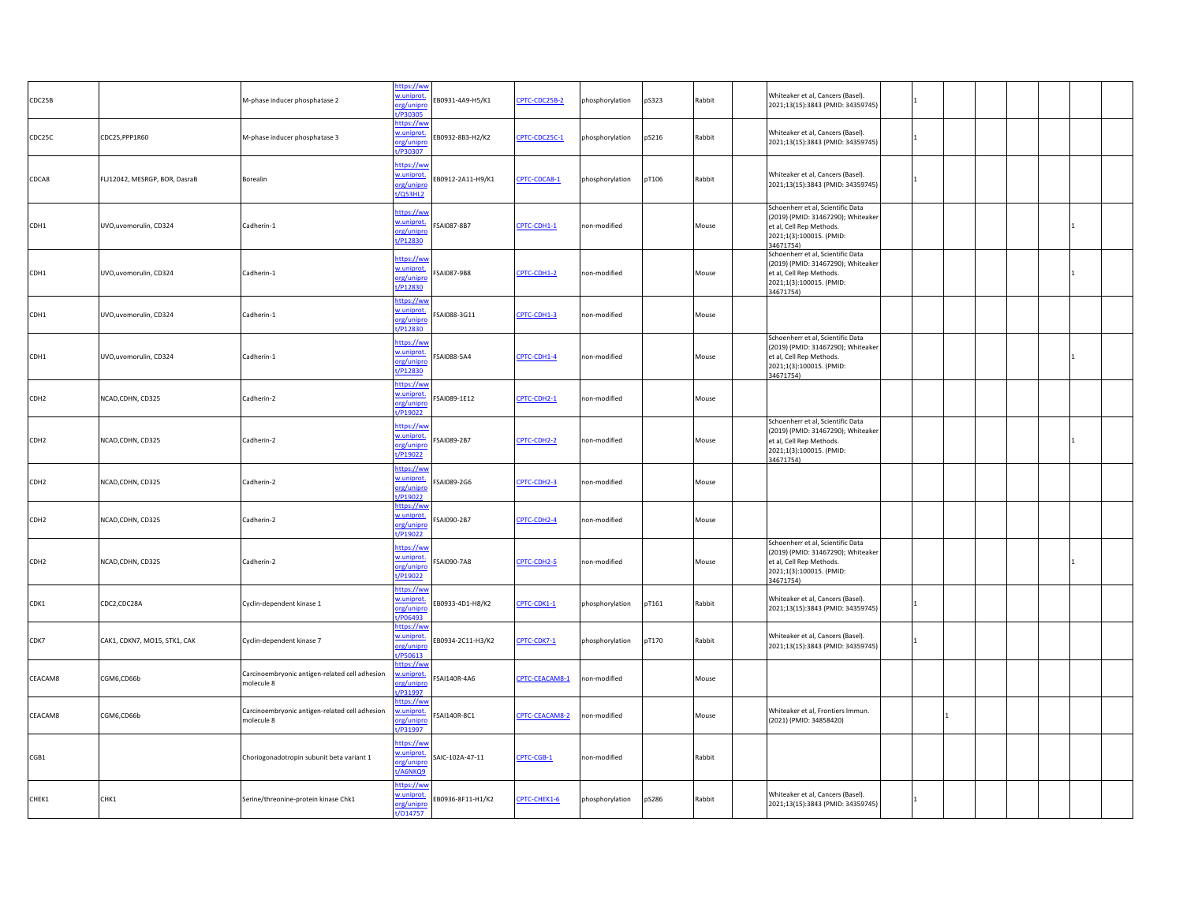| | | | | | | | | | | | | | | | | | | |
|---|---|---|---|---|---|---|---|---|---|---|---|---|---|---|---|---|---|---|
| CDC25B | | M-phase inducer phosphatase 2 | https://www.uniprot.org/uniprot/P30305 | EB0931-4A9-H5/K1 | CPTC-CDC25B-2 | phosphorylation | pS323 | Rabbit | | Whiteaker et al, Cancers (Basel). 2021;13(15):3843 (PMID: 34359745) | | 1 | | | | | | |
| CDC25C | CDC25,PPP1R60 | M-phase inducer phosphatase 3 | https://www.uniprot.org/uniprot/P30307 | EB0932-8B3-H2/K2 | CPTC-CDC25C-1 | phosphorylation | pS216 | Rabbit | | Whiteaker et al, Cancers (Basel). 2021;13(15):3843 (PMID: 34359745) | | 1 | | | | | | |
| CDCA8 | FLJ12042, MESRGP, BOR, DasraB | Borealin | https://www.uniprot.org/uniprot/Q53HL2 | EB0912-2A11-H9/K1 | CPTC-CDCA8-1 | phosphorylation | pT106 | Rabbit | | Whiteaker et al, Cancers (Basel). 2021;13(15):3843 (PMID: 34359745) | | 1 | | | | | | |
| CDH1 | UVO,uvomorulin, CD324 | Cadherin-1 | https://www.uniprot.org/uniprot/P12830 | FSAI087-8B7 | CPTC-CDH1-1 | non-modified | | Mouse | | Schoenherr et al, Scientific Data (2019) (PMID: 31467290); Whiteaker et al, Cell Rep Methods. 2021;1(3):100015. (PMID: 34671754) | | | | | | | 1 | |
| CDH1 | UVO,uvomorulin, CD324 | Cadherin-1 | https://www.uniprot.org/uniprot/P12830 | FSAI087-9B8 | CPTC-CDH1-2 | non-modified | | Mouse | | Schoenherr et al, Scientific Data (2019) (PMID: 31467290); Whiteaker et al, Cell Rep Methods. 2021;1(3):100015. (PMID: 34671754) | | | | | | | 1 | |
| CDH1 | UVO,uvomorulin, CD324 | Cadherin-1 | https://www.uniprot.org/uniprot/P12830 | FSAI088-3G11 | CPTC-CDH1-3 | non-modified | | Mouse | | | | | | | | | | |
| CDH1 | UVO,uvomorulin, CD324 | Cadherin-1 | https://www.uniprot.org/uniprot/P12830 | FSAI088-5A4 | CPTC-CDH1-4 | non-modified | | Mouse | | Schoenherr et al, Scientific Data (2019) (PMID: 31467290); Whiteaker et al, Cell Rep Methods. 2021;1(3):100015. (PMID: 34671754) | | | | | | | 1 | |
| CDH2 | NCAD,CDHN, CD325 | Cadherin-2 | https://www.uniprot.org/uniprot/P19022 | FSAI089-1E12 | CPTC-CDH2-1 | non-modified | | Mouse | | | | | | | | | | |
| CDH2 | NCAD,CDHN, CD325 | Cadherin-2 | https://www.uniprot.org/uniprot/P19022 | FSAI089-2B7 | CPTC-CDH2-2 | non-modified | | Mouse | | Schoenherr et al, Scientific Data (2019) (PMID: 31467290); Whiteaker et al, Cell Rep Methods. 2021;1(3):100015. (PMID: 34671754) | | | | | | | 1 | |
| CDH2 | NCAD,CDHN, CD325 | Cadherin-2 | https://www.uniprot.org/uniprot/P19022 | FSAI089-2G6 | CPTC-CDH2-3 | non-modified | | Mouse | | | | | | | | | | |
| CDH2 | NCAD,CDHN, CD325 | Cadherin-2 | https://www.uniprot.org/uniprot/P19022 | FSAI090-2B7 | CPTC-CDH2-4 | non-modified | | Mouse | | | | | | | | | | |
| CDH2 | NCAD,CDHN, CD325 | Cadherin-2 | https://www.uniprot.org/uniprot/P19022 | FSAI090-7A8 | CPTC-CDH2-5 | non-modified | | Mouse | | Schoenherr et al, Scientific Data (2019) (PMID: 31467290); Whiteaker et al, Cell Rep Methods. 2021;1(3):100015. (PMID: 34671754) | | | | | | | 1 | |
| CDK1 | CDC2,CDC28A | Cyclin-dependent kinase 1 | https://www.uniprot.org/uniprot/P06493 | EB0933-4D1-H8/K2 | CPTC-CDK1-1 | phosphorylation | pT161 | Rabbit | | Whiteaker et al, Cancers (Basel). 2021;13(15):3843 (PMID: 34359745) | | 1 | | | | | | |
| CDK7 | CAK1, CDKN7, MO15, STK1, CAK | Cyclin-dependent kinase 7 | https://www.uniprot.org/uniprot/P50613 | EB0934-2C11-H3/K2 | CPTC-CDK7-1 | phosphorylation | pT170 | Rabbit | | Whiteaker et al, Cancers (Basel). 2021;13(15):3843 (PMID: 34359745) | | 1 | | | | | | |
| CEACAM8 | CGM6,CD66b | Carcinoembryonic antigen-related cell adhesion molecule 8 | https://www.uniprot.org/uniprot/P31997 | FSAI140R-4A6 | CPTC-CEACAM8-1 | non-modified | | Mouse | | | | | | | | | | |
| CEACAM8 | CGM6,CD66b | Carcinoembryonic antigen-related cell adhesion molecule 8 | https://www.uniprot.org/uniprot/P31997 | FSAI140R-8C1 | CPTC-CEACAM8-2 | non-modified | | Mouse | | Whiteaker et al, Frontiers Immun. (2021) (PMID: 34858420) | | | 1 | | | | | |
| CGB1 | | Choriogonadotropin subunit beta variant 1 | https://www.uniprot.org/uniprot/A6NKQ9 | SAIC-102A-47-11 | CPTC-CGB-1 | non-modified | | Rabbit | | | | | | | | | | |
| CHEK1 | CHK1 | Serine/threonine-protein kinase Chk1 | https://www.uniprot.org/uniprot/O14757 | EB0936-8F11-H1/K2 | CPTC-CHEK1-6 | phosphorylation | pS286 | Rabbit | | Whiteaker et al, Cancers (Basel). 2021;13(15):3843 (PMID: 34359745) | | 1 | | | | | | |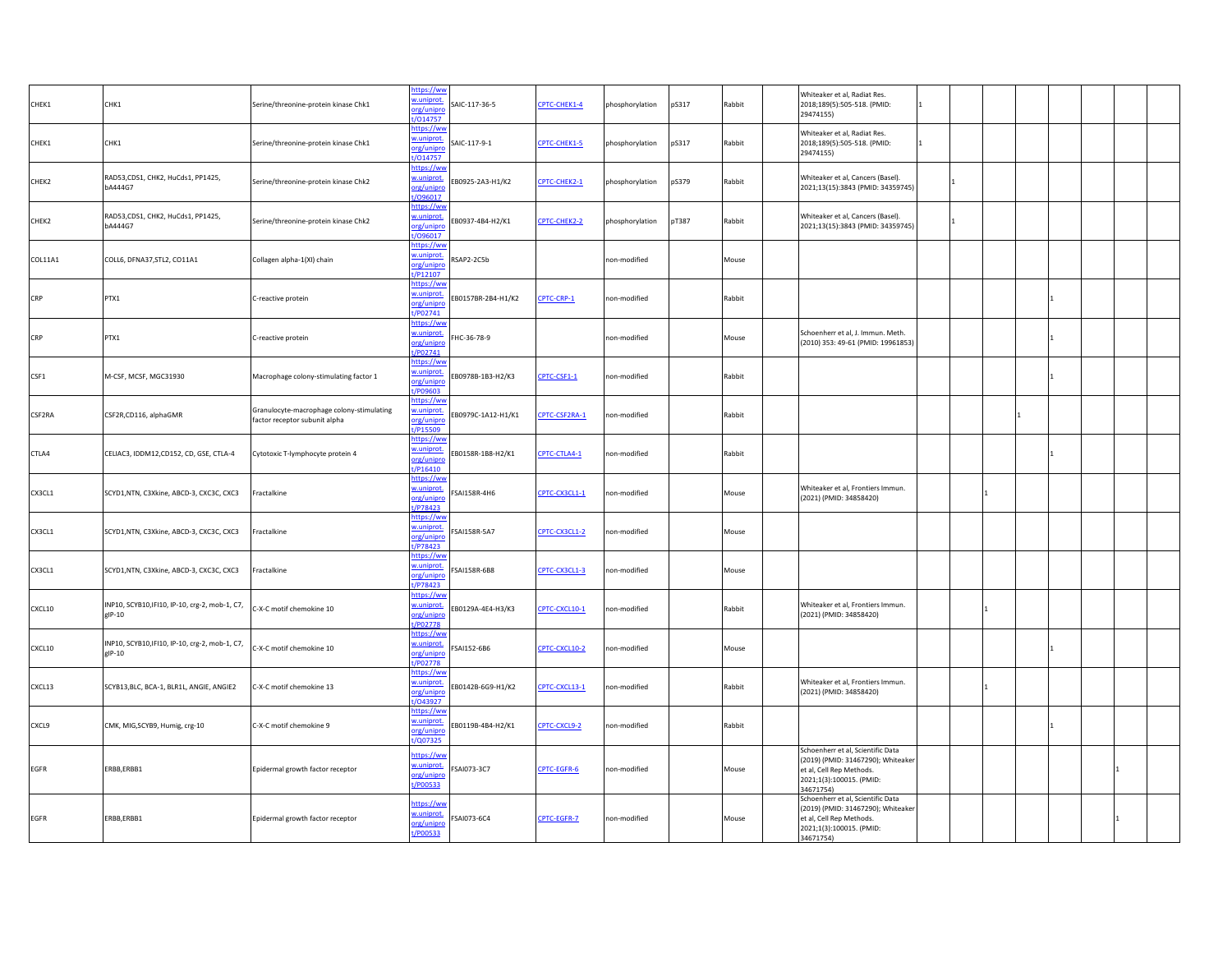| | | | | | | | | | | | | | | | | | | |
|---|---|---|---|---|---|---|---|---|---|---|---|---|---|---|---|---|---|---|
| CHEK1 | CHK1 | Serine/threonine-protein kinase Chk1 | https://www.uniprot.org/uniprot/O14757 | SAIC-117-36-5 | CPTC-CHEK1-4 | phosphorylation | pS317 | Rabbit | | Whiteaker et al, Radiat Res. 2018;189(5):505-518. (PMID: 29474155) | 1 | | | | | | | |
| CHEK1 | CHK1 | Serine/threonine-protein kinase Chk1 | https://www.uniprot.org/uniprot/O14757 | SAIC-117-9-1 | CPTC-CHEK1-5 | phosphorylation | pS317 | Rabbit | | Whiteaker et al, Radiat Res. 2018;189(5):505-518. (PMID: 29474155) | 1 | | | | | | | |
| CHEK2 | RAD53,CDS1, CHK2, HuCds1, PP1425, bA444G7 | Serine/threonine-protein kinase Chk2 | https://www.uniprot.org/uniprot/O96017 | EB0925-2A3-H1/K2 | CPTC-CHEK2-1 | phosphorylation | pS379 | Rabbit | | Whiteaker et al, Cancers (Basel). 2021;13(15):3843 (PMID: 34359745) | | 1 | | | | | | |
| CHEK2 | RAD53,CDS1, CHK2, HuCds1, PP1425, bA444G7 | Serine/threonine-protein kinase Chk2 | https://www.uniprot.org/uniprot/O96017 | EB0937-4B4-H2/K1 | CPTC-CHEK2-2 | phosphorylation | pT387 | Rabbit | | Whiteaker et al, Cancers (Basel). 2021;13(15):3843 (PMID: 34359745) | | 1 | | | | | | |
| COL11A1 | COLL6, DFNA37,STL2, CO11A1 | Collagen alpha-1(XI) chain | https://www.uniprot.org/uniprot/P12107 | RSAP2-2C5b | | non-modified | | Mouse | | | | | | | | | | |
| CRP | PTX1 | C-reactive protein | https://www.uniprot.org/uniprot/P02741 | EB0157BR-2B4-H1/K2 | CPTC-CRP-1 | non-modified | | Rabbit | | | | | | | 1 | | | |
| CRP | PTX1 | C-reactive protein | https://www.uniprot.org/uniprot/P02741 | FHC-36-78-9 | | non-modified | | Mouse | | Schoenherr et al, J. Immun. Meth. (2010) 353: 49-61 (PMID: 19961853) | | | | | 1 | | | |
| CSF1 | M-CSF, MCSF, MGC31930 | Macrophage colony-stimulating factor 1 | https://www.uniprot.org/uniprot/P09603 | EB0978B-1B3-H2/K3 | CPTC-CSF1-1 | non-modified | | Rabbit | | | | | | | 1 | | | |
| CSF2RA | CSF2R,CD116, alphaGMR | Granulocyte-macrophage colony-stimulating factor receptor subunit alpha | https://www.uniprot.org/uniprot/P15509 | EB0979C-1A12-H1/K1 | CPTC-CSF2RA-1 | non-modified | | Rabbit | | | | | | 1 | | | | |
| CTLA4 | CELIAC3, IDDM12,CD152, CD, GSE, CTLA-4 | Cytotoxic T-lymphocyte protein 4 | https://www.uniprot.org/uniprot/P16410 | EB0158R-1B8-H2/K1 | CPTC-CTLA4-1 | non-modified | | Rabbit | | | | | | | 1 | | | |
| CX3CL1 | SCYD1,NTN, C3Xkine, ABCD-3, CXC3C, CXC3 | Fractalkine | https://www.uniprot.org/uniprot/P78423 | FSAI158R-4H6 | CPTC-CX3CL1-1 | non-modified | | Mouse | | Whiteaker et al, Frontiers Immun. (2021) (PMID: 34858420) | | | 1 | | | | | |
| CX3CL1 | SCYD1,NTN, C3Xkine, ABCD-3, CXC3C, CXC3 | Fractalkine | https://www.uniprot.org/uniprot/P78423 | FSAI158R-5A7 | CPTC-CX3CL1-2 | non-modified | | Mouse | | | | | | | | | | |
| CX3CL1 | SCYD1,NTN, C3Xkine, ABCD-3, CXC3C, CXC3 | Fractalkine | https://www.uniprot.org/uniprot/P78423 | FSAI158R-6B8 | CPTC-CX3CL1-3 | non-modified | | Mouse | | | | | | | | | | |
| CXCL10 | INP10, SCYB10,IFI10, IP-10, crg-2, mob-1, C7, gIP-10 | C-X-C motif chemokine 10 | https://www.uniprot.org/uniprot/P02778 | EB0129A-4E4-H3/K3 | CPTC-CXCL10-1 | non-modified | | Rabbit | | Whiteaker et al, Frontiers Immun. (2021) (PMID: 34858420) | | | 1 | | | | | |
| CXCL10 | INP10, SCYB10,IFI10, IP-10, crg-2, mob-1, C7, gIP-10 | C-X-C motif chemokine 10 | https://www.uniprot.org/uniprot/P02778 | FSAI152-6B6 | CPTC-CXCL10-2 | non-modified | | Mouse | | | | | | | 1 | | | |
| CXCL13 | SCYB13,BLC, BCA-1, BLR1L, ANGIE, ANGIE2 | C-X-C motif chemokine 13 | https://www.uniprot.org/uniprot/O43927 | EB0142B-6G9-H1/K2 | CPTC-CXCL13-1 | non-modified | | Rabbit | | Whiteaker et al, Frontiers Immun. (2021) (PMID: 34858420) | | | 1 | | | | | |
| CXCL9 | CMK, MIG,SCYB9, Humig, crg-10 | C-X-C motif chemokine 9 | https://www.uniprot.org/uniprot/Q07325 | EB0119B-4B4-H2/K1 | CPTC-CXCL9-2 | non-modified | | Rabbit | | | | | | | 1 | | | |
| EGFR | ERBB,ERBB1 | Epidermal growth factor receptor | https://www.uniprot.org/uniprot/P00533 | FSAI073-3C7 | CPTC-EGFR-6 | non-modified | | Mouse | | Schoenherr et al, Scientific Data (2019) (PMID: 31467290); Whiteaker et al, Cell Rep Methods. 2021;1(3):100015. (PMID: 34671754) | | | | | | | 1 | |
| EGFR | ERBB,ERBB1 | Epidermal growth factor receptor | https://www.uniprot.org/uniprot/P00533 | FSAI073-6C4 | CPTC-EGFR-7 | non-modified | | Mouse | | Schoenherr et al, Scientific Data (2019) (PMID: 31467290); Whiteaker et al, Cell Rep Methods. 2021;1(3):100015. (PMID: 34671754) | | | | | | | 1 | |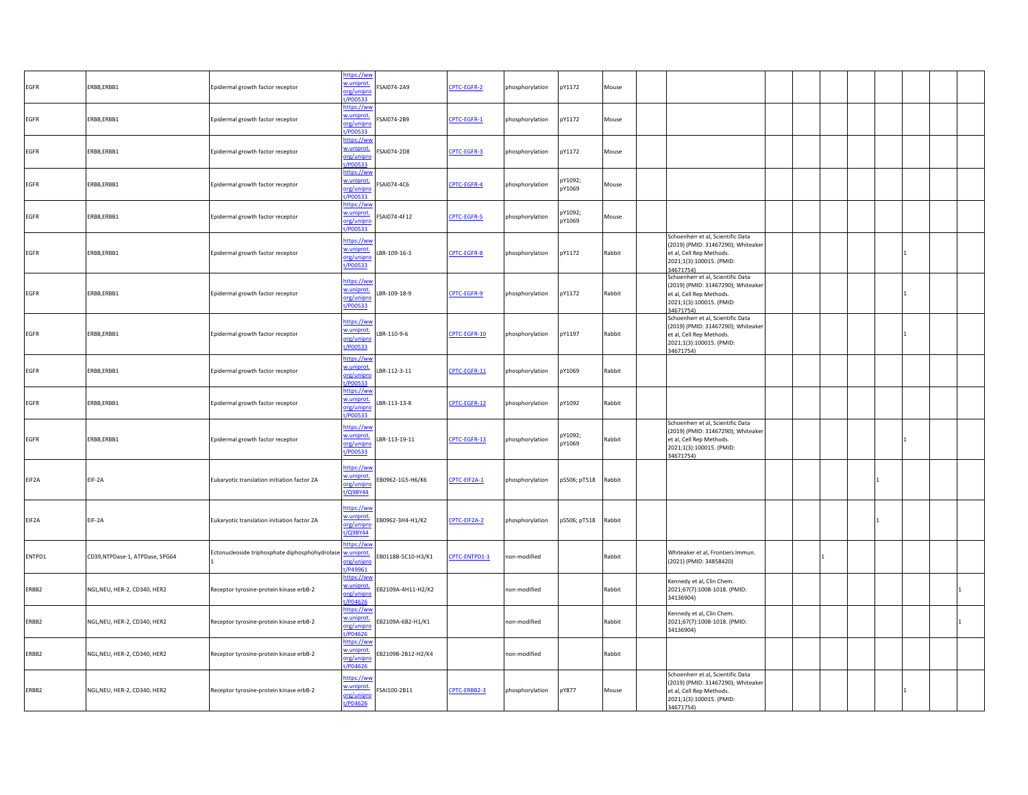| | | | | | | | | | | | | | | | | | | |
|---|---|---|---|---|---|---|---|---|---|---|---|---|---|---|---|---|---|---|
| EGFR | ERBB,ERBB1 | Epidermal growth factor receptor | https://www.uniprot.org/uniprot/P00533 | FSAI074-2A9 | CPTC-EGFR-2 | phosphorylation | pY1172 | Mouse | | | | | | | | | | |
| EGFR | ERBB,ERBB1 | Epidermal growth factor receptor | https://www.uniprot.org/uniprot/P00533 | FSAI074-2B9 | CPTC-EGFR-1 | phosphorylation | pY1172 | Mouse | | | | | | | | | | |
| EGFR | ERBB,ERBB1 | Epidermal growth factor receptor | https://www.uniprot.org/uniprot/P00533 | FSAI074-2D8 | CPTC-EGFR-3 | phosphorylation | pY1172 | Mouse | | | | | | | | | | |
| EGFR | ERBB,ERBB1 | Epidermal growth factor receptor | https://www.uniprot.org/uniprot/P00533 | FSAI074-4C6 | CPTC-EGFR-4 | phosphorylation | pY1092; pY1069 | Mouse | | | | | | | | | | |
| EGFR | ERBB,ERBB1 | Epidermal growth factor receptor | https://www.uniprot.org/uniprot/P00533 | FSAI074-4F12 | CPTC-EGFR-5 | phosphorylation | pY1092; pY1069 | Mouse | | | | | | | | | | |
| EGFR | ERBB,ERBB1 | Epidermal growth factor receptor | https://www.uniprot.org/uniprot/P00533 | LBR-109-16-3 | CPTC-EGFR-8 | phosphorylation | pY1172 | Rabbit | | Schoenherr et al, Scientific Data (2019) (PMID: 31467290); Whiteaker et al, Cell Rep Methods. 2021;1(3):100015. (PMID: 34671754) | | | | | | 1 | | |
| EGFR | ERBB,ERBB1 | Epidermal growth factor receptor | https://www.uniprot.org/uniprot/P00533 | LBR-109-18-9 | CPTC-EGFR-9 | phosphorylation | pY1172 | Rabbit | | Schoenherr et al, Scientific Data (2019) (PMID: 31467290); Whiteaker et al, Cell Rep Methods. 2021;1(3):100015. (PMID: 34671754) | | | | | | 1 | | |
| EGFR | ERBB,ERBB1 | Epidermal growth factor receptor | https://www.uniprot.org/uniprot/P00533 | LBR-110-9-6 | CPTC-EGFR-10 | phosphorylation | pY1197 | Rabbit | | Schoenherr et al, Scientific Data (2019) (PMID: 31467290); Whiteaker et al, Cell Rep Methods. 2021;1(3):100015. (PMID: 34671754) | | | | | | 1 | | |
| EGFR | ERBB,ERBB1 | Epidermal growth factor receptor | https://www.uniprot.org/uniprot/P00533 | LBR-112-3-11 | CPTC-EGFR-11 | phosphorylation | pY1069 | Rabbit | | | | | | | | | | |
| EGFR | ERBB,ERBB1 | Epidermal growth factor receptor | https://www.uniprot.org/uniprot/P00533 | LBR-113-13-8 | CPTC-EGFR-12 | phosphorylation | pY1092 | Rabbit | | | | | | | | | | |
| EGFR | ERBB,ERBB1 | Epidermal growth factor receptor | https://www.uniprot.org/uniprot/P00533 | LBR-113-19-11 | CPTC-EGFR-13 | phosphorylation | pY1092; pY1069 | Rabbit | | Schoenherr et al, Scientific Data (2019) (PMID: 31467290); Whiteaker et al, Cell Rep Methods. 2021;1(3):100015. (PMID: 34671754) | | | | | | 1 | | |
| EIF2A | EIF-2A | Eukaryotic translation initiation factor 2A | https://www.uniprot.org/uniprot/Q9BY44 | EB0962-1G5-H6/K6 | CPTC-EIF2A-1 | phosphorylation | pS506; pT518 | Rabbit | | | | | | | 1 | | | |
| EIF2A | EIF-2A | Eukaryotic translation initiation factor 2A | https://www.uniprot.org/uniprot/Q9BY44 | EB0962-3H4-H1/K2 | CPTC-EIF2A-2 | phosphorylation | pS506; pT518 | Rabbit | | | | | | | 1 | | | |
| ENTPD1 | CD39,NTPDase-1, ATPDase, SPG64 | Ectonucleoside triphosphate diphosphohydrolase 1 | https://www.uniprot.org/uniprot/P49961 | EB0118B-5C10-H3/K1 | CPTC-ENTPD1-1 | non-modified | | Rabbit | | Whiteaker et al, Frontiers Immun. (2021) (PMID: 34858420) | | | 1 | | | | | |
| ERBB2 | NGL,NEU, HER-2, CD340, HER2 | Receptor tyrosine-protein kinase erbB-2 | https://www.uniprot.org/uniprot/P04626 | EB2109A-4H11-H2/K2 | | non-modified | | Rabbit | | Kennedy et al, Clin Chem. 2021;67(7):1008-1018. (PMID: 34136904) | | | | | | | | 1 |
| ERBB2 | NGL,NEU, HER-2, CD340, HER2 | Receptor tyrosine-protein kinase erbB-2 | https://www.uniprot.org/uniprot/P04626 | EB2109A-6B2-H1/K1 | | non-modified | | Rabbit | | Kennedy et al, Clin Chem. 2021;67(7):1008-1018. (PMID: 34136904) | | | | | | | | 1 |
| ERBB2 | NGL,NEU, HER-2, CD340, HER2 | Receptor tyrosine-protein kinase erbB-2 | https://www.uniprot.org/uniprot/P04626 | EB2109B-2B12-H2/K4 | | non-modified | | Rabbit | | | | | | | | | | |
| ERBB2 | NGL,NEU, HER-2, CD340, HER2 | Receptor tyrosine-protein kinase erbB-2 | https://www.uniprot.org/uniprot/P04626 | FSAI100-2B11 | CPTC-ERBB2-3 | phosphorylation | pY877 | Mouse | | Schoenherr et al, Scientific Data (2019) (PMID: 31467290); Whiteaker et al, Cell Rep Methods. 2021;1(3):100015. (PMID: 34671754) | | | | | | 1 | | |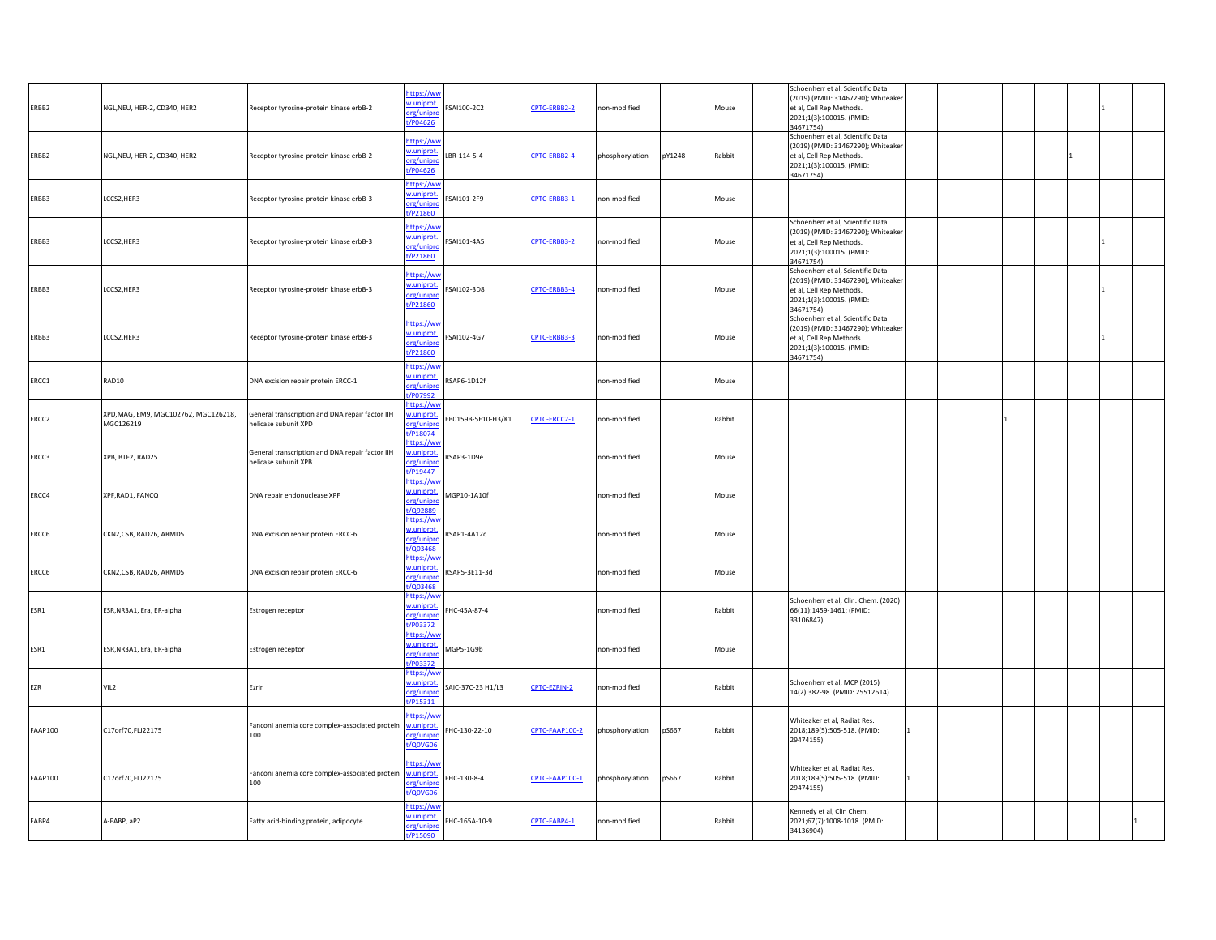| | | | | | | | | | | | | | | | | | | |
|---|---|---|---|---|---|---|---|---|---|---|---|---|---|---|---|---|---|---|
| ERBB2 | NGL,NEU, HER-2, CD340, HER2 | Receptor tyrosine-protein kinase erbB-2 | https://www.uniprot.org/uniprot/P04626 | FSAI100-2C2 | CPTC-ERBB2-2 | non-modified | | Mouse | | Schoenherr et al, Scientific Data (2019) (PMID: 31467290); Whiteaker et al, Cell Rep Methods. 2021;1(3):100015. (PMID: 34671754) | | | | | | | 1 | |
| ERBB2 | NGL,NEU, HER-2, CD340, HER2 | Receptor tyrosine-protein kinase erbB-2 | https://www.uniprot.org/uniprot/P04626 | LBR-114-5-4 | CPTC-ERBB2-4 | phosphorylation | pY1248 | Rabbit | | Schoenherr et al, Scientific Data (2019) (PMID: 31467290); Whiteaker et al, Cell Rep Methods. 2021;1(3):100015. (PMID: 34671754) | | | | | | 1 | | |
| ERBB3 | LCCS2,HER3 | Receptor tyrosine-protein kinase erbB-3 | https://www.uniprot.org/uniprot/P21860 | FSAI101-2F9 | CPTC-ERBB3-1 | non-modified | | Mouse | | | | | | | | | | |
| ERBB3 | LCCS2,HER3 | Receptor tyrosine-protein kinase erbB-3 | https://www.uniprot.org/uniprot/P21860 | FSAI101-4A5 | CPTC-ERBB3-2 | non-modified | | Mouse | | Schoenherr et al, Scientific Data (2019) (PMID: 31467290); Whiteaker et al, Cell Rep Methods. 2021;1(3):100015. (PMID: 34671754) | | | | | | | 1 | |
| ERBB3 | LCCS2,HER3 | Receptor tyrosine-protein kinase erbB-3 | https://www.uniprot.org/uniprot/P21860 | FSAI102-3D8 | CPTC-ERBB3-4 | non-modified | | Mouse | | Schoenherr et al, Scientific Data (2019) (PMID: 31467290); Whiteaker et al, Cell Rep Methods. 2021;1(3):100015. (PMID: 34671754) | | | | | | | 1 | |
| ERBB3 | LCCS2,HER3 | Receptor tyrosine-protein kinase erbB-3 | https://www.uniprot.org/uniprot/P21860 | FSAI102-4G7 | CPTC-ERBB3-3 | non-modified | | Mouse | | Schoenherr et al, Scientific Data (2019) (PMID: 31467290); Whiteaker et al, Cell Rep Methods. 2021;1(3):100015. (PMID: 34671754) | | | | | | | 1 | |
| ERCC1 | RAD10 | DNA excision repair protein ERCC-1 | https://www.uniprot.org/uniprot/P07992 | RSAP6-1D12f | | non-modified | | Mouse | | | | | | | | | | |
| ERCC2 | XPD,MAG, EM9, MGC102762, MGC126218, MGC126219 | General transcription and DNA repair factor IIH helicase subunit XPD | https://www.uniprot.org/uniprot/P18074 | EB0159B-5E10-H3/K1 | CPTC-ERCC2-1 | non-modified | | Rabbit | | | | | | 1 | | | | |
| ERCC3 | XPB, BTF2, RAD25 | General transcription and DNA repair factor IIH helicase subunit XPB | https://www.uniprot.org/uniprot/P19447 | RSAP3-1D9e | | non-modified | | Mouse | | | | | | | | | | |
| ERCC4 | XPF,RAD1, FANCQ | DNA repair endonuclease XPF | https://www.uniprot.org/uniprot/Q92889 | MGP10-1A10f | | non-modified | | Mouse | | | | | | | | | | |
| ERCC6 | CKN2,CSB, RAD26, ARMD5 | DNA excision repair protein ERCC-6 | https://www.uniprot.org/uniprot/Q03468 | RSAP1-4A12c | | non-modified | | Mouse | | | | | | | | | | |
| ERCC6 | CKN2,CSB, RAD26, ARMD5 | DNA excision repair protein ERCC-6 | https://www.uniprot.org/uniprot/Q03468 | RSAP5-3E11-3d | | non-modified | | Mouse | | | | | | | | | | |
| ESR1 | ESR,NR3A1, Era, ER-alpha | Estrogen receptor | https://www.uniprot.org/uniprot/P03372 | FHC-45A-87-4 | | non-modified | | Rabbit | | Schoenherr et al, Clin. Chem. (2020) 66(11):1459-1461; (PMID: 33106847) | | | | | | | | |
| ESR1 | ESR,NR3A1, Era, ER-alpha | Estrogen receptor | https://www.uniprot.org/uniprot/P03372 | MGP5-1G9b | | non-modified | | Mouse | | | | | | | | | | |
| EZR | VIL2 | Ezrin | https://www.uniprot.org/uniprot/P15311 | SAIC-37C-23 H1/L3 | CPTC-EZRIN-2 | non-modified | | Rabbit | | Schoenherr et al, MCP (2015) 14(2):382-98. (PMID: 25512614) | | | | | | | | |
| FAAP100 | C17orf70,FLJ22175 | Fanconi anemia core complex-associated protein 100 | https://www.uniprot.org/uniprot/Q0VG06 | FHC-130-22-10 | CPTC-FAAP100-2 | phosphorylation | pS667 | Rabbit | | Whiteaker et al, Radiat Res. 2018;189(5):505-518. (PMID: 29474155) | 1 | | | | | | | |
| FAAP100 | C17orf70,FLJ22175 | Fanconi anemia core complex-associated protein 100 | https://www.uniprot.org/uniprot/Q0VG06 | FHC-130-8-4 | CPTC-FAAP100-1 | phosphorylation | pS667 | Rabbit | | Whiteaker et al, Radiat Res. 2018;189(5):505-518. (PMID: 29474155) | 1 | | | | | | | |
| FABP4 | A-FABP, aP2 | Fatty acid-binding protein, adipocyte | https://www.uniprot.org/uniprot/P15090 | FHC-165A-10-9 | CPTC-FABP4-1 | non-modified | | Rabbit | | Kennedy et al, Clin Chem. 2021;67(7):1008-1018. (PMID: 34136904) | | | | | | | | 1 |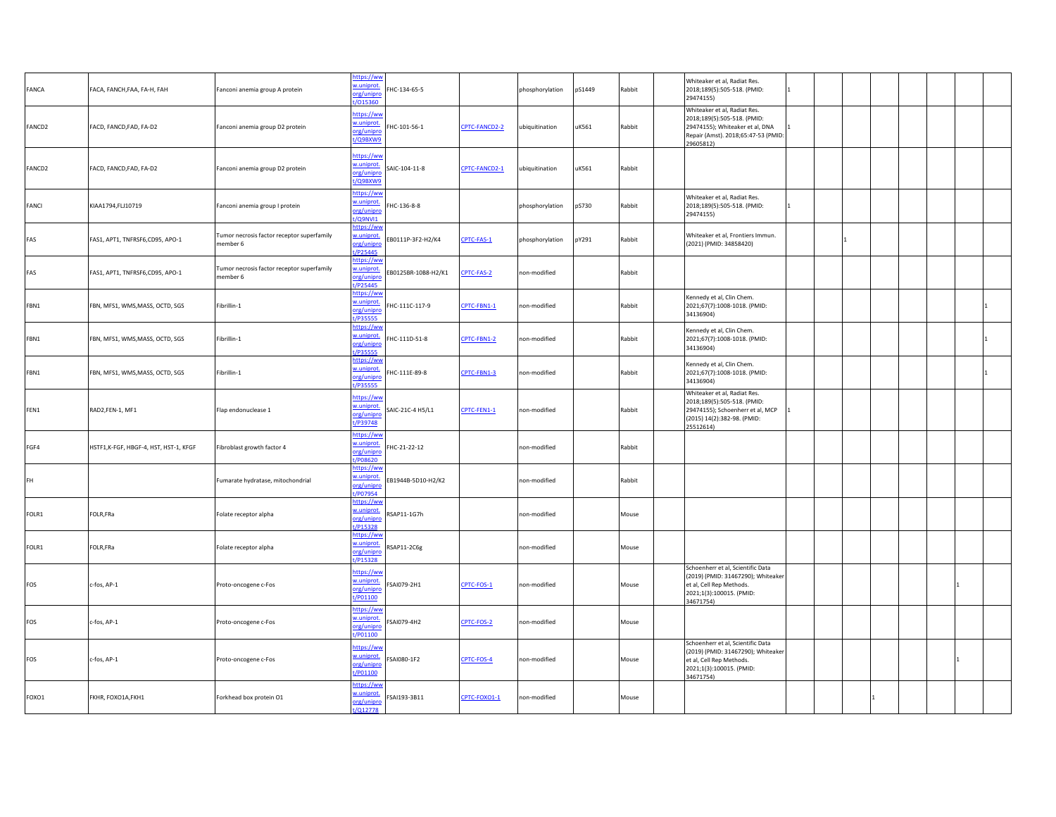| | | | | | | | | | | | | | | | | | | |
|---|---|---|---|---|---|---|---|---|---|---|---|---|---|---|---|---|---|---|
| FANCA | FACA, FANCH,FAA, FA-H, FAH | Fanconi anemia group A protein | https://www.uniprot.org/uniprot/O15360 | FHC-134-65-5 | | phosphorylation | pS1449 | Rabbit | | Whiteaker et al, Radiat Res. 2018;189(5):505-518. (PMID: 29474155) | 1 | | | | | | | |
| FANCD2 | FACD, FANCD,FAD, FA-D2 | Fanconi anemia group D2 protein | https://www.uniprot.org/uniprot/Q9BXW9 | FHC-101-56-1 | CPTC-FANCD2-2 | ubiquitination | uK561 | Rabbit | | Whiteaker et al, Radiat Res. 2018;189(5):505-518. (PMID: 29474155); Whiteaker et al, DNA Repair (Amst). 2018;65:47-53 (PMID: 29605812) | 1 | | | | | | | |
| FANCD2 | FACD, FANCD,FAD, FA-D2 | Fanconi anemia group D2 protein | https://www.uniprot.org/uniprot/Q9BXW9 | SAIC-104-11-8 | CPTC-FANCD2-1 | ubiquitination | uK561 | Rabbit | | | | | | | | | | |
| FANCI | KIAA1794,FLJ10719 | Fanconi anemia group I protein | https://www.uniprot.org/uniprot/Q9NVI1 | FHC-136-8-8 | | phosphorylation | pS730 | Rabbit | | Whiteaker et al, Radiat Res. 2018;189(5):505-518. (PMID: 29474155) | 1 | | | | | | | |
| FAS | FAS1, APT1, TNFRSF6,CD95, APO-1 | Tumor necrosis factor receptor superfamily member 6 | https://www.uniprot.org/uniprot/P25445 | EB0111P-3F2-H2/K4 | CPTC-FAS-1 | phosphorylation | pY291 | Rabbit | | Whiteaker et al, Frontiers Immun. (2021) (PMID: 34858420) | | | 1 | | | | | |
| FAS | FAS1, APT1, TNFRSF6,CD95, APO-1 | Tumor necrosis factor receptor superfamily member 6 | https://www.uniprot.org/uniprot/P25445 | EB0125BR-10B8-H2/K1 | CPTC-FAS-2 | non-modified | | Rabbit | | | | | | | | | | |
| FBN1 | FBN, MFS1, WMS,MASS, OCTD, SGS | Fibrillin-1 | https://www.uniprot.org/uniprot/P35555 | FHC-111C-117-9 | CPTC-FBN1-1 | non-modified | | Rabbit | | Kennedy et al, Clin Chem. 2021;67(7):1008-1018. (PMID: 34136904) | | | | | | | | 1 |
| FBN1 | FBN, MFS1, WMS,MASS, OCTD, SGS | Fibrillin-1 | https://www.uniprot.org/uniprot/P35555 | FHC-111D-51-8 | CPTC-FBN1-2 | non-modified | | Rabbit | | Kennedy et al, Clin Chem. 2021;67(7):1008-1018. (PMID: 34136904) | | | | | | | | 1 |
| FBN1 | FBN, MFS1, WMS,MASS, OCTD, SGS | Fibrillin-1 | https://www.uniprot.org/uniprot/P35555 | FHC-111E-89-8 | CPTC-FBN1-3 | non-modified | | Rabbit | | Kennedy et al, Clin Chem. 2021;67(7):1008-1018. (PMID: 34136904) | | | | | | | | 1 |
| FEN1 | RAD2,FEN-1, MF1 | Flap endonuclease 1 | https://www.uniprot.org/uniprot/P39748 | SAIC-21C-4 H5/L1 | CPTC-FEN1-1 | non-modified | | Rabbit | | Whiteaker et al, Radiat Res. 2018;189(5):505-518. (PMID: 29474155); Schoenherr et al, MCP (2015) 14(2):382-98. (PMID: 25512614) | 1 | | | | | | | |
| FGF4 | HSTF1,K-FGF, HBGF-4, HST, HST-1, KFGF | Fibroblast growth factor 4 | https://www.uniprot.org/uniprot/P08620 | FHC-21-22-12 | | non-modified | | Rabbit | | | | | | | | | | |
| FH | | Fumarate hydratase, mitochondrial | https://www.uniprot.org/uniprot/P07954 | EB1944B-5D10-H2/K2 | | non-modified | | Rabbit | | | | | | | | | | |
| FOLR1 | FOLR,FRa | Folate receptor alpha | https://www.uniprot.org/uniprot/P15328 | RSAP11-1G7h | | non-modified | | Mouse | | | | | | | | | | |
| FOLR1 | FOLR,FRa | Folate receptor alpha | https://www.uniprot.org/uniprot/P15328 | RSAP11-2C6g | | non-modified | | Mouse | | | | | | | | | | |
| FOS | c-fos, AP-1 | Proto-oncogene c-Fos | https://www.uniprot.org/uniprot/P01100 | FSAI079-2H1 | CPTC-FOS-1 | non-modified | | Mouse | | Schoenherr et al, Scientific Data (2019) (PMID: 31467290); Whiteaker et al, Cell Rep Methods. 2021;1(3):100015. (PMID: 34671754) | | | | | | | 1 | |
| FOS | c-fos, AP-1 | Proto-oncogene c-Fos | https://www.uniprot.org/uniprot/P01100 | FSAI079-4H2 | CPTC-FOS-2 | non-modified | | Mouse | | | | | | | | | | |
| FOS | c-fos, AP-1 | Proto-oncogene c-Fos | https://www.uniprot.org/uniprot/P01100 | FSAI080-1F2 | CPTC-FOS-4 | non-modified | | Mouse | | Schoenherr et al, Scientific Data (2019) (PMID: 31467290); Whiteaker et al, Cell Rep Methods. 2021;1(3):100015. (PMID: 34671754) | | | | | | | 1 | |
| FOXO1 | FKHR, FOXO1A,FKH1 | Forkhead box protein O1 | https://www.uniprot.org/uniprot/Q12778 | FSAI193-3B11 | CPTC-FOXO1-1 | non-modified | | Mouse | | | | | | 1 | | | | |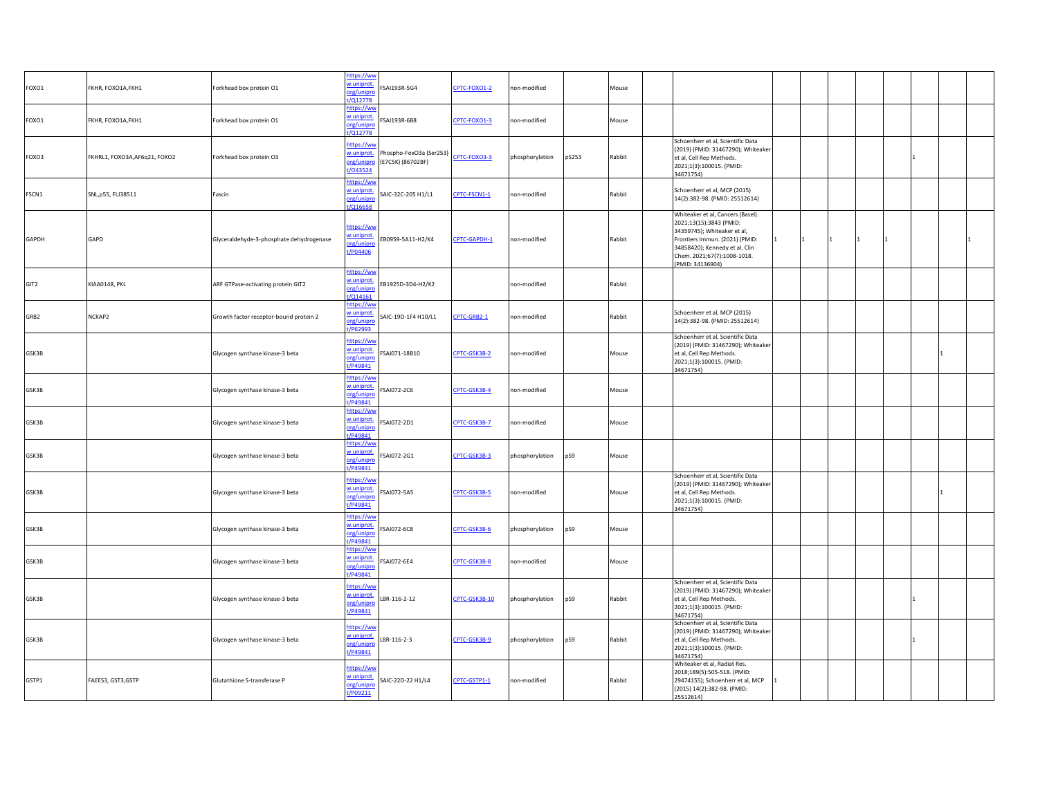| | | | | | | | | | | | | | | | | | | |
|---|---|---|---|---|---|---|---|---|---|---|---|---|---|---|---|---|---|---|
| FOXO1 | FKHR, FOXO1A,FKH1 | Forkhead box protein O1 | https://www.uniprot.org/uniprot/Q12778 | FSAI193R-5G4 | CPTC-FOXO1-2 | non-modified | | Mouse | | | | | | | | | | |
| FOXO1 | FKHR, FOXO1A,FKH1 | Forkhead box protein O1 | https://www.uniprot.org/uniprot/Q12778 | FSAI193R-6B8 | CPTC-FOXO1-3 | non-modified | | Mouse | | | | | | | | | | |
| FOXO3 | FKHRL1, FOXO3A,AF6q21, FOXO2 | Forkhead box protein O3 | https://www.uniprot.org/uniprot/O43524 | Phospho-FoxO3a (Ser253) (E7C5K) (86702BF) | CPTC-FOXO3-3 | phosphorylation | pS253 | Rabbit | | Schoenherr et al, Scientific Data (2019) (PMID: 31467290); Whiteaker et al, Cell Rep Methods. 2021;1(3):100015. (PMID: 34671754) | | | | | | 1 | | |
| FSCN1 | SNL,p55, FLJ38511 | Fascin | https://www.uniprot.org/uniprot/Q16658 | SAIC-32C-205 H1/L1 | CPTC-FSCN1-1 | non-modified | | Rabbit | | Schoenherr et al, MCP (2015) 14(2):382-98. (PMID: 25512614) | | | | | | | | |
| GAPDH | GAPD | Glyceraldehyde-3-phosphate dehydrogenase | https://www.uniprot.org/uniprot/P04406 | EB0959-5A11-H2/K4 | CPTC-GAPDH-1 | non-modified | | Rabbit | | Whiteaker et al, Cancers (Basel). 2021;13(15):3843 (PMID: 34359745); Whiteaker et al, Frontiers Immun. (2021) (PMID: 34858420); Kennedy et al, Clin Chem. 2021;67(7):1008-1018. (PMID: 34136904) | 1 | 1 | 1 | 1 | 1 | | | 1 |
| GIT2 | KIAA0148, PKL | ARF GTPase-activating protein GIT2 | https://www.uniprot.org/uniprot/Q14161 | EB1925D-3D4-H2/K2 | | non-modified | | Rabbit | | | | | | | | | | |
| GRB2 | NCKAP2 | Growth factor receptor-bound protein 2 | https://www.uniprot.org/uniprot/P62993 | SAIC-19D-1F4 H10/L1 | CPTC-GRB2-1 | non-modified | | Rabbit | | Schoenherr et al, MCP (2015) 14(2):382-98. (PMID: 25512614) | | | | | | | | |
| GSK3B | | Glycogen synthase kinase-3 beta | https://www.uniprot.org/uniprot/P49841 | FSAI071-18B10 | CPTC-GSK3B-2 | non-modified | | Mouse | | Schoenherr et al, Scientific Data (2019) (PMID: 31467290); Whiteaker et al, Cell Rep Methods. 2021;1(3):100015. (PMID: 34671754) | | | | | | | 1 | |
| GSK3B | | Glycogen synthase kinase-3 beta | https://www.uniprot.org/uniprot/P49841 | FSAI072-2C6 | CPTC-GSK3B-4 | non-modified | | Mouse | | | | | | | | | | |
| GSK3B | | Glycogen synthase kinase-3 beta | https://www.uniprot.org/uniprot/P49841 | FSAI072-2D1 | CPTC-GSK3B-7 | non-modified | | Mouse | | | | | | | | | | |
| GSK3B | | Glycogen synthase kinase-3 beta | https://www.uniprot.org/uniprot/P49841 | FSAI072-2G1 | CPTC-GSK3B-3 | phosphorylation | pS9 | Mouse | | | | | | | | | | |
| GSK3B | | Glycogen synthase kinase-3 beta | https://www.uniprot.org/uniprot/P49841 | FSAI072-5A5 | CPTC-GSK3B-5 | non-modified | | Mouse | | Schoenherr et al, Scientific Data (2019) (PMID: 31467290); Whiteaker et al, Cell Rep Methods. 2021;1(3):100015. (PMID: 34671754) | | | | | | | 1 | |
| GSK3B | | Glycogen synthase kinase-3 beta | https://www.uniprot.org/uniprot/P49841 | FSAI072-6C8 | CPTC-GSK3B-6 | phosphorylation | pS9 | Mouse | | | | | | | | | | |
| GSK3B | | Glycogen synthase kinase-3 beta | https://www.uniprot.org/uniprot/P49841 | FSAI072-6E4 | CPTC-GSK3B-8 | non-modified | | Mouse | | | | | | | | | | |
| GSK3B | | Glycogen synthase kinase-3 beta | https://www.uniprot.org/uniprot/P49841 | LBR-116-2-12 | CPTC-GSK3B-10 | phosphorylation | pS9 | Rabbit | | Schoenherr et al, Scientific Data (2019) (PMID: 31467290); Whiteaker et al, Cell Rep Methods. 2021;1(3):100015. (PMID: 34671754) | | | | | | 1 | | |
| GSK3B | | Glycogen synthase kinase-3 beta | https://www.uniprot.org/uniprot/P49841 | LBR-116-2-3 | CPTC-GSK3B-9 | phosphorylation | pS9 | Rabbit | | Schoenherr et al, Scientific Data (2019) (PMID: 31467290); Whiteaker et al, Cell Rep Methods. 2021;1(3):100015. (PMID: 34671754) | | | | | | 1 | | |
| GSTP1 | FAEES3, GST3,GSTP | Glutathione S-transferase P | https://www.uniprot.org/uniprot/P09211 | SAIC-22D-22 H1/L4 | CPTC-GSTP1-1 | non-modified | | Rabbit | | Whiteaker et al, Radiat Res. 2018;189(5):505-518. (PMID: 29474155); Schoenherr et al, MCP (2015) 14(2):382-98. (PMID: 25512614) | 1 | | | | | | | |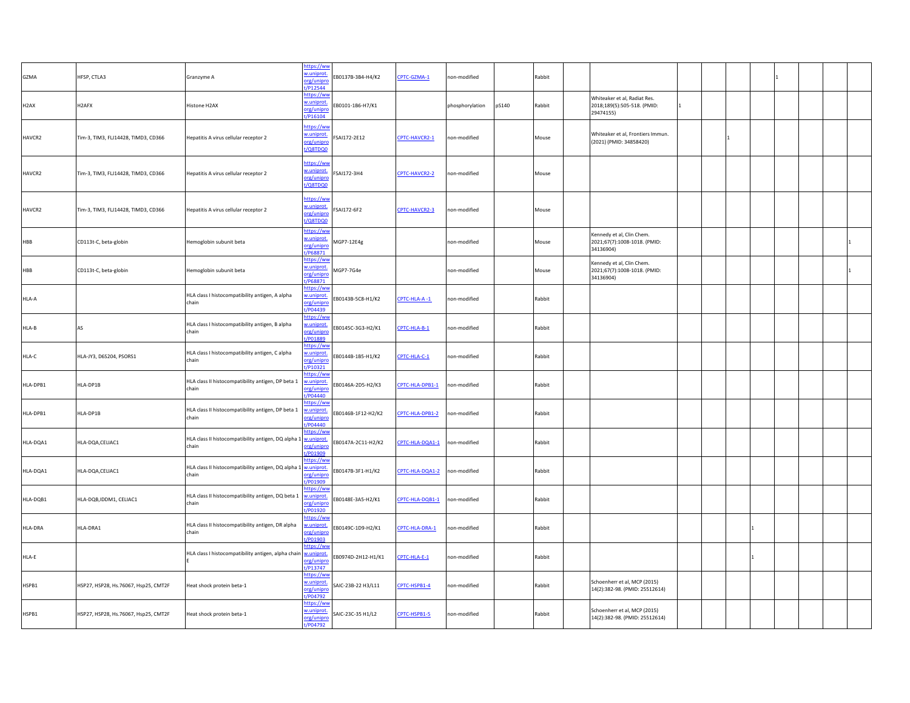| | | | | | | | | | | | | | | | | | | |
|---|---|---|---|---|---|---|---|---|---|---|---|---|---|---|---|---|---|---|
| GZMA | HFSP, CTLA3 | Granzyme A | https://www.uniprot.org/uniprot/P12544 | EB0137B-3B4-H4/K2 | CPTC-GZMA-1 | non-modified | | Rabbit | | | | | | | 1 | | | |
| H2AX | H2AFX | Histone H2AX | https://www.uniprot.org/uniprot/P16104 | EB0101-1B6-H7/K1 | | phosphorylation | pS140 | Rabbit | | Whiteaker et al, Radiat Res. 2018;189(5):505-518. (PMID: 29474155) | 1 | | | | | | | |
| HAVCR2 | Tim-3, TIM3, FLJ14428, TIMD3, CD366 | Hepatitis A virus cellular receptor 2 | https://www.uniprot.org/uniprot/Q8TDQ0 | FSAI172-2E12 | CPTC-HAVCR2-1 | non-modified | | Mouse | | Whiteaker et al, Frontiers Immun. (2021) (PMID: 34858420) | | | 1 | | | | | |
| HAVCR2 | Tim-3, TIM3, FLJ14428, TIMD3, CD366 | Hepatitis A virus cellular receptor 2 | https://www.uniprot.org/uniprot/Q8TDQ0 | FSAI172-3H4 | CPTC-HAVCR2-2 | non-modified | | Mouse | | | | | | | | | | |
| HAVCR2 | Tim-3, TIM3, FLJ14428, TIMD3, CD366 | Hepatitis A virus cellular receptor 2 | https://www.uniprot.org/uniprot/Q8TDQ0 | FSAI172-6F2 | CPTC-HAVCR2-3 | non-modified | | Mouse | | | | | | | | | | |
| HBB | CD113t-C, beta-globin | Hemoglobin subunit beta | https://www.uniprot.org/uniprot/P68871 | MGP7-12E4g | | non-modified | | Mouse | | Kennedy et al, Clin Chem. 2021;67(7):1008-1018. (PMID: 34136904) | | | | | | | | 1 |
| HBB | CD113t-C, beta-globin | Hemoglobin subunit beta | https://www.uniprot.org/uniprot/P68871 | MGP7-7G4e | | non-modified | | Mouse | | Kennedy et al, Clin Chem. 2021;67(7):1008-1018. (PMID: 34136904) | | | | | | | | 1 |
| HLA-A | | HLA class I histocompatibility antigen, A alpha chain | https://www.uniprot.org/uniprot/P04439 | EB0143B-5C8-H1/K2 | CPTC-HLA-A -1 | non-modified | | Rabbit | | | | | | | | | | |
| HLA-B | AS | HLA class I histocompatibility antigen, B alpha chain | https://www.uniprot.org/uniprot/P01889 | EB0145C-3G3-H2/K1 | CPTC-HLA-B-1 | non-modified | | Rabbit | | | | | | | | | | |
| HLA-C | HLA-JY3, D6S204, PSORS1 | HLA class I histocompatibility antigen, C alpha chain | https://www.uniprot.org/uniprot/P10321 | EB0144B-1B5-H1/K2 | CPTC-HLA-C-1 | non-modified | | Rabbit | | | | | | | | | | |
| HLA-DPB1 | HLA-DP1B | HLA class II histocompatibility antigen, DP beta 1 chain | https://www.uniprot.org/uniprot/P04440 | EB0146A-2D5-H2/K3 | CPTC-HLA-DPB1-1 | non-modified | | Rabbit | | | | | | | | | | |
| HLA-DPB1 | HLA-DP1B | HLA class II histocompatibility antigen, DP beta 1 chain | https://www.uniprot.org/uniprot/P04440 | EB0146B-1F12-H2/K2 | CPTC-HLA-DPB1-2 | non-modified | | Rabbit | | | | | | | | | | |
| HLA-DQA1 | HLA-DQA,CELIAC1 | HLA class II histocompatibility antigen, DQ alpha 1 chain | https://www.uniprot.org/uniprot/P01909 | EB0147A-2C11-H2/K2 | CPTC-HLA-DQA1-1 | non-modified | | Rabbit | | | | | | | | | | |
| HLA-DQA1 | HLA-DQA,CELIAC1 | HLA class II histocompatibility antigen, DQ alpha 1 chain | https://www.uniprot.org/uniprot/P01909 | EB0147B-3F1-H1/K2 | CPTC-HLA-DQA1-2 | non-modified | | Rabbit | | | | | | | | | | |
| HLA-DQB1 | HLA-DQB,IDDM1, CELIAC1 | HLA class II histocompatibility antigen, DQ beta 1 chain | https://www.uniprot.org/uniprot/P01920 | EB0148E-3A5-H2/K1 | CPTC-HLA-DQB1-1 | non-modified | | Rabbit | | | | | | | | | | |
| HLA-DRA | HLA-DRA1 | HLA class II histocompatibility antigen, DR alpha chain | https://www.uniprot.org/uniprot/P01903 | EB0149C-1D9-H2/K1 | CPTC-HLA-DRA-1 | non-modified | | Rabbit | | | | | | 1 | | | | |
| HLA-E | | HLA class I histocompatibility antigen, alpha chain E | https://www.uniprot.org/uniprot/P13747 | EB0974D-2H12-H1/K1 | CPTC-HLA-E-1 | non-modified | | Rabbit | | | | | | 1 | | | | |
| HSPB1 | HSP27, HSP28, Hs.76067, Hsp25, CMT2F | Heat shock protein beta-1 | https://www.uniprot.org/uniprot/P04792 | SAIC-23B-22 H3/L11 | CPTC-HSPB1-4 | non-modified | | Rabbit | | Schoenherr et al, MCP (2015) 14(2):382-98. (PMID: 25512614) | | | | | | | | |
| HSPB1 | HSP27, HSP28, Hs.76067, Hsp25, CMT2F | Heat shock protein beta-1 | https://www.uniprot.org/uniprot/P04792 | SAIC-23C-35 H1/L2 | CPTC-HSPB1-5 | non-modified | | Rabbit | | Schoenherr et al, MCP (2015) 14(2):382-98. (PMID: 25512614) | | | | | | | | |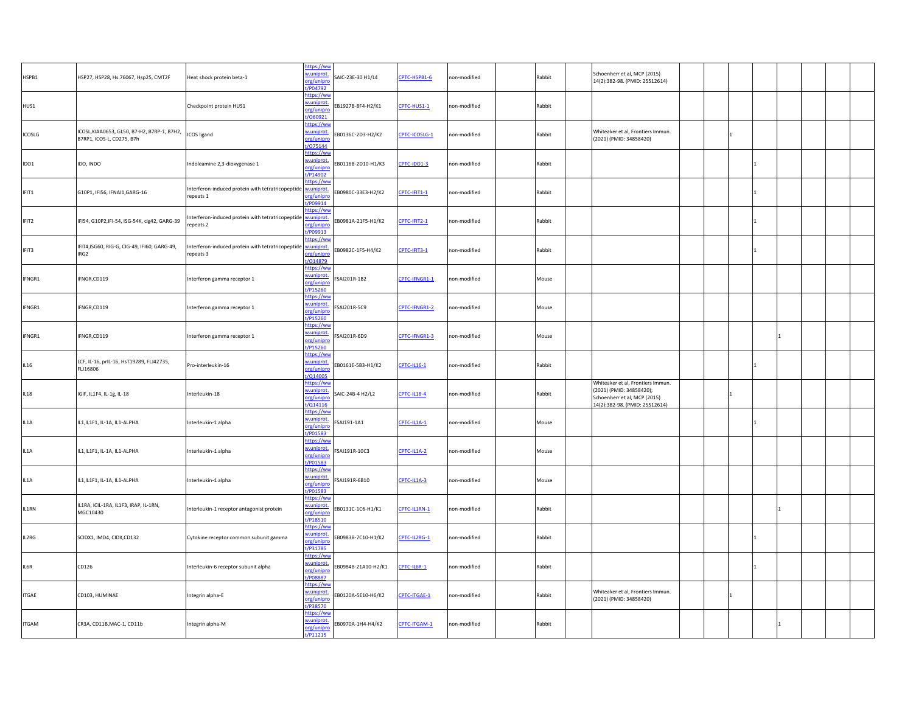| | | | | | | | | | | | | | | | | | | |
|---|---|---|---|---|---|---|---|---|---|---|---|---|---|---|---|---|---|---|
| HSPB1 | HSP27, HSP28, Hs.76067, Hsp25, CMT2F | Heat shock protein beta-1 | https://www.uniprot.org/uniprot/P04792 | SAIC-23E-30 H1/L4 | CPTC-HSPB1-6 | non-modified | | Rabbit | | Schoenherr et al, MCP (2015) 14(2):382-98. (PMID: 25512614) | | | | | | | | |
| HUS1 | | Checkpoint protein HUS1 | https://www.uniprot.org/uniprot/O60921 | EB1927B-8F4-H2/K1 | CPTC-HUS1-1 | non-modified | | Rabbit | | | | | | | | | | |
| ICOSLG | ICOSL,KIAA0653, GL50, B7-H2, B7RP-1, B7H2, B7RP1, ICOS-L, CD275, B7h | ICOS ligand | https://www.uniprot.org/uniprot/O75144 | EB0136C-2D3-H2/K2 | CPTC-ICOSLG-1 | non-modified | | Rabbit | | Whiteaker et al, Frontiers Immun. (2021) (PMID: 34858420) | | | 1 | | | | | |
| IDO1 | IDO, INDO | Indoleamine 2,3-dioxygenase 1 | https://www.uniprot.org/uniprot/P14902 | EB0116B-2D10-H1/K3 | CPTC-IDO1-3 | non-modified | | Rabbit | | | | | | 1 | | | | |
| IFIT1 | G10P1, IFI56, IFNAI1,GARG-16 | Interferon-induced protein with tetratricopeptide repeats 1 | https://www.uniprot.org/uniprot/P09914 | EB0980C-33E3-H2/K2 | CPTC-IFIT1-1 | non-modified | | Rabbit | | | | | | 1 | | | | |
| IFIT2 | IFI54, G10P2,IFI-54, ISG-54K, cig42, GARG-39 | Interferon-induced protein with tetratricopeptide repeats 2 | https://www.uniprot.org/uniprot/P09913 | EB0981A-21F5-H1/K2 | CPTC-IFIT2-1 | non-modified | | Rabbit | | | | | | 1 | | | | |
| IFIT3 | IFIT4,ISG60, RIG-G, CIG-49, IFI60, GARG-49, IRG2 | Interferon-induced protein with tetratricopeptide repeats 3 | https://www.uniprot.org/uniprot/O14879 | EB0982C-1F5-H4/K2 | CPTC-IFIT3-1 | non-modified | | Rabbit | | | | | | 1 | | | | |
| IFNGR1 | IFNGR,CD119 | Interferon gamma receptor 1 | https://www.uniprot.org/uniprot/P15260 | FSAI201R-1B2 | CPTC-IFNGR1-1 | non-modified | | Mouse | | | | | | | | | | |
| IFNGR1 | IFNGR,CD119 | Interferon gamma receptor 1 | https://www.uniprot.org/uniprot/P15260 | FSAI201R-5C9 | CPTC-IFNGR1-2 | non-modified | | Mouse | | | | | | | | | | |
| IFNGR1 | IFNGR,CD119 | Interferon gamma receptor 1 | https://www.uniprot.org/uniprot/P15260 | FSAI201R-6D9 | CPTC-IFNGR1-3 | non-modified | | Mouse | | | | | | | 1 | | | |
| IL16 | LCF, IL-16, prIL-16, HsT19289, FLJ42735, FLJ16806 | Pro-interleukin-16 | https://www.uniprot.org/uniprot/Q14005 | EB0161E-5B3-H1/K2 | CPTC-IL16-1 | non-modified | | Rabbit | | | | | | 1 | | | | |
| IL18 | IGIF, IL1F4, IL-1g, IL-18 | Interleukin-18 | https://www.uniprot.org/uniprot/Q14116 | SAIC-24B-4 H2/L2 | CPTC-IL18-4 | non-modified | | Rabbit | | Whiteaker et al, Frontiers Immun. (2021) (PMID: 34858420); Schoenherr et al, MCP (2015) 14(2):382-98. (PMID: 25512614) | | | 1 | | | | | |
| IL1A | IL1,IL1F1, IL-1A, IL1-ALPHA | Interleukin-1 alpha | https://www.uniprot.org/uniprot/P01583 | FSAI191-1A1 | CPTC-IL1A-1 | non-modified | | Mouse | | | | | | 1 | | | | |
| IL1A | IL1,IL1F1, IL-1A, IL1-ALPHA | Interleukin-1 alpha | https://www.uniprot.org/uniprot/P01583 | FSAI191R-10C3 | CPTC-IL1A-2 | non-modified | | Mouse | | | | | | | | | | |
| IL1A | IL1,IL1F1, IL-1A, IL1-ALPHA | Interleukin-1 alpha | https://www.uniprot.org/uniprot/P01583 | FSAI191R-6B10 | CPTC-IL1A-3 | non-modified | | Mouse | | | | | | | | | | |
| IL1RN | IL1RA, ICIL-1RA, IL1F3, IRAP, IL-1RN, MGC10430 | Interleukin-1 receptor antagonist protein | https://www.uniprot.org/uniprot/P18510 | EB0131C-1C6-H1/K1 | CPTC-IL1RN-1 | non-modified | | Rabbit | | | | | | | 1 | | | |
| IL2RG | SCIDX1, IMD4, CIDX,CD132 | Cytokine receptor common subunit gamma | https://www.uniprot.org/uniprot/P31785 | EB0983B-7C10-H1/K2 | CPTC-IL2RG-1 | non-modified | | Rabbit | | | | | | 1 | | | | |
| IL6R | CD126 | Interleukin-6 receptor subunit alpha | https://www.uniprot.org/uniprot/P08887 | EB0984B-21A10-H2/K1 | CPTC-IL6R-1 | non-modified | | Rabbit | | | | | | 1 | | | | |
| ITGAE | CD103, HUMINAE | Integrin alpha-E | https://www.uniprot.org/uniprot/P38570 | EB0120A-5E10-H6/K2 | CPTC-ITGAE-1 | non-modified | | Rabbit | | Whiteaker et al, Frontiers Immun. (2021) (PMID: 34858420) | | | 1 | | | | | |
| ITGAM | CR3A, CD11B,MAC-1, CD11b | Integrin alpha-M | https://www.uniprot.org/uniprot/P11215 | EB0970A-1H4-H4/K2 | CPTC-ITGAM-1 | non-modified | | Rabbit | | | | | | | 1 | | | |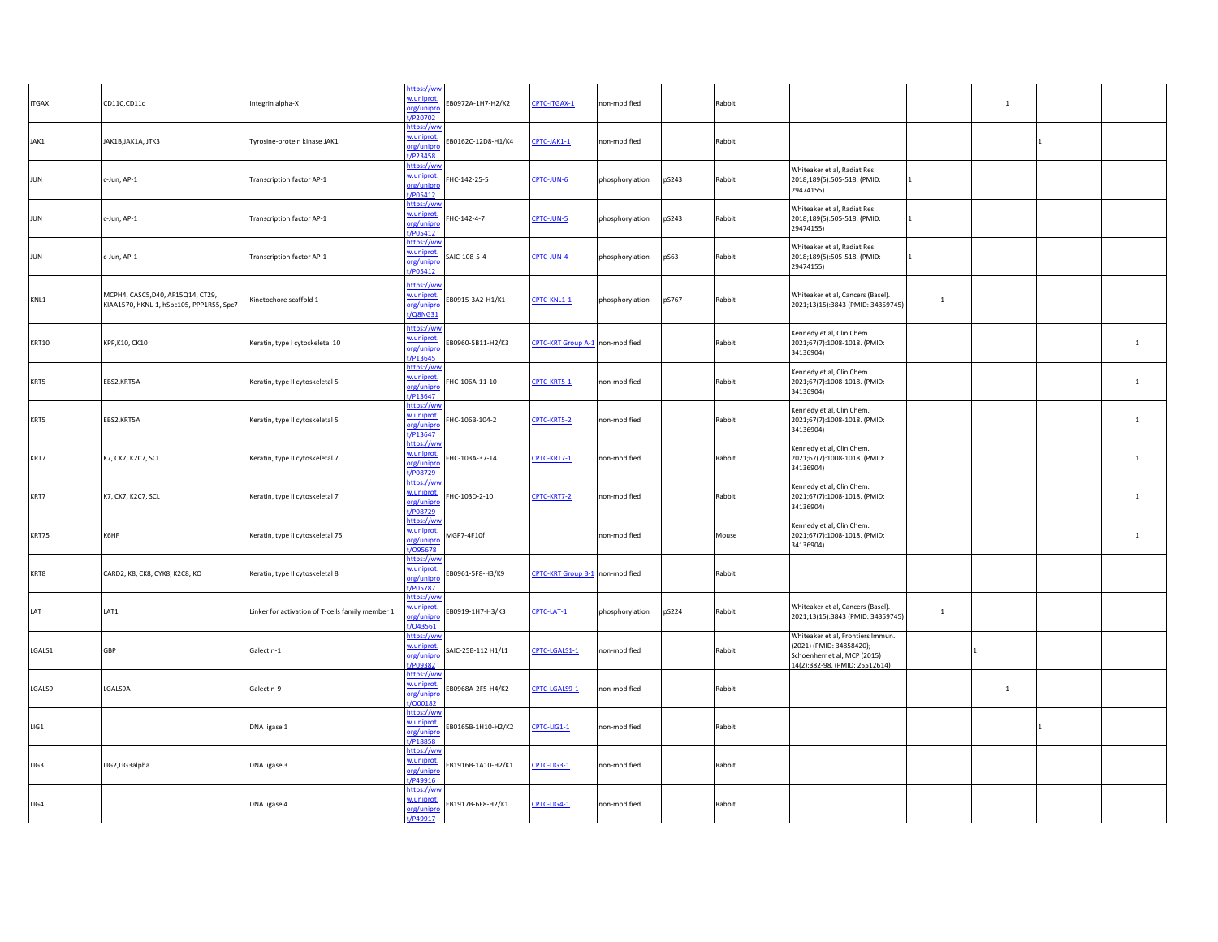| | | | | | | | | | | | | | | | | | | |
|---|---|---|---|---|---|---|---|---|---|---|---|---|---|---|---|---|---|---|
| ITGAX | CD11C,CD11c | Integrin alpha-X | https://www.uniprot.org/uniprot/P20702 | EB0972A-1H7-H2/K2 | CPTC-ITGAX-1 | non-modified | | Rabbit | | | | | | 1 | | | | |
| JAK1 | JAK1B,JAK1A, JTK3 | Tyrosine-protein kinase JAK1 | https://www.uniprot.org/uniprot/P23458 | EB0162C-12D8-H1/K4 | CPTC-JAK1-1 | non-modified | | Rabbit | | | | | | | 1 | | | |
| JUN | c-Jun, AP-1 | Transcription factor AP-1 | https://www.uniprot.org/uniprot/P05412 | FHC-142-25-5 | CPTC-JUN-6 | phosphorylation | pS243 | Rabbit | | Whiteaker et al, Radiat Res. 2018;189(5):505-518. (PMID: 29474155) | 1 | | | | | | | |
| JUN | c-Jun, AP-1 | Transcription factor AP-1 | https://www.uniprot.org/uniprot/P05412 | FHC-142-4-7 | CPTC-JUN-5 | phosphorylation | pS243 | Rabbit | | Whiteaker et al, Radiat Res. 2018;189(5):505-518. (PMID: 29474155) | 1 | | | | | | | |
| JUN | c-Jun, AP-1 | Transcription factor AP-1 | https://www.uniprot.org/uniprot/P05412 | SAIC-108-5-4 | CPTC-JUN-4 | phosphorylation | pS63 | Rabbit | | Whiteaker et al, Radiat Res. 2018;189(5):505-518. (PMID: 29474155) | 1 | | | | | | | |
| KNL1 | MCPH4, CASC5,D40, AF15Q14, CT29, KIAA1570, hKNL-1, hSpc105, PPP1R55, Spc7 | Kinetochore scaffold 1 | https://www.uniprot.org/uniprot/Q8NG31 | EB0915-3A2-H1/K1 | CPTC-KNL1-1 | phosphorylation | pS767 | Rabbit | | Whiteaker et al, Cancers (Basel). 2021;13(15):3843 (PMID: 34359745) | | 1 | | | | | | |
| KRT10 | KPP,K10, CK10 | Keratin, type I cytoskeletal 10 | https://www.uniprot.org/uniprot/P13645 | EB0960-5B11-H2/K3 | CPTC-KRT Group A-1 | non-modified | | Rabbit | | Kennedy et al, Clin Chem. 2021;67(7):1008-1018. (PMID: 34136904) | | | | | | | | 1 |
| KRT5 | EBS2,KRT5A | Keratin, type II cytoskeletal 5 | https://www.uniprot.org/uniprot/P13647 | FHC-106A-11-10 | CPTC-KRT5-1 | non-modified | | Rabbit | | Kennedy et al, Clin Chem. 2021;67(7):1008-1018. (PMID: 34136904) | | | | | | | | 1 |
| KRT5 | EBS2,KRT5A | Keratin, type II cytoskeletal 5 | https://www.uniprot.org/uniprot/P13647 | FHC-106B-104-2 | CPTC-KRT5-2 | non-modified | | Rabbit | | Kennedy et al, Clin Chem. 2021;67(7):1008-1018. (PMID: 34136904) | | | | | | | | 1 |
| KRT7 | K7, CK7, K2C7, SCL | Keratin, type II cytoskeletal 7 | https://www.uniprot.org/uniprot/P08729 | FHC-103A-37-14 | CPTC-KRT7-1 | non-modified | | Rabbit | | Kennedy et al, Clin Chem. 2021;67(7):1008-1018. (PMID: 34136904) | | | | | | | | 1 |
| KRT7 | K7, CK7, K2C7, SCL | Keratin, type II cytoskeletal 7 | https://www.uniprot.org/uniprot/P08729 | FHC-103D-2-10 | CPTC-KRT7-2 | non-modified | | Rabbit | | Kennedy et al, Clin Chem. 2021;67(7):1008-1018. (PMID: 34136904) | | | | | | | | 1 |
| KRT75 | K6HF | Keratin, type II cytoskeletal 75 | https://www.uniprot.org/uniprot/O95678 | MGP7-4F10f | | non-modified | | Mouse | | Kennedy et al, Clin Chem. 2021;67(7):1008-1018. (PMID: 34136904) | | | | | | | | 1 |
| KRT8 | CARD2, K8, CK8, CYK8, K2C8, KO | Keratin, type II cytoskeletal 8 | https://www.uniprot.org/uniprot/P05787 | EB0961-5F8-H3/K9 | CPTC-KRT Group B-1 | non-modified | | Rabbit | | | | | | | | | | |
| LAT | LAT1 | Linker for activation of T-cells family member 1 | https://www.uniprot.org/uniprot/O43561 | EB0919-1H7-H3/K3 | CPTC-LAT-1 | phosphorylation | pS224 | Rabbit | | Whiteaker et al, Cancers (Basel). 2021;13(15):3843 (PMID: 34359745) | | 1 | | | | | | |
| LGALS1 | GBP | Galectin-1 | https://www.uniprot.org/uniprot/P09382 | SAIC-25B-112 H1/L1 | CPTC-LGALS1-1 | non-modified | | Rabbit | | Whiteaker et al, Frontiers Immun. (2021) (PMID: 34858420); Schoenherr et al, MCP (2015) 14(2):382-98. (PMID: 25512614) | | | 1 | | | | | |
| LGALS9 | LGALS9A | Galectin-9 | https://www.uniprot.org/uniprot/O00182 | EB0968A-2F5-H4/K2 | CPTC-LGALS9-1 | non-modified | | Rabbit | | | | | | 1 | | | | |
| LIG1 | | DNA ligase 1 | https://www.uniprot.org/uniprot/P18858 | EB0165B-1H10-H2/K2 | CPTC-LIG1-1 | non-modified | | Rabbit | | | | | | | 1 | | | |
| LIG3 | LIG2,LIG3alpha | DNA ligase 3 | https://www.uniprot.org/uniprot/P49916 | EB1916B-1A10-H2/K1 | CPTC-LIG3-1 | non-modified | | Rabbit | | | | | | | | | | |
| LIG4 | | DNA ligase 4 | https://www.uniprot.org/uniprot/P49917 | EB1917B-6F8-H2/K1 | CPTC-LIG4-1 | non-modified | | Rabbit | | | | | | | | | | |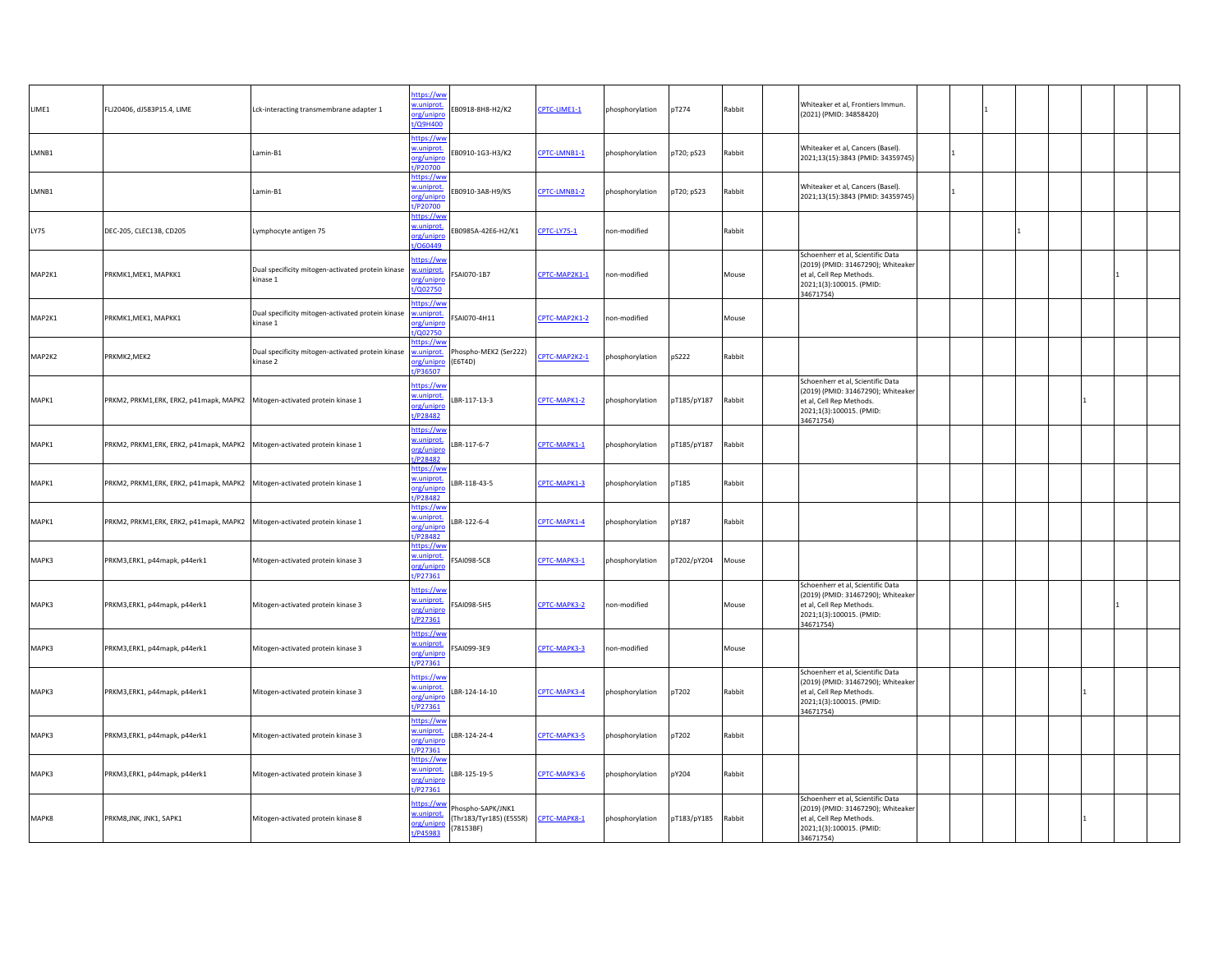| | | | | | | | | | | | | | | | | | | |
|---|---|---|---|---|---|---|---|---|---|---|---|---|---|---|---|---|---|---|
| LIME1 | FLJ20406, dJ583P15.4, LIME | Lck-interacting transmembrane adapter 1 | https://www.uniprot.org/uniprot/Q9H400 | EB0918-8H8-H2/K2 | CPTC-LIME1-1 | phosphorylation | pT274 | Rabbit | | Whiteaker et al, Frontiers Immun. (2021) (PMID: 34858420) | | | 1 | | | | | |
| LMNB1 | | Lamin-B1 | https://www.uniprot.org/uniprot/P20700 | EB0910-1G3-H3/K2 | CPTC-LMNB1-1 | phosphorylation | pT20; pS23 | Rabbit | | Whiteaker et al, Cancers (Basel). 2021;13(15):3843 (PMID: 34359745) | | 1 | | | | | | |
| LMNB1 | | Lamin-B1 | https://www.uniprot.org/uniprot/P20700 | EB0910-3A8-H9/K5 | CPTC-LMNB1-2 | phosphorylation | pT20; pS23 | Rabbit | | Whiteaker et al, Cancers (Basel). 2021;13(15):3843 (PMID: 34359745) | | 1 | | | | | | |
| LY75 | DEC-205, CLEC13B, CD205 | Lymphocyte antigen 75 | https://www.uniprot.org/uniprot/O60449 | EB0985A-42E6-H2/K1 | CPTC-LY75-1 | non-modified | | Rabbit | | | | | | 1 | | | | |
| MAP2K1 | PRKMK1,MEK1, MAPKK1 | Dual specificity mitogen-activated protein kinase kinase 1 | https://www.uniprot.org/uniprot/Q02750 | FSAI070-1B7 | CPTC-MAP2K1-1 | non-modified | | Mouse | | Schoenherr et al, Scientific Data (2019) (PMID: 31467290); Whiteaker et al, Cell Rep Methods. 2021;1(3):100015. (PMID: 34671754) | | | | | | | 1 | |
| MAP2K1 | PRKMK1,MEK1, MAPKK1 | Dual specificity mitogen-activated protein kinase kinase 1 | https://www.uniprot.org/uniprot/Q02750 | FSAI070-4H11 | CPTC-MAP2K1-2 | non-modified | | Mouse | | | | | | | | | | |
| MAP2K2 | PRKMK2,MEK2 | Dual specificity mitogen-activated protein kinase kinase 2 | https://www.uniprot.org/uniprot/P36507 | Phospho-MEK2 (Ser222) (E6T4D) | CPTC-MAP2K2-1 | phosphorylation | pS222 | Rabbit | | | | | | | | | | |
| MAPK1 | PRKM2, PRKM1,ERK, ERK2, p41mapk, MAPK2 | Mitogen-activated protein kinase 1 | https://www.uniprot.org/uniprot/P28482 | LBR-117-13-3 | CPTC-MAPK1-2 | phosphorylation | pT185/pY187 | Rabbit | | Schoenherr et al, Scientific Data (2019) (PMID: 31467290); Whiteaker et al, Cell Rep Methods. 2021;1(3):100015. (PMID: 34671754) | | | | | | 1 | | |
| MAPK1 | PRKM2, PRKM1,ERK, ERK2, p41mapk, MAPK2 | Mitogen-activated protein kinase 1 | https://www.uniprot.org/uniprot/P28482 | LBR-117-6-7 | CPTC-MAPK1-1 | phosphorylation | pT185/pY187 | Rabbit | | | | | | | | | | |
| MAPK1 | PRKM2, PRKM1,ERK, ERK2, p41mapk, MAPK2 | Mitogen-activated protein kinase 1 | https://www.uniprot.org/uniprot/P28482 | LBR-118-43-5 | CPTC-MAPK1-3 | phosphorylation | pT185 | Rabbit | | | | | | | | | | |
| MAPK1 | PRKM2, PRKM1,ERK, ERK2, p41mapk, MAPK2 | Mitogen-activated protein kinase 1 | https://www.uniprot.org/uniprot/P28482 | LBR-122-6-4 | CPTC-MAPK1-4 | phosphorylation | pY187 | Rabbit | | | | | | | | | | |
| MAPK3 | PRKM3,ERK1, p44mapk, p44erk1 | Mitogen-activated protein kinase 3 | https://www.uniprot.org/uniprot/P27361 | FSAI098-5C8 | CPTC-MAPK3-1 | phosphorylation | pT202/pY204 | Mouse | | | | | | | | | | |
| MAPK3 | PRKM3,ERK1, p44mapk, p44erk1 | Mitogen-activated protein kinase 3 | https://www.uniprot.org/uniprot/P27361 | FSAI098-5H5 | CPTC-MAPK3-2 | non-modified | | Mouse | | Schoenherr et al, Scientific Data (2019) (PMID: 31467290); Whiteaker et al, Cell Rep Methods. 2021;1(3):100015. (PMID: 34671754) | | | | | | | 1 | |
| MAPK3 | PRKM3,ERK1, p44mapk, p44erk1 | Mitogen-activated protein kinase 3 | https://www.uniprot.org/uniprot/P27361 | FSAI099-3E9 | CPTC-MAPK3-3 | non-modified | | Mouse | | | | | | | | | | |
| MAPK3 | PRKM3,ERK1, p44mapk, p44erk1 | Mitogen-activated protein kinase 3 | https://www.uniprot.org/uniprot/P27361 | LBR-124-14-10 | CPTC-MAPK3-4 | phosphorylation | pT202 | Rabbit | | Schoenherr et al, Scientific Data (2019) (PMID: 31467290); Whiteaker et al, Cell Rep Methods. 2021;1(3):100015. (PMID: 34671754) | | | | | | 1 | | |
| MAPK3 | PRKM3,ERK1, p44mapk, p44erk1 | Mitogen-activated protein kinase 3 | https://www.uniprot.org/uniprot/P27361 | LBR-124-24-4 | CPTC-MAPK3-5 | phosphorylation | pT202 | Rabbit | | | | | | | | | | |
| MAPK3 | PRKM3,ERK1, p44mapk, p44erk1 | Mitogen-activated protein kinase 3 | https://www.uniprot.org/uniprot/P27361 | LBR-125-19-5 | CPTC-MAPK3-6 | phosphorylation | pY204 | Rabbit | | | | | | | | | | |
| MAPK8 | PRKM8,JNK, JNK1, SAPK1 | Mitogen-activated protein kinase 8 | https://www.uniprot.org/uniprot/P45983 | Phospho-SAPK/JNK1 (Thr183/Tyr185) (E5S5R) (78153BF) | CPTC-MAPK8-1 | phosphorylation | pT183/pY185 | Rabbit | | Schoenherr et al, Scientific Data (2019) (PMID: 31467290); Whiteaker et al, Cell Rep Methods. 2021;1(3):100015. (PMID: 34671754) | | | | | | 1 | | |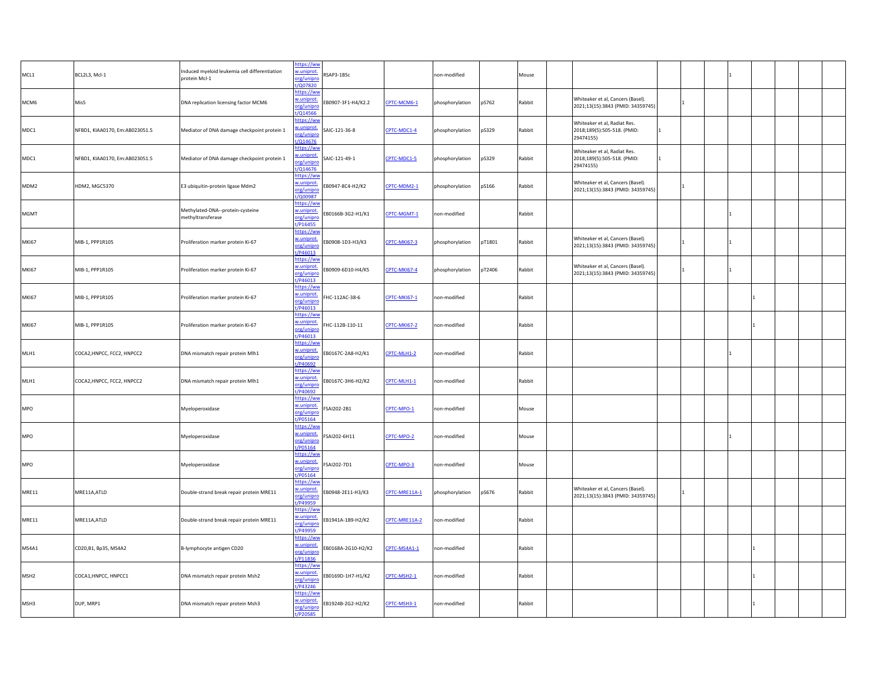| | | | | | | | | | | | | | | | | | | |
|---|---|---|---|---|---|---|---|---|---|---|---|---|---|---|---|---|---|---|
| MCL1 | BCL2L3, Mcl-1 | Induced myeloid leukemia cell differentiation protein Mcl-1 | https://www.uniprot.org/uniprot/Q07820 | RSAP3-1B5c | | non-modified | | Mouse | | | | | | 1 | | | | |
| MCM6 | Mis5 | DNA replication licensing factor MCM6 | https://www.uniprot.org/uniprot/Q14566 | EB0907-3F1-H4/K2.2 | CPTC-MCM6-1 | phosphorylation | pS762 | Rabbit | | Whiteaker et al, Cancers (Basel). 2021;13(15):3843 (PMID: 34359745) | | 1 | | | | | | |
| MDC1 | NFBD1, KIAA0170, Em:AB023051.5 | Mediator of DNA damage checkpoint protein 1 | https://www.uniprot.org/uniprot/Q14676 | SAIC-121-36-8 | CPTC-MDC1-4 | phosphorylation | pS329 | Rabbit | | Whiteaker et al, Radiat Res. 2018;189(5):505-518. (PMID: 29474155) | 1 | | | | | | | |
| MDC1 | NFBD1, KIAA0170, Em:AB023051.5 | Mediator of DNA damage checkpoint protein 1 | https://www.uniprot.org/uniprot/Q14676 | SAIC-121-49-1 | CPTC-MDC1-5 | phosphorylation | pS329 | Rabbit | | Whiteaker et al, Radiat Res. 2018;189(5):505-518. (PMID: 29474155) | 1 | | | | | | | |
| MDM2 | HDM2, MGC5370 | E3 ubiquitin-protein ligase Mdm2 | https://www.uniprot.org/uniprot/Q00987 | EB0947-8C4-H2/K2 | CPTC-MDM2-1 | phosphorylation | pS166 | Rabbit | | Whiteaker et al, Cancers (Basel). 2021;13(15):3843 (PMID: 34359745) | | 1 | | | | | | |
| MGMT | | Methylated-DNA--protein-cysteine methyltransferase | https://www.uniprot.org/uniprot/P16455 | EB0166B-3G2-H1/K1 | CPTC-MGMT-1 | non-modified | | Rabbit | | | | | | 1 | | | | |
| MKI67 | MIB-1, PPP1R105 | Proliferation marker protein Ki-67 | https://www.uniprot.org/uniprot/P46013 | EB0908-1D3-H3/K3 | CPTC-MKI67-3 | phosphorylation | pT1801 | Rabbit | | Whiteaker et al, Cancers (Basel). 2021;13(15):3843 (PMID: 34359745) | | 1 | | 1 | | | | |
| MKI67 | MIB-1, PPP1R105 | Proliferation marker protein Ki-67 | https://www.uniprot.org/uniprot/P46013 | EB0909-6D10-H4/K5 | CPTC-MKI67-4 | phosphorylation | pT2406 | Rabbit | | Whiteaker et al, Cancers (Basel). 2021;13(15):3843 (PMID: 34359745) | | 1 | | 1 | | | | |
| MKI67 | MIB-1, PPP1R105 | Proliferation marker protein Ki-67 | https://www.uniprot.org/uniprot/P46013 | FHC-112AC-38-6 | CPTC-MKI67-1 | non-modified | | Rabbit | | | | | | | 1 | | | |
| MKI67 | MIB-1, PPP1R105 | Proliferation marker protein Ki-67 | https://www.uniprot.org/uniprot/P46013 | FHC-112B-110-11 | CPTC-MKI67-2 | non-modified | | Rabbit | | | | | | | 1 | | | |
| MLH1 | COCA2,HNPCC, FCC2, HNPCC2 | DNA mismatch repair protein Mlh1 | https://www.uniprot.org/uniprot/P40692 | EB0167C-2A8-H2/K1 | CPTC-MLH1-2 | non-modified | | Rabbit | | | | | | 1 | | | | |
| MLH1 | COCA2,HNPCC, FCC2, HNPCC2 | DNA mismatch repair protein Mlh1 | https://www.uniprot.org/uniprot/P40692 | EB0167C-3H6-H2/K2 | CPTC-MLH1-1 | non-modified | | Rabbit | | | | | | | | | | |
| MPO | | Myeloperoxidase | https://www.uniprot.org/uniprot/P05164 | FSAI202-2B1 | CPTC-MPO-1 | non-modified | | Mouse | | | | | | | | | | |
| MPO | | Myeloperoxidase | https://www.uniprot.org/uniprot/P05164 | FSAI202-6H11 | CPTC-MPO-2 | non-modified | | Mouse | | | | | | 1 | | | | |
| MPO | | Myeloperoxidase | https://www.uniprot.org/uniprot/P05164 | FSAI202-7D1 | CPTC-MPO-3 | non-modified | | Mouse | | | | | | | | | | |
| MRE11 | MRE11A,ATLD | Double-strand break repair protein MRE11 | https://www.uniprot.org/uniprot/P49959 | EB0948-2E11-H3/K3 | CPTC-MRE11A-1 | phosphorylation | pS676 | Rabbit | | Whiteaker et al, Cancers (Basel). 2021;13(15):3843 (PMID: 34359745) | | 1 | | | | | | |
| MRE11 | MRE11A,ATLD | Double-strand break repair protein MRE11 | https://www.uniprot.org/uniprot/P49959 | EB1941A-1B9-H2/K2 | CPTC-MRE11A-2 | non-modified | | Rabbit | | | | | | | | | | |
| MS4A1 | CD20,B1, Bp35, MS4A2 | B-lymphocyte antigen CD20 | https://www.uniprot.org/uniprot/P11836 | EB0168A-2G10-H2/K2 | CPTC-MS4A1-1 | non-modified | | Rabbit | | | | | | | 1 | | | |
| MSH2 | COCA1,HNPCC, HNPCC1 | DNA mismatch repair protein Msh2 | https://www.uniprot.org/uniprot/P43246 | EB0169D-1H7-H1/K2 | CPTC-MSH2-1 | non-modified | | Rabbit | | | | | | | 1 | | | |
| MSH3 | DUP, MRP1 | DNA mismatch repair protein Msh3 | https://www.uniprot.org/uniprot/P20585 | EB1924B-2G2-H2/K2 | CPTC-MSH3-1 | non-modified | | Rabbit | | | | | | | 1 | | | |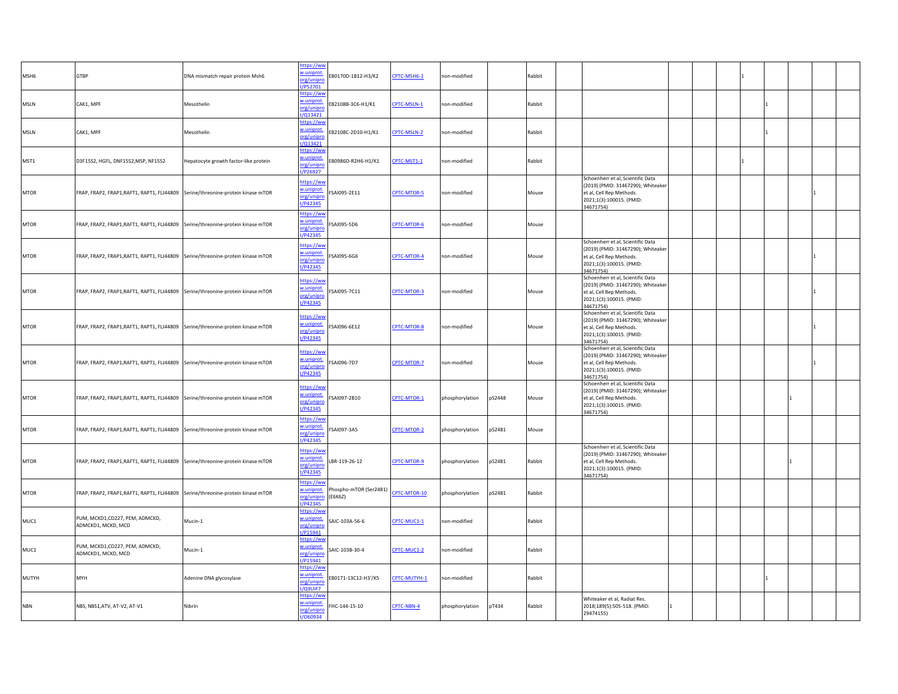| | | | | | | | | | | | | | | | | | | |
|---|---|---|---|---|---|---|---|---|---|---|---|---|---|---|---|---|---|---|
| MSH6 | GTBP | DNA mismatch repair protein Msh6 | https://www.uniprot.org/uniprot/P52701 | EB0170D-1B12-H3/K2 | CPTC-MSH6-1 | non-modified | | Rabbit | | | | | | 1 | | | | |
| MSLN | CAK1, MPF | Mesothelin | https://www.uniprot.org/uniprot/Q13421 | EB2108B-3C6-H1/K1 | CPTC-MSLN-1 | non-modified | | Rabbit | | | | | | | 1 | | | |
| MSLN | CAK1, MPF | Mesothelin | https://www.uniprot.org/uniprot/Q13421 | EB2108C-2D10-H1/K1 | CPTC-MSLN-2 | non-modified | | Rabbit | | | | | | | 1 | | | |
| MST1 | D3F15S2, HGFL, DNF15S2,MSP, NF15S2 | Hepatocyte growth factor-like protein | https://www.uniprot.org/uniprot/P26927 | EB0986D-R2H6-H1/K1 | CPTC-MST1-1 | non-modified | | Rabbit | | | | | | 1 | | | | |
| MTOR | FRAP, FRAP2, FRAP1,RAFT1, RAPT1, FLJ44809 | Serine/threonine-protein kinase mTOR | https://www.uniprot.org/uniprot/P42345 | FSAI095-2E11 | CPTC-MTOR-5 | non-modified | | Mouse | | Schoenherr et al, Scientific Data (2019) (PMID: 31467290); Whiteaker et al, Cell Rep Methods. 2021;1(3):100015. (PMID: 34671754) | | | | | | | 1 | |
| MTOR | FRAP, FRAP2, FRAP1,RAFT1, RAPT1, FLJ44809 | Serine/threonine-protein kinase mTOR | https://www.uniprot.org/uniprot/P42345 | FSAI095-5D6 | CPTC-MTOR-6 | non-modified | | Mouse | | | | | | | | | | |
| MTOR | FRAP, FRAP2, FRAP1,RAFT1, RAPT1, FLJ44809 | Serine/threonine-protein kinase mTOR | https://www.uniprot.org/uniprot/P42345 | FSAI095-6G6 | CPTC-MTOR-4 | non-modified | | Mouse | | Schoenherr et al, Scientific Data (2019) (PMID: 31467290); Whiteaker et al, Cell Rep Methods. 2021;1(3):100015. (PMID: 34671754) | | | | | | | 1 | |
| MTOR | FRAP, FRAP2, FRAP1,RAFT1, RAPT1, FLJ44809 | Serine/threonine-protein kinase mTOR | https://www.uniprot.org/uniprot/P42345 | FSAI095-7C11 | CPTC-MTOR-3 | non-modified | | Mouse | | Schoenherr et al, Scientific Data (2019) (PMID: 31467290); Whiteaker et al, Cell Rep Methods. 2021;1(3):100015. (PMID: 34671754) | | | | | | | 1 | |
| MTOR | FRAP, FRAP2, FRAP1,RAFT1, RAPT1, FLJ44809 | Serine/threonine-protein kinase mTOR | https://www.uniprot.org/uniprot/P42345 | FSAI096-6E12 | CPTC-MTOR-8 | non-modified | | Mouse | | Schoenherr et al, Scientific Data (2019) (PMID: 31467290); Whiteaker et al, Cell Rep Methods. 2021;1(3):100015. (PMID: 34671754) | | | | | | | 1 | |
| MTOR | FRAP, FRAP2, FRAP1,RAFT1, RAPT1, FLJ44809 | Serine/threonine-protein kinase mTOR | https://www.uniprot.org/uniprot/P42345 | FSAI096-7D7 | CPTC-MTOR-7 | non-modified | | Mouse | | Schoenherr et al, Scientific Data (2019) (PMID: 31467290); Whiteaker et al, Cell Rep Methods. 2021;1(3):100015. (PMID: 34671754) | | | | | | | 1 | |
| MTOR | FRAP, FRAP2, FRAP1,RAFT1, RAPT1, FLJ44809 | Serine/threonine-protein kinase mTOR | https://www.uniprot.org/uniprot/P42345 | FSAI097-2B10 | CPTC-MTOR-1 | phosphorylation | pS2448 | Mouse | | Schoenherr et al, Scientific Data (2019) (PMID: 31467290); Whiteaker et al, Cell Rep Methods. 2021;1(3):100015. (PMID: 34671754) | | | | | | 1 | | |
| MTOR | FRAP, FRAP2, FRAP1,RAFT1, RAPT1, FLJ44809 | Serine/threonine-protein kinase mTOR | https://www.uniprot.org/uniprot/P42345 | FSAI097-3A5 | CPTC-MTOR-2 | phosphorylation | pS2481 | Mouse | | | | | | | | | | |
| MTOR | FRAP, FRAP2, FRAP1,RAFT1, RAPT1, FLJ44809 | Serine/threonine-protein kinase mTOR | https://www.uniprot.org/uniprot/P42345 | LBR-119-26-12 | CPTC-MTOR-9 | phosphorylation | pS2481 | Rabbit | | Schoenherr et al, Scientific Data (2019) (PMID: 31467290); Whiteaker et al, Cell Rep Methods. 2021;1(3):100015. (PMID: 34671754) | | | | | | 1 | | |
| MTOR | FRAP, FRAP2, FRAP1,RAFT1, RAPT1, FLJ44809 | Serine/threonine-protein kinase mTOR | https://www.uniprot.org/uniprot/P42345 | Phospho-mTOR (Ser2481) (E6K6Z) | CPTC-MTOR-10 | phosphorylation | pS2481 | Rabbit | | | | | | | | | | |
| MUC1 | PUM, MCKD1,CD227, PEM, ADMCKD, ADMCKD1, MCKD, MCD | Mucin-1 | https://www.uniprot.org/uniprot/P15941 | SAIC-103A-56-6 | CPTC-MUC1-1 | non-modified | | Rabbit | | | | | | | | | | |
| MUC1 | PUM, MCKD1,CD227, PEM, ADMCKD, ADMCKD1, MCKD, MCD | Mucin-1 | https://www.uniprot.org/uniprot/P15941 | SAIC-103B-30-4 | CPTC-MUC1-2 | non-modified | | Rabbit | | | | | | | | | | |
| MUTYH | MYH | Adenine DNA glycosylase | https://www.uniprot.org/uniprot/Q9UIF7 | EB0171-13C12-H3'/K5 | CPTC-MUTYH-1 | non-modified | | Rabbit | | | | | | 1 | | | | |
| NBN | NBS, NBS1,ATV, AT-V2, AT-V1 | Nibrin | https://www.uniprot.org/uniprot/O60934 | FHC-144-15-10 | CPTC-NBN-4 | phosphorylation | pT434 | Rabbit | | Whiteaker et al, Radiat Res. 2018;189(5):505-518. (PMID: 29474155) | 1 | | | | | | | |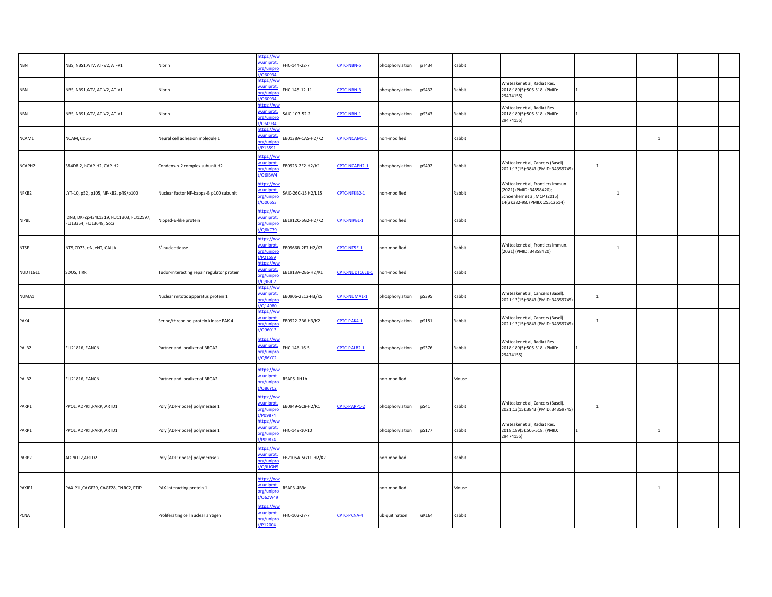| | | | | | | | | | | | | | | | | | | |
|---|---|---|---|---|---|---|---|---|---|---|---|---|---|---|---|---|---|---|
| NBN | NBS, NBS1,ATV, AT-V2, AT-V1 | Nibrin | https://www.uniprot.org/uniprot/O60934 | FHC-144-22-7 | CPTC-NBN-5 | phosphorylation | pT434 | Rabbit | | | | | | | | | | |
| NBN | NBS, NBS1,ATV, AT-V2, AT-V1 | Nibrin | https://www.uniprot.org/uniprot/O60934 | FHC-145-12-11 | CPTC-NBN-3 | phosphorylation | pS432 | Rabbit | | Whiteaker et al, Radiat Res. 2018;189(5):505-518. (PMID: 29474155) | 1 | | | | | | | |
| NBN | NBS, NBS1,ATV, AT-V2, AT-V1 | Nibrin | https://www.uniprot.org/uniprot/O60934 | SAIC-107-52-2 | CPTC-NBN-1 | phosphorylation | pS343 | Rabbit | | Whiteaker et al, Radiat Res. 2018;189(5):505-518. (PMID: 29474155) | 1 | | | | | | | |
| NCAM1 | NCAM, CD56 | Neural cell adhesion molecule 1 | https://www.uniprot.org/uniprot/P13591 | EB0138A-1A5-H2/K2 | CPTC-NCAM1-1 | non-modified | | Rabbit | | | | | | | 1 | | | |
| NCAPH2 | 384D8-2, hCAP-H2, CAP-H2 | Condensin-2 complex subunit H2 | https://www.uniprot.org/uniprot/Q6IBW4 | EB0923-2E2-H2/K1 | CPTC-NCAPH2-1 | phosphorylation | pS492 | Rabbit | | Whiteaker et al, Cancers (Basel). 2021;13(15):3843 (PMID: 34359745) | | 1 | | | | | | |
| NFKB2 | LYT-10, p52, p105, NF-kB2, p49/p100 | Nuclear factor NF-kappa-B p100 subunit | https://www.uniprot.org/uniprot/Q00653 | SAIC-26C-15 H2/L15 | CPTC-NFKB2-1 | non-modified | | Rabbit | | Whiteaker et al, Frontiers Immun. (2021) (PMID: 34858420); Schoenherr et al, MCP (2015) 14(2):382-98. (PMID: 25512614) | | | 1 | | | | | |
| NIPBL | IDN3, DKFZp434L1319, FLJ11203, FLJ12597, FLJ13354, FLJ13648, Scc2 | Nipped-B-like protein | https://www.uniprot.org/uniprot/Q6KC79 | EB1912C-6G2-H2/K2 | CPTC-NIPBL-1 | non-modified | | Rabbit | | | | | | | | | | |
| NT5E | NT5,CD73, eN, eNT, CALJA | 5'-nucleotidase | https://www.uniprot.org/uniprot/P21589 | EB0966B-2F7-H2/K3 | CPTC-NT5E-1 | non-modified | | Rabbit | | Whiteaker et al, Frontiers Immun. (2021) (PMID: 34858420) | | | 1 | | | | | |
| NUDT16L1 | SDOS, TIRR | Tudor-interacting repair regulator protein | https://www.uniprot.org/uniprot/Q9BRJ7 | EB1913A-2B6-H2/K1 | CPTC-NUDT16L1-1 | non-modified | | Rabbit | | | | | | | | | | |
| NUMA1 | | Nuclear mitotic apparatus protein 1 | https://www.uniprot.org/uniprot/Q14980 | EB0906-2E12-H3/K5 | CPTC-NUMA1-1 | phosphorylation | pS395 | Rabbit | | Whiteaker et al, Cancers (Basel). 2021;13(15):3843 (PMID: 34359745) | | 1 | | | | | | |
| PAK4 | | Serine/threonine-protein kinase PAK 4 | https://www.uniprot.org/uniprot/O96013 | EB0922-2B6-H3/K2 | CPTC-PAK4-1 | phosphorylation | pS181 | Rabbit | | Whiteaker et al, Cancers (Basel). 2021;13(15):3843 (PMID: 34359745) | | 1 | | | | | | |
| PALB2 | FLJ21816, FANCN | Partner and localizer of BRCA2 | https://www.uniprot.org/uniprot/Q86YC2 | FHC-146-16-5 | CPTC-PALB2-1 | phosphorylation | pS376 | Rabbit | | Whiteaker et al, Radiat Res. 2018;189(5):505-518. (PMID: 29474155) | 1 | | | | | | | |
| PALB2 | FLJ21816, FANCN | Partner and localizer of BRCA2 | https://www.uniprot.org/uniprot/Q86YC2 | RSAP5-1H1b | | non-modified | | Mouse | | | | | | | | | | |
| PARP1 | PPOL, ADPRT,PARP, ARTD1 | Poly [ADP-ribose] polymerase 1 | https://www.uniprot.org/uniprot/P09874 | EB0949-5C8-H2/K1 | CPTC-PARP1-2 | phosphorylation | pS41 | Rabbit | | Whiteaker et al, Cancers (Basel). 2021;13(15):3843 (PMID: 34359745) | | 1 | | | | | | |
| PARP1 | PPOL, ADPRT,PARP, ARTD1 | Poly [ADP-ribose] polymerase 1 | https://www.uniprot.org/uniprot/P09874 | FHC-149-10-10 | | phosphorylation | pS177 | Rabbit | | Whiteaker et al, Radiat Res. 2018;189(5):505-518. (PMID: 29474155) | 1 | | | | 1 | | | |
| PARP2 | ADPRTL2,ARTD2 | Poly [ADP-ribose] polymerase 2 | https://www.uniprot.org/uniprot/Q9UGN5 | EB2105A-5G11-H2/K2 | | non-modified | | Rabbit | | | | | | | | | | |
| PAXIP1 | PAXIP1L,CAGF29, CAGF28, TNRC2, PTIP | PAX-interacting protein 1 | https://www.uniprot.org/uniprot/Q6ZW49 | RSAP3-4B9d | | non-modified | | Mouse | | | | | | | 1 | | | |
| PCNA | | Proliferating cell nuclear antigen | https://www.uniprot.org/uniprot/P12004 | FHC-102-27-7 | CPTC-PCNA-4 | ubiquitination | uK164 | Rabbit | | | | | | | | | | |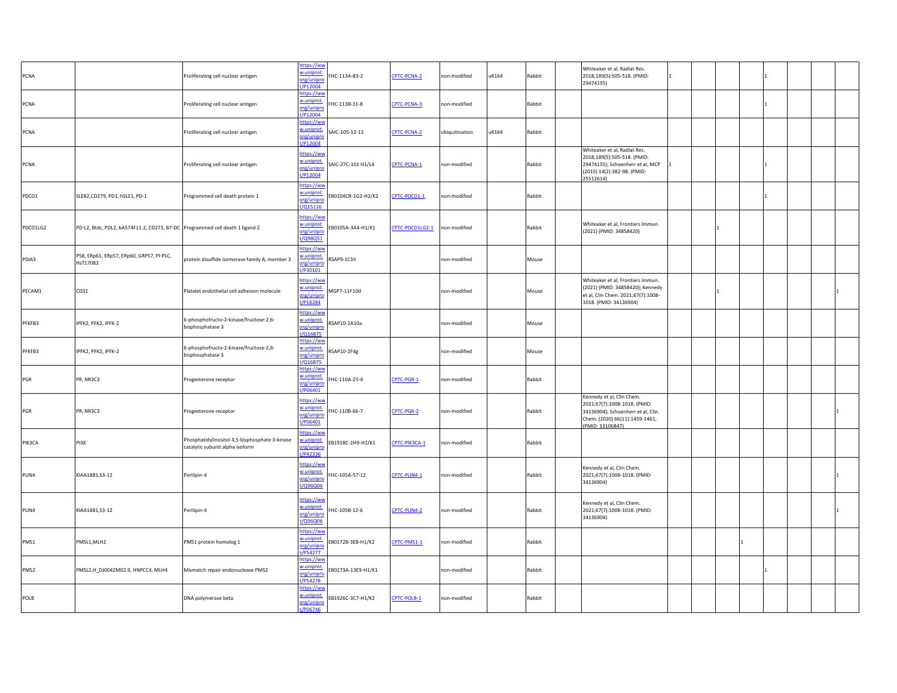| | | | | | | | | | | | | | | | | | | |
|---|---|---|---|---|---|---|---|---|---|---|---|---|---|---|---|---|---|---|
| PCNA | | Proliferating cell nuclear antigen | https://www.uniprot.org/uniprot/P12004 | FHC-113A-83-2 | CPTC-PCNA-2 | non-modified | uK164 | Rabbit | | Whiteaker et al, Radiat Res. 2018;189(5):505-518. (PMID: 29474155) | 1 | | | | 1 | | | |
| PCNA | | Proliferating cell nuclear antigen | https://www.uniprot.org/uniprot/P12004 | FHC-113B-31-8 | CPTC-PCNA-3 | non-modified | | Rabbit | | | | | | | 1 | | | |
| PCNA | | Proliferating cell nuclear antigen | https://www.uniprot.org/uniprot/P12004 | SAIC-105-12-12 | CPTC-PCNA-2 | ubiquitination | uK164 | Rabbit | | | | | | | | | | |
| PCNA | | Proliferating cell nuclear antigen | https://www.uniprot.org/uniprot/P12004 | SAIC-27C-101 H1/L4 | CPTC-PCNA-1 | non-modified | | Rabbit | | Whiteaker et al, Radiat Res. 2018;189(5):505-518. (PMID: 29474155); Schoenherr et al, MCP (2015) 14(2):382-98. (PMID: 25512614) | 1 | | | | 1 | | | |
| PDCD1 | SLEB2,CD279, PD1, hSLE1, PD-1 | Programmed cell death protein 1 | https://www.uniprot.org/uniprot/Q15116 | EB0104CR-1G2-H2/K2 | CPTC-PDCD1-1 | non-modified | | Rabbit | | | | | | | 1 | | | |
| PDCD1LG2 | PD-L2, Btdc, PDL2, bA574F11.2, CD273, B7-DC | Programmed cell death 1 ligand 2 | https://www.uniprot.org/uniprot/Q9BQ51 | EB0105A-3A4-H1/K1 | CPTC-PDCD1LG2-1 | non-modified | | Rabbit | | Whiteaker et al, Frontiers Immun. (2021) (PMID: 34858420) | | | 1 | | | | | |
| PDIA3 | P58, ERp61, ERp57, ERp60, GRP57, PI-PLC, HsT17083 | protein disulfide isomerase family A, member 3 | https://www.uniprot.org/uniprot/P30101 | RSAP9-1C1h | | non-modified | | Mouse | | | | | | | | | | |
| PECAM1 | CD31 | Platelet endothelial cell adhesion molecule | https://www.uniprot.org/uniprot/P16284 | MGP7-11F10d | | non-modified | | Mouse | | Whiteaker et al, Frontiers Immun. (2021) (PMID: 34858420); Kennedy et al, Clin Chem. 2021;67(7):1008-1018. (PMID: 34136904) | | | 1 | | | | | 1 |
| PFKFB3 | IPFK2, PFK2, iPFK-2 | 6-phosphofructo-2-kinase/fructose-2,6-bisphosphatase 3 | https://www.uniprot.org/uniprot/Q16875 | RSAP10-2A10a | | non-modified | | Mouse | | | | | | | | | | |
| PFKFB3 | IPFK2, PFK2, iPFK-2 | 6-phosphofructo-2-kinase/fructose-2,6-bisphosphatase 3 | https://www.uniprot.org/uniprot/Q16875 | RSAP10-2F4g | | non-modified | | Mouse | | | | | | | | | | |
| PGR | PR, NR3C3 | Progesterone receptor | https://www.uniprot.org/uniprot/P06401 | FHC-110A-25-4 | CPTC-PGR-1 | non-modified | | Rabbit | | | | | | | | | | |
| PGR | PR, NR3C3 | Progesterone receptor | https://www.uniprot.org/uniprot/P06401 | FHC-110B-66-7 | CPTC-PGR-2 | non-modified | | Rabbit | | Kennedy et al, Clin Chem. 2021;67(7):1008-1018. (PMID: 34136904); Schoenherr et al, Clin. Chem. (2020) 66(11):1459-1461; (PMID: 33106847) | | | | | | | | 1 |
| PIK3CA | PI3K | Phosphatidylinositol 4,5-bisphosphate 3-kinase catalytic subunit alpha isoform | https://www.uniprot.org/uniprot/P42336 | EB1918C-2H9-H1/K1 | CPTC-PIK3CA-1 | non-modified | | Rabbit | | | | | | | | | | |
| PLIN4 | KIAA1881,S3-12 | Perilipin-4 | https://www.uniprot.org/uniprot/Q96Q06 | FHC-105A-57-12 | CPTC-PLIN4-1 | non-modified | | Rabbit | | Kennedy et al, Clin Chem. 2021;67(7):1008-1018. (PMID: 34136904) | | | | | | | | 1 |
| PLIN4 | KIAA1881,S3-12 | Perilipin-4 | https://www.uniprot.org/uniprot/Q96Q06 | FHC-105B-12-6 | CPTC-PLIN4-2 | non-modified | | Rabbit | | Kennedy et al, Clin Chem. 2021;67(7):1008-1018. (PMID: 34136904) | | | | | | | | 1 |
| PMS1 | PMSL1,MLH2 | PMS1 protein homolog 1 | https://www.uniprot.org/uniprot/P54277 | EB0172B-3E8-H1/K2 | CPTC-PMS1-1 | non-modified | | Rabbit | | | | | | 1 | | | | |
| PMS2 | PMSL2,H_DJ0042M02.9, HNPCC4, MLH4 | Mismatch repair endonuclease PMS2 | https://www.uniprot.org/uniprot/P54278 | EB0173A-13E9-H1/K1 | | non-modified | | Rabbit | | | | | | | 1 | | | |
| POLB | | DNA polymerase beta | https://www.uniprot.org/uniprot/P06746 | EB1926C-3C7-H1/K2 | CPTC-POLB-1 | non-modified | | Rabbit | | | | | | | | | | |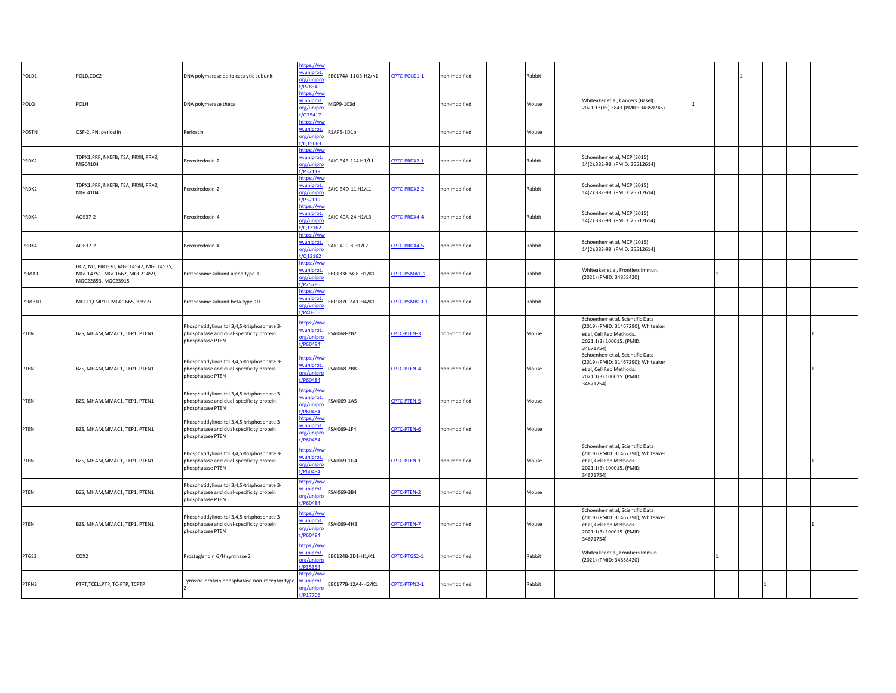| | | | | | | | | | | | | | | | | | | |
|---|---|---|---|---|---|---|---|---|---|---|---|---|---|---|---|---|---|---|
| POLD1 | POLD,CDC2 | DNA polymerase delta catalytic subunit | https://www.uniprot.org/uniprot/P28340 | EB0174A-11G3-H2/K1 | CPTC-POLD1-1 | non-modified | | Rabbit | | | | | | 1 | | | | |
| POLQ | POLH | DNA polymerase theta | https://www.uniprot.org/uniprot/O75417 | MGP9-1C3d | | non-modified | | Mouse | | Whiteaker et al, Cancers (Basel). 2021;13(15):3843 (PMID: 34359745) | | 1 | | | | | | |
| POSTN | OSF-2, PN, periostin | Periostin | https://www.uniprot.org/uniprot/Q15063 | RSAP5-1D1b | | non-modified | | Mouse | | | | | | | | | | |
| PRDX2 | TDPX1,PRP, NKEFB, TSA, PRXII, PRX2, MGC4104 | Peroxiredoxin-2 | https://www.uniprot.org/uniprot/P32119 | SAIC-34B-124 H1/L1 | CPTC-PRDX2-1 | non-modified | | Rabbit | | Schoenherr et al, MCP (2015) 14(2):382-98. (PMID: 25512614) | | | | | | | | |
| PRDX2 | TDPX1,PRP, NKEFB, TSA, PRXII, PRX2, MGC4104 | Peroxiredoxin-2 | https://www.uniprot.org/uniprot/P32119 | SAIC-34D-11 H1/L1 | CPTC-PRDX2-2 | non-modified | | Rabbit | | Schoenherr et al, MCP (2015) 14(2):382-98. (PMID: 25512614) | | | | | | | | |
| PRDX4 | AOE37-2 | Peroxiredoxin-4 | https://www.uniprot.org/uniprot/Q13162 | SAIC-40A-24 H1/L3 | CPTC-PRDX4-4 | non-modified | | Rabbit | | Schoenherr et al, MCP (2015) 14(2):382-98. (PMID: 25512614) | | | | | | | | |
| PRDX4 | AOE37-2 | Peroxiredoxin-4 | https://www.uniprot.org/uniprot/Q13162 | SAIC-40C-8 H1/L2 | CPTC-PRDX4-5 | non-modified | | Rabbit | | Schoenherr et al, MCP (2015) 14(2):382-98. (PMID: 25512614) | | | | | | | | |
| PSMA1 | HC2, NU, PROS30, MGC14542, MGC14575, MGC14751, MGC1667, MGC21459, MGC22853, MGC23915 | Proteasome subunit alpha type-1 | https://www.uniprot.org/uniprot/P25786 | EB0133E-5G8-H1/K1 | CPTC-PSMA1-1 | non-modified | | Rabbit | | Whiteaker et al, Frontiers Immun. (2021) (PMID: 34858420) | | | 1 | | | | | |
| PSMB10 | MECL1,LMP10, MGC1665, beta2i | Proteasome subunit beta type-10 | https://www.uniprot.org/uniprot/P40306 | EB0987C-2A1-H4/K1 | CPTC-PSMB10-1 | non-modified | | Rabbit | | | | | | | | | | |
| PTEN | BZS, MHAM,MMAC1, TEP1, PTEN1 | Phosphatidylinositol 3,4,5-trisphosphate 3-phosphatase and dual-specificity protein phosphatase PTEN | https://www.uniprot.org/uniprot/P60484 | FSAI068-2B2 | CPTC-PTEN-3 | non-modified | | Mouse | | Schoenherr et al, Scientific Data (2019) (PMID: 31467290); Whiteaker et al, Cell Rep Methods. 2021;1(3):100015. (PMID: 34671754) | | | | | | | 1 | |
| PTEN | BZS, MHAM,MMAC1, TEP1, PTEN1 | Phosphatidylinositol 3,4,5-trisphosphate 3-phosphatase and dual-specificity protein phosphatase PTEN | https://www.uniprot.org/uniprot/P60484 | FSAI068-2B8 | CPTC-PTEN-4 | non-modified | | Mouse | | Schoenherr et al, Scientific Data (2019) (PMID: 31467290); Whiteaker et al, Cell Rep Methods. 2021;1(3):100015. (PMID: 34671754) | | | | | | | 1 | |
| PTEN | BZS, MHAM,MMAC1, TEP1, PTEN1 | Phosphatidylinositol 3,4,5-trisphosphate 3-phosphatase and dual-specificity protein phosphatase PTEN | https://www.uniprot.org/uniprot/P60484 | FSAI069-1A5 | CPTC-PTEN-5 | non-modified | | Mouse | | | | | | | | | | |
| PTEN | BZS, MHAM,MMAC1, TEP1, PTEN1 | Phosphatidylinositol 3,4,5-trisphosphate 3-phosphatase and dual-specificity protein phosphatase PTEN | https://www.uniprot.org/uniprot/P60484 | FSAI069-1F4 | CPTC-PTEN-6 | non-modified | | Mouse | | | | | | | | | | |
| PTEN | BZS, MHAM,MMAC1, TEP1, PTEN1 | Phosphatidylinositol 3,4,5-trisphosphate 3-phosphatase and dual-specificity protein phosphatase PTEN | https://www.uniprot.org/uniprot/P60484 | FSAI069-1G4 | CPTC-PTEN-1 | non-modified | | Mouse | | Schoenherr et al, Scientific Data (2019) (PMID: 31467290); Whiteaker et al, Cell Rep Methods. 2021;1(3):100015. (PMID: 34671754) | | | | | | | 1 | |
| PTEN | BZS, MHAM,MMAC1, TEP1, PTEN1 | Phosphatidylinositol 3,4,5-trisphosphate 3-phosphatase and dual-specificity protein phosphatase PTEN | https://www.uniprot.org/uniprot/P60484 | FSAI069-3B4 | CPTC-PTEN-2 | non-modified | | Mouse | | | | | | | | | | |
| PTEN | BZS, MHAM,MMAC1, TEP1, PTEN1 | Phosphatidylinositol 3,4,5-trisphosphate 3-phosphatase and dual-specificity protein phosphatase PTEN | https://www.uniprot.org/uniprot/P60484 | FSAI069-4H3 | CPTC-PTEN-7 | non-modified | | Mouse | | Schoenherr et al, Scientific Data (2019) (PMID: 31467290); Whiteaker et al, Cell Rep Methods. 2021;1(3):100015. (PMID: 34671754) | | | | | | | 1 | |
| PTGS2 | COX2 | Prostaglandin G/H synthase 2 | https://www.uniprot.org/uniprot/P35354 | EB0124B-2D1-H1/K1 | CPTC-PTGS2-1 | non-modified | | Rabbit | | Whiteaker et al, Frontiers Immun. (2021) (PMID: 34858420) | | | 1 | | | | | |
| PTPN2 | PTPT,TCELLPTP, TC-PTP, TCPTP | Tyrosine-protein phosphatase non-receptor type 2 | https://www.uniprot.org/uniprot/P17706 | EB0177B-12A4-H2/K1 | CPTC-PTPN2-1 | non-modified | | Rabbit | | | | | | | 1 | | | |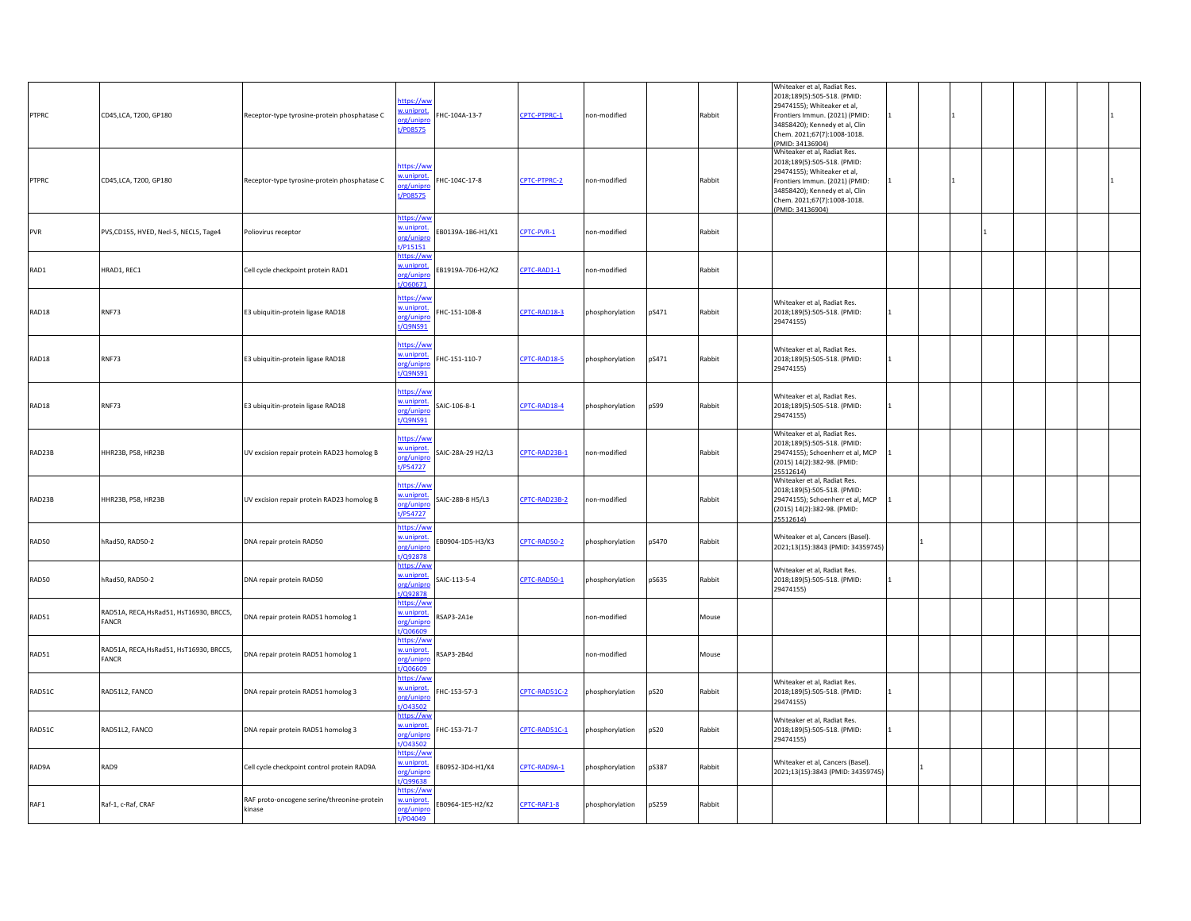| | | | | | | | | | | | | | | | | | | |
|---|---|---|---|---|---|---|---|---|---|---|---|---|---|---|---|---|---|---|
| PTPRC | CD45,LCA, T200, GP180 | Receptor-type tyrosine-protein phosphatase C | https://www.uniprot.org/uniprot/P08575 | FHC-104A-13-7 | CPTC-PTPRC-1 | non-modified | | Rabbit | | Whiteaker et al, Radiat Res. 2018;189(5):505-518. (PMID: 29474155); Whiteaker et al, Frontiers Immun. (2021) (PMID: 34858420); Kennedy et al, Clin Chem. 2021;67(7):1008-1018. (PMID: 34136904) | 1 | | 1 | | | | | 1 |
| PTPRC | CD45,LCA, T200, GP180 | Receptor-type tyrosine-protein phosphatase C | https://www.uniprot.org/uniprot/P08575 | FHC-104C-17-8 | CPTC-PTPRC-2 | non-modified | | Rabbit | | Whiteaker et al, Radiat Res. 2018;189(5):505-518. (PMID: 29474155); Whiteaker et al, Frontiers Immun. (2021) (PMID: 34858420); Kennedy et al, Clin Chem. 2021;67(7):1008-1018. (PMID: 34136904) | 1 | | 1 | | | | | 1 |
| PVR | PVS,CD155, HVED, Necl-5, NECL5, Tage4 | Poliovirus receptor | https://www.uniprot.org/uniprot/P15151 | EB0139A-1B6-H1/K1 | CPTC-PVR-1 | non-modified | | Rabbit | | | | | | 1 | | | | |
| RAD1 | HRAD1, REC1 | Cell cycle checkpoint protein RAD1 | https://www.uniprot.org/uniprot/O60671 | EB1919A-7D6-H2/K2 | CPTC-RAD1-1 | non-modified | | Rabbit | | | | | | | | | | |
| RAD18 | RNF73 | E3 ubiquitin-protein ligase RAD18 | https://www.uniprot.org/uniprot/Q9NS91 | FHC-151-108-8 | CPTC-RAD18-3 | phosphorylation | pS471 | Rabbit | | Whiteaker et al, Radiat Res. 2018;189(5):505-518. (PMID: 29474155) | 1 | | | | | | | |
| RAD18 | RNF73 | E3 ubiquitin-protein ligase RAD18 | https://www.uniprot.org/uniprot/Q9NS91 | FHC-151-110-7 | CPTC-RAD18-5 | phosphorylation | pS471 | Rabbit | | Whiteaker et al, Radiat Res. 2018;189(5):505-518. (PMID: 29474155) | 1 | | | | | | | |
| RAD18 | RNF73 | E3 ubiquitin-protein ligase RAD18 | https://www.uniprot.org/uniprot/Q9NS91 | SAIC-106-8-1 | CPTC-RAD18-4 | phosphorylation | pS99 | Rabbit | | Whiteaker et al, Radiat Res. 2018;189(5):505-518. (PMID: 29474155) | 1 | | | | | | | |
| RAD23B | HHR23B, P58, HR23B | UV excision repair protein RAD23 homolog B | https://www.uniprot.org/uniprot/P54727 | SAIC-28A-29 H2/L3 | CPTC-RAD23B-1 | non-modified | | Rabbit | | Whiteaker et al, Radiat Res. 2018;189(5):505-518. (PMID: 29474155); Schoenherr et al, MCP (2015) 14(2):382-98. (PMID: 25512614) | 1 | | | | | | | |
| RAD23B | HHR23B, P58, HR23B | UV excision repair protein RAD23 homolog B | https://www.uniprot.org/uniprot/P54727 | SAIC-28B-8 H5/L3 | CPTC-RAD23B-2 | non-modified | | Rabbit | | Whiteaker et al, Radiat Res. 2018;189(5):505-518. (PMID: 29474155); Schoenherr et al, MCP (2015) 14(2):382-98. (PMID: 25512614) | 1 | | | | | | | |
| RAD50 | hRad50, RAD50-2 | DNA repair protein RAD50 | https://www.uniprot.org/uniprot/Q92878 | EB0904-1D5-H3/K3 | CPTC-RAD50-2 | phosphorylation | pS470 | Rabbit | | Whiteaker et al, Cancers (Basel). 2021;13(15):3843 (PMID: 34359745) | | 1 | | | | | | |
| RAD50 | hRad50, RAD50-2 | DNA repair protein RAD50 | https://www.uniprot.org/uniprot/Q92878 | SAIC-113-5-4 | CPTC-RAD50-1 | phosphorylation | pS635 | Rabbit | | Whiteaker et al, Radiat Res. 2018;189(5):505-518. (PMID: 29474155) | 1 | | | | | | | |
| RAD51 | RAD51A, RECA,HsRad51, HsT16930, BRCC5, FANCR | DNA repair protein RAD51 homolog 1 | https://www.uniprot.org/uniprot/Q06609 | RSAP3-2A1e | | non-modified | | Mouse | | | | | | | | | | |
| RAD51 | RAD51A, RECA,HsRad51, HsT16930, BRCC5, FANCR | DNA repair protein RAD51 homolog 1 | https://www.uniprot.org/uniprot/Q06609 | RSAP3-2B4d | | non-modified | | Mouse | | | | | | | | | | |
| RAD51C | RAD51L2, FANCO | DNA repair protein RAD51 homolog 3 | https://www.uniprot.org/uniprot/O43502 | FHC-153-57-3 | CPTC-RAD51C-2 | phosphorylation | pS20 | Rabbit | | Whiteaker et al, Radiat Res. 2018;189(5):505-518. (PMID: 29474155) | 1 | | | | | | | |
| RAD51C | RAD51L2, FANCO | DNA repair protein RAD51 homolog 3 | https://www.uniprot.org/uniprot/O43502 | FHC-153-71-7 | CPTC-RAD51C-1 | phosphorylation | pS20 | Rabbit | | Whiteaker et al, Radiat Res. 2018;189(5):505-518. (PMID: 29474155) | 1 | | | | | | | |
| RAD9A | RAD9 | Cell cycle checkpoint control protein RAD9A | https://www.uniprot.org/uniprot/Q99638 | EB0952-3D4-H1/K4 | CPTC-RAD9A-1 | phosphorylation | pS387 | Rabbit | | Whiteaker et al, Cancers (Basel). 2021;13(15):3843 (PMID: 34359745) | | 1 | | | | | | |
| RAF1 | Raf-1, c-Raf, CRAF | RAF proto-oncogene serine/threonine-protein kinase | https://www.uniprot.org/uniprot/P04049 | EB0964-1E5-H2/K2 | CPTC-RAF1-8 | phosphorylation | pS259 | Rabbit | | | | | | | | | | |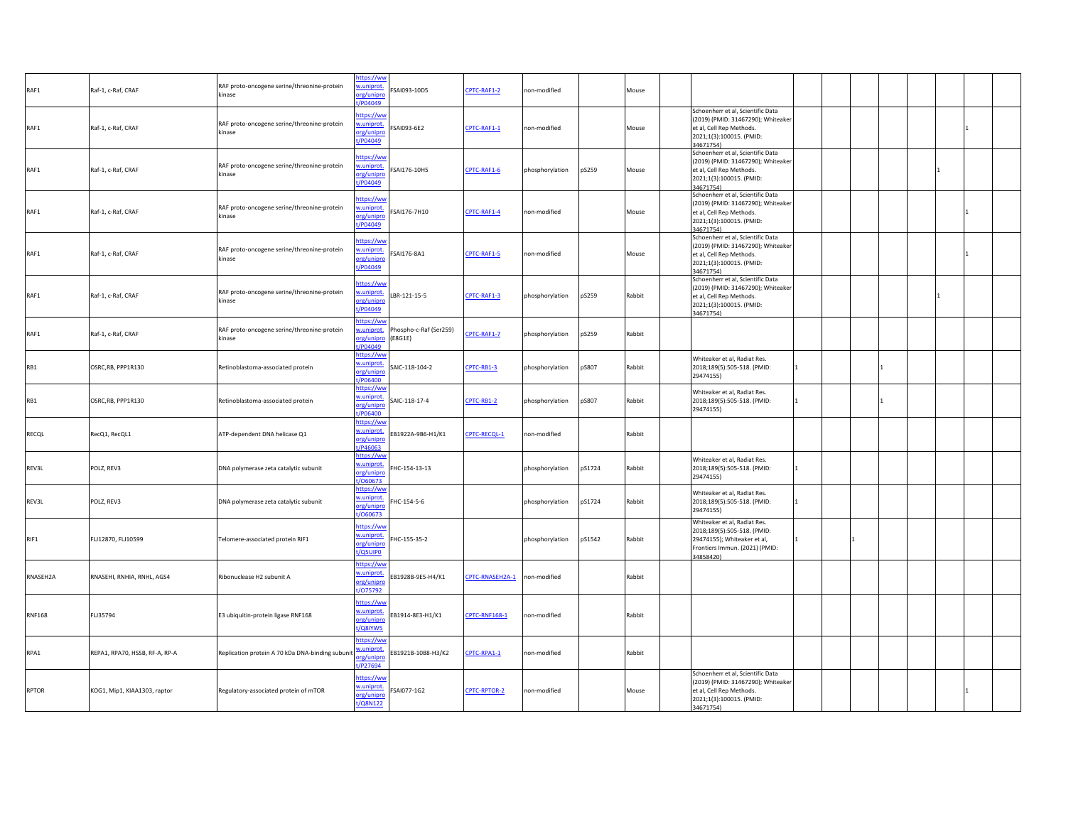| | | | | | | | | | | | | | | | | | | |
|---|---|---|---|---|---|---|---|---|---|---|---|---|---|---|---|---|---|---|
| RAF1 | Raf-1, c-Raf, CRAF | RAF proto-oncogene serine/threonine-protein kinase | https://www.uniprot.org/uniprot/P04049 | FSAI093-10D5 | CPTC-RAF1-2 | non-modified | | Mouse | | | | | | | | | | |
| RAF1 | Raf-1, c-Raf, CRAF | RAF proto-oncogene serine/threonine-protein kinase | https://www.uniprot.org/uniprot/P04049 | FSAI093-6E2 | CPTC-RAF1-1 | non-modified | | Mouse | | Schoenherr et al, Scientific Data (2019) (PMID: 31467290); Whiteaker et al, Cell Rep Methods. 2021;1(3):100015. (PMID: 34671754) | | | | | | | 1 | |
| RAF1 | Raf-1, c-Raf, CRAF | RAF proto-oncogene serine/threonine-protein kinase | https://www.uniprot.org/uniprot/P04049 | FSAI176-10H5 | CPTC-RAF1-6 | phosphorylation | pS259 | Mouse | | Schoenherr et al, Scientific Data (2019) (PMID: 31467290); Whiteaker et al, Cell Rep Methods. 2021;1(3):100015. (PMID: 34671754) | | | | | | 1 | | |
| RAF1 | Raf-1, c-Raf, CRAF | RAF proto-oncogene serine/threonine-protein kinase | https://www.uniprot.org/uniprot/P04049 | FSAI176-7H10 | CPTC-RAF1-4 | non-modified | | Mouse | | Schoenherr et al, Scientific Data (2019) (PMID: 31467290); Whiteaker et al, Cell Rep Methods. 2021;1(3):100015. (PMID: 34671754) | | | | | | | 1 | |
| RAF1 | Raf-1, c-Raf, CRAF | RAF proto-oncogene serine/threonine-protein kinase | https://www.uniprot.org/uniprot/P04049 | FSAI176-8A1 | CPTC-RAF1-5 | non-modified | | Mouse | | Schoenherr et al, Scientific Data (2019) (PMID: 31467290); Whiteaker et al, Cell Rep Methods. 2021;1(3):100015. (PMID: 34671754) | | | | | | | 1 | |
| RAF1 | Raf-1, c-Raf, CRAF | RAF proto-oncogene serine/threonine-protein kinase | https://www.uniprot.org/uniprot/P04049 | LBR-121-15-5 | CPTC-RAF1-3 | phosphorylation | pS259 | Rabbit | | Schoenherr et al, Scientific Data (2019) (PMID: 31467290); Whiteaker et al, Cell Rep Methods. 2021;1(3):100015. (PMID: 34671754) | | | | | | 1 | | |
| RAF1 | Raf-1, c-Raf, CRAF | RAF proto-oncogene serine/threonine-protein kinase | https://www.uniprot.org/uniprot/P04049 | Phospho-c-Raf (Ser259) (E8G1E) | CPTC-RAF1-7 | phosphorylation | pS259 | Rabbit | | | | | | | | | | |
| RB1 | OSRC,RB, PPP1R130 | Retinoblastoma-associated protein | https://www.uniprot.org/uniprot/P06400 | SAIC-118-104-2 | CPTC-RB1-3 | phosphorylation | pS807 | Rabbit | | Whiteaker et al, Radiat Res. 2018;189(5):505-518. (PMID: 29474155) | 1 | | | 1 | | | | |
| RB1 | OSRC,RB, PPP1R130 | Retinoblastoma-associated protein | https://www.uniprot.org/uniprot/P06400 | SAIC-118-17-4 | CPTC-RB1-2 | phosphorylation | pS807 | Rabbit | | Whiteaker et al, Radiat Res. 2018;189(5):505-518. (PMID: 29474155) | 1 | | | 1 | | | | |
| RECQL | RecQ1, RecQL1 | ATP-dependent DNA helicase Q1 | https://www.uniprot.org/uniprot/P46063 | EB1922A-9B6-H1/K1 | CPTC-RECQL-1 | non-modified | | Rabbit | | | | | | | | | | |
| REV3L | POLZ, REV3 | DNA polymerase zeta catalytic subunit | https://www.uniprot.org/uniprot/O60673 | FHC-154-13-13 | | phosphorylation | pS1724 | Rabbit | | Whiteaker et al, Radiat Res. 2018;189(5):505-518. (PMID: 29474155) | 1 | | | | | | | |
| REV3L | POLZ, REV3 | DNA polymerase zeta catalytic subunit | https://www.uniprot.org/uniprot/O60673 | FHC-154-5-6 | | phosphorylation | pS1724 | Rabbit | | Whiteaker et al, Radiat Res. 2018;189(5):505-518. (PMID: 29474155) | 1 | | | | | | | |
| RIF1 | FLJ12870, FLJ10599 | Telomere-associated protein RIF1 | https://www.uniprot.org/uniprot/Q5UIP0 | FHC-155-35-2 | | phosphorylation | pS1542 | Rabbit | | Whiteaker et al, Radiat Res. 2018;189(5):505-518. (PMID: 29474155); Whiteaker et al, Frontiers Immun. (2021) (PMID: 34858420) | 1 | | 1 | | | | | |
| RNASEH2A | RNASEHI, RNHIA, RNHL, AGS4 | Ribonuclease H2 subunit A | https://www.uniprot.org/uniprot/O75792 | EB1928B-9E5-H4/K1 | CPTC-RNASEH2A-1 | non-modified | | Rabbit | | | | | | | | | | |
| RNF168 | FLJ35794 | E3 ubiquitin-protein ligase RNF168 | https://www.uniprot.org/uniprot/Q8IYW5 | EB1914-8E3-H1/K1 | CPTC-RNF168-1 | non-modified | | Rabbit | | | | | | | | | | |
| RPA1 | REPA1, RPA70, HSSB, RF-A, RP-A | Replication protein A 70 kDa DNA-binding subunit | https://www.uniprot.org/uniprot/P27694 | EB1921B-10B8-H3/K2 | CPTC-RPA1-1 | non-modified | | Rabbit | | | | | | | | | | |
| RPTOR | KOG1, Mip1, KIAA1303, raptor | Regulatory-associated protein of mTOR | https://www.uniprot.org/uniprot/Q8N122 | FSAI077-1G2 | CPTC-RPTOR-2 | non-modified | | Mouse | | Schoenherr et al, Scientific Data (2019) (PMID: 31467290); Whiteaker et al, Cell Rep Methods. 2021;1(3):100015. (PMID: 34671754) | | | | | | | 1 | |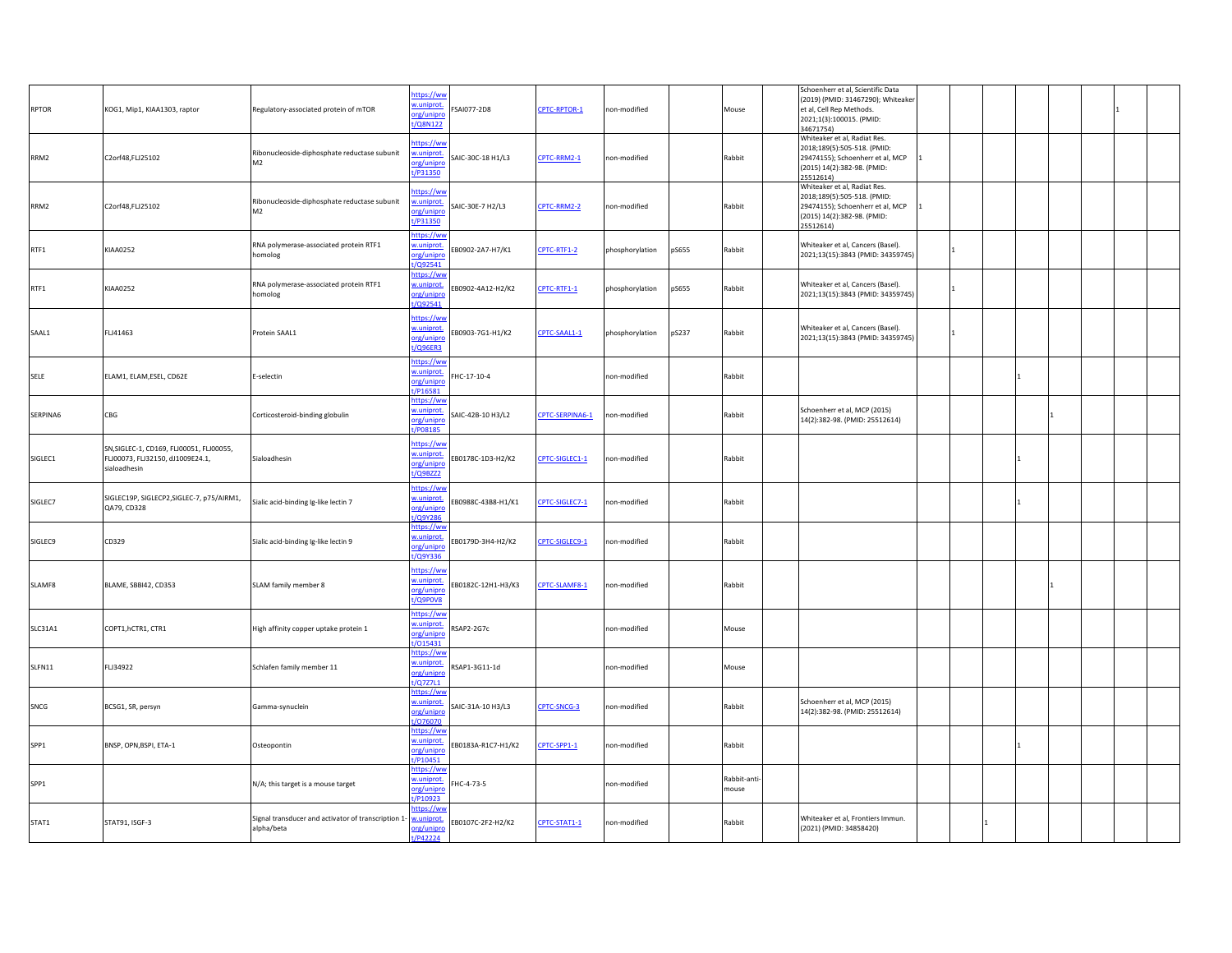| | | | | | | | | | | | | | | | | | | |
|---|---|---|---|---|---|---|---|---|---|---|---|---|---|---|---|---|---|---|
| RPTOR | KOG1, Mip1, KIAA1303, raptor | Regulatory-associated protein of mTOR | https://www.uniprot.org/uniprot/Q8N122 | FSAI077-2D8 | CPTC-RPTOR-1 | non-modified | | Mouse | | Schoenherr et al, Scientific Data (2019) (PMID: 31467290); Whiteaker et al, Cell Rep Methods. 2021;1(3):100015. (PMID: 34671754) | | | | | | | 1 | |
| RRM2 | C2orf48,FLJ25102 | Ribonucleoside-diphosphate reductase subunit M2 | https://www.uniprot.org/uniprot/P31350 | SAIC-30C-18 H1/L3 | CPTC-RRM2-1 | non-modified | | Rabbit | | Whiteaker et al, Radiat Res. 2018;189(5):505-518. (PMID: 29474155); Schoenherr et al, MCP (2015) 14(2):382-98. (PMID: 25512614) | 1 | | | | | | | |
| RRM2 | C2orf48,FLJ25102 | Ribonucleoside-diphosphate reductase subunit M2 | https://www.uniprot.org/uniprot/P31350 | SAIC-30E-7 H2/L3 | CPTC-RRM2-2 | non-modified | | Rabbit | | Whiteaker et al, Radiat Res. 2018;189(5):505-518. (PMID: 29474155); Schoenherr et al, MCP (2015) 14(2):382-98. (PMID: 25512614) | 1 | | | | | | | |
| RTF1 | KIAA0252 | RNA polymerase-associated protein RTF1 homolog | https://www.uniprot.org/uniprot/Q92541 | EB0902-2A7-H7/K1 | CPTC-RTF1-2 | phosphorylation | pS655 | Rabbit | | Whiteaker et al, Cancers (Basel). 2021;13(15):3843 (PMID: 34359745) | | 1 | | | | | | |
| RTF1 | KIAA0252 | RNA polymerase-associated protein RTF1 homolog | https://www.uniprot.org/uniprot/Q92541 | EB0902-4A12-H2/K2 | CPTC-RTF1-1 | phosphorylation | pS655 | Rabbit | | Whiteaker et al, Cancers (Basel). 2021;13(15):3843 (PMID: 34359745) | | 1 | | | | | | |
| SAAL1 | FLJ41463 | Protein SAAL1 | https://www.uniprot.org/uniprot/Q96ER3 | EB0903-7G1-H1/K2 | CPTC-SAAL1-1 | phosphorylation | pS237 | Rabbit | | Whiteaker et al, Cancers (Basel). 2021;13(15):3843 (PMID: 34359745) | | 1 | | | | | | |
| SELE | ELAM1, ELAM,ESEL, CD62E | E-selectin | https://www.uniprot.org/uniprot/P16581 | FHC-17-10-4 | | non-modified | | Rabbit | | | | | | 1 | | | | |
| SERPINA6 | CBG | Corticosteroid-binding globulin | https://www.uniprot.org/uniprot/P08185 | SAIC-42B-10 H3/L2 | CPTC-SERPINA6-1 | non-modified | | Rabbit | | Schoenherr et al, MCP (2015) 14(2):382-98. (PMID: 25512614) | | | | | 1 | | | |
| SIGLEC1 | SN,SIGLEC-1, CD169, FLJ00051, FLJ00055, FLJ00073, FLJ32150, dJ1009E24.1, sialoadhesin | Sialoadhesin | https://www.uniprot.org/uniprot/Q9BZZ2 | EB0178C-1D3-H2/K2 | CPTC-SIGLEC1-1 | non-modified | | Rabbit | | | | | | 1 | | | | |
| SIGLEC7 | SIGLEC19P, SIGLECP2,SIGLEC-7, p75/AIRM1, QA79, CD328 | Sialic acid-binding Ig-like lectin 7 | https://www.uniprot.org/uniprot/Q9Y286 | EB0988C-43B8-H1/K1 | CPTC-SIGLEC7-1 | non-modified | | Rabbit | | | | | | 1 | | | | |
| SIGLEC9 | CD329 | Sialic acid-binding Ig-like lectin 9 | https://www.uniprot.org/uniprot/Q9Y336 | EB0179D-3H4-H2/K2 | CPTC-SIGLEC9-1 | non-modified | | Rabbit | | | | | | | | | | |
| SLAMF8 | BLAME, SBBI42, CD353 | SLAM family member 8 | https://www.uniprot.org/uniprot/Q9P0V8 | EB0182C-12H1-H3/K3 | CPTC-SLAMF8-1 | non-modified | | Rabbit | | | | | | | 1 | | | |
| SLC31A1 | COPT1,hCTR1, CTR1 | High affinity copper uptake protein 1 | https://www.uniprot.org/uniprot/O15431 | RSAP2-2G7c | | non-modified | | Mouse | | | | | | | | | | |
| SLFN11 | FLJ34922 | Schlafen family member 11 | https://www.uniprot.org/uniprot/Q7Z7L1 | RSAP1-3G11-1d | | non-modified | | Mouse | | | | | | | | | | |
| SNCG | BCSG1, SR, persyn | Gamma-synuclein | https://www.uniprot.org/uniprot/O76070 | SAIC-31A-10 H3/L3 | CPTC-SNCG-3 | non-modified | | Rabbit | | Schoenherr et al, MCP (2015) 14(2):382-98. (PMID: 25512614) | | | | | | | | |
| SPP1 | BNSP, OPN,BSPI, ETA-1 | Osteopontin | https://www.uniprot.org/uniprot/P10451 | EB0183A-R1C7-H1/K2 | CPTC-SPP1-1 | non-modified | | Rabbit | | | | | | 1 | | | | |
| SPP1 | | N/A; this target is a mouse target | https://www.uniprot.org/uniprot/P10923 | FHC-4-73-5 | | non-modified | | Rabbit-anti-mouse | | | | | | | | | | |
| STAT1 | STAT91, ISGF-3 | Signal transducer and activator of transcription 1-alpha/beta | https://www.uniprot.org/uniprot/P42224 | EB0107C-2F2-H2/K2 | CPTC-STAT1-1 | non-modified | | Rabbit | | Whiteaker et al, Frontiers Immun. (2021) (PMID: 34858420) | | | 1 | | | | | |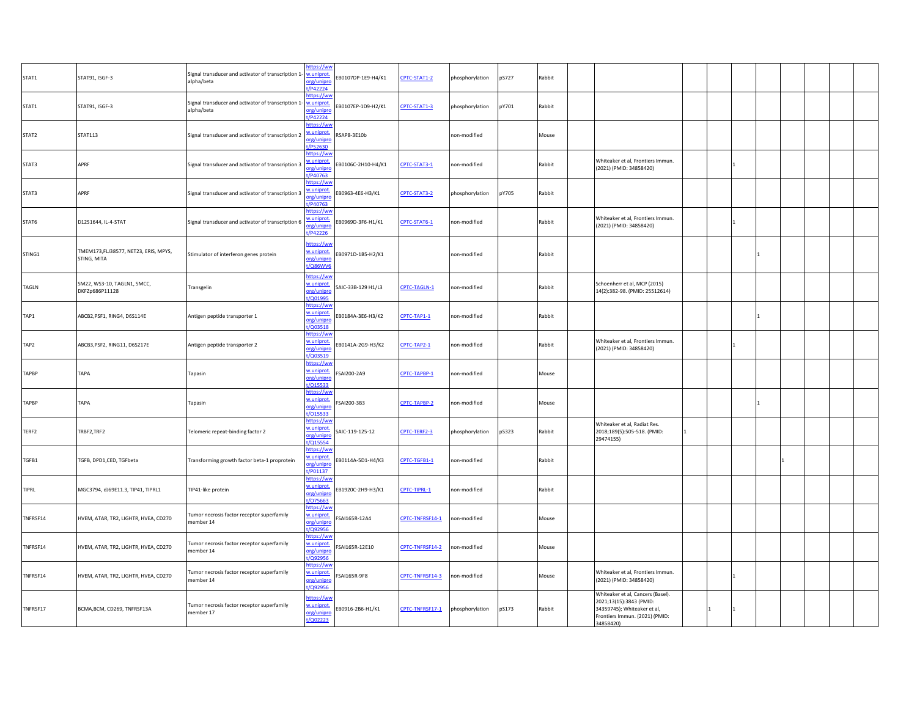| | | | | | | | | | | | | | | | | | | |
|---|---|---|---|---|---|---|---|---|---|---|---|---|---|---|---|---|---|---|
| STAT1 | STAT91, ISGF-3 | Signal transducer and activator of transcription 1-alpha/beta | https://www.uniprot.org/uniprot/P42224 | EB0107DP-1E9-H4/K1 | CPTC-STAT1-2 | phosphorylation | pS727 | Rabbit | | | | | | | | | | |
| STAT1 | STAT91, ISGF-3 | Signal transducer and activator of transcription 1-alpha/beta | https://www.uniprot.org/uniprot/P42224 | EB0107EP-1D9-H2/K1 | CPTC-STAT1-3 | phosphorylation | pY701 | Rabbit | | | | | | | | | | |
| STAT2 | STAT113 | Signal transducer and activator of transcription 2 | https://www.uniprot.org/uniprot/P52630 | RSAP8-3E10b | | non-modified | | Mouse | | | | | | | | | | |
| STAT3 | APRF | Signal transducer and activator of transcription 3 | https://www.uniprot.org/uniprot/P40763 | EB0106C-2H10-H4/K1 | CPTC-STAT3-1 | non-modified | | Rabbit | | Whiteaker et al, Frontiers Immun. (2021) (PMID: 34858420) | | | 1 | | | | | |
| STAT3 | APRF | Signal transducer and activator of transcription 3 | https://www.uniprot.org/uniprot/P40763 | EB0963-4E6-H3/K1 | CPTC-STAT3-2 | phosphorylation | pY705 | Rabbit | | | | | | | | | | |
| STAT6 | D12S1644, IL-4-STAT | Signal transducer and activator of transcription 6 | https://www.uniprot.org/uniprot/P42226 | EB0969D-3F6-H1/K1 | CPTC-STAT6-1 | non-modified | | Rabbit | | Whiteaker et al, Frontiers Immun. (2021) (PMID: 34858420) | | | 1 | | | | | |
| STING1 | TMEM173,FLJ38577, NET23, ERIS, MPYS, STING, MITA | Stimulator of interferon genes protein | https://www.uniprot.org/uniprot/Q86WV6 | EB0971D-1B5-H2/K1 | | non-modified | | Rabbit | | | | | | 1 | | | | |
| TAGLN | SM22, WS3-10, TAGLN1, SMCC, DKFZp686P11128 | Transgelin | https://www.uniprot.org/uniprot/Q01995 | SAIC-33B-129 H1/L3 | CPTC-TAGLN-1 | non-modified | | Rabbit | | Schoenherr et al, MCP (2015) 14(2):382-98. (PMID: 25512614) | | | | | | | | |
| TAP1 | ABCB2,PSF1, RING4, D6S114E | Antigen peptide transporter 1 | https://www.uniprot.org/uniprot/Q03518 | EB0184A-3E6-H3/K2 | CPTC-TAP1-1 | non-modified | | Rabbit | | | | | | 1 | | | | |
| TAP2 | ABCB3,PSF2, RING11, D6S217E | Antigen peptide transporter 2 | https://www.uniprot.org/uniprot/Q03519 | EB0141A-2G9-H3/K2 | CPTC-TAP2-1 | non-modified | | Rabbit | | Whiteaker et al, Frontiers Immun. (2021) (PMID: 34858420) | | | 1 | | | | | |
| TAPBP | TAPA | Tapasin | https://www.uniprot.org/uniprot/O15533 | FSAI200-2A9 | CPTC-TAPBP-1 | non-modified | | Mouse | | | | | | | | | | |
| TAPBP | TAPA | Tapasin | https://www.uniprot.org/uniprot/O15533 | FSAI200-3B3 | CPTC-TAPBP-2 | non-modified | | Mouse | | | | | | 1 | | | | |
| TERF2 | TRBF2,TRF2 | Telomeric repeat-binding factor 2 | https://www.uniprot.org/uniprot/Q15554 | SAIC-119-125-12 | CPTC-TERF2-3 | phosphorylation | pS323 | Rabbit | | Whiteaker et al, Radiat Res. 2018;189(5):505-518. (PMID: 29474155) | 1 | | | | | | | |
| TGFB1 | TGFB, DPD1,CED, TGFbeta | Transforming growth factor beta-1 proprotein | https://www.uniprot.org/uniprot/P01137 | EB0114A-5D1-H4/K3 | CPTC-TGFB1-1 | non-modified | | Rabbit | | | | | | | 1 | | | |
| TIPRL | MGC3794, dJ69E11.3, TIP41, TIPRL1 | TIP41-like protein | https://www.uniprot.org/uniprot/O75663 | EB1920C-2H9-H3/K1 | CPTC-TIPRL-1 | non-modified | | Rabbit | | | | | | | | | | |
| TNFRSF14 | HVEM, ATAR, TR2, LIGHTR, HVEA, CD270 | Tumor necrosis factor receptor superfamily member 14 | https://www.uniprot.org/uniprot/Q92956 | FSAI165R-12A4 | CPTC-TNFRSF14-1 | non-modified | | Mouse | | | | | | | | | | |
| TNFRSF14 | HVEM, ATAR, TR2, LIGHTR, HVEA, CD270 | Tumor necrosis factor receptor superfamily member 14 | https://www.uniprot.org/uniprot/Q92956 | FSAI165R-12E10 | CPTC-TNFRSF14-2 | non-modified | | Mouse | | | | | | | | | | |
| TNFRSF14 | HVEM, ATAR, TR2, LIGHTR, HVEA, CD270 | Tumor necrosis factor receptor superfamily member 14 | https://www.uniprot.org/uniprot/Q92956 | FSAI165R-9F8 | CPTC-TNFRSF14-3 | non-modified | | Mouse | | Whiteaker et al, Frontiers Immun. (2021) (PMID: 34858420) | | | 1 | | | | | |
| TNFRSF17 | BCMA,BCM, CD269, TNFRSF13A | Tumor necrosis factor receptor superfamily member 17 | https://www.uniprot.org/uniprot/Q02223 | EB0916-2B6-H1/K1 | CPTC-TNFRSF17-1 | phosphorylation | pS173 | Rabbit | | Whiteaker et al, Cancers (Basel). 2021;13(15):3843 (PMID: 34359745); Whiteaker et al, Frontiers Immun. (2021) (PMID: 34858420) | | 1 | 1 | | | | | |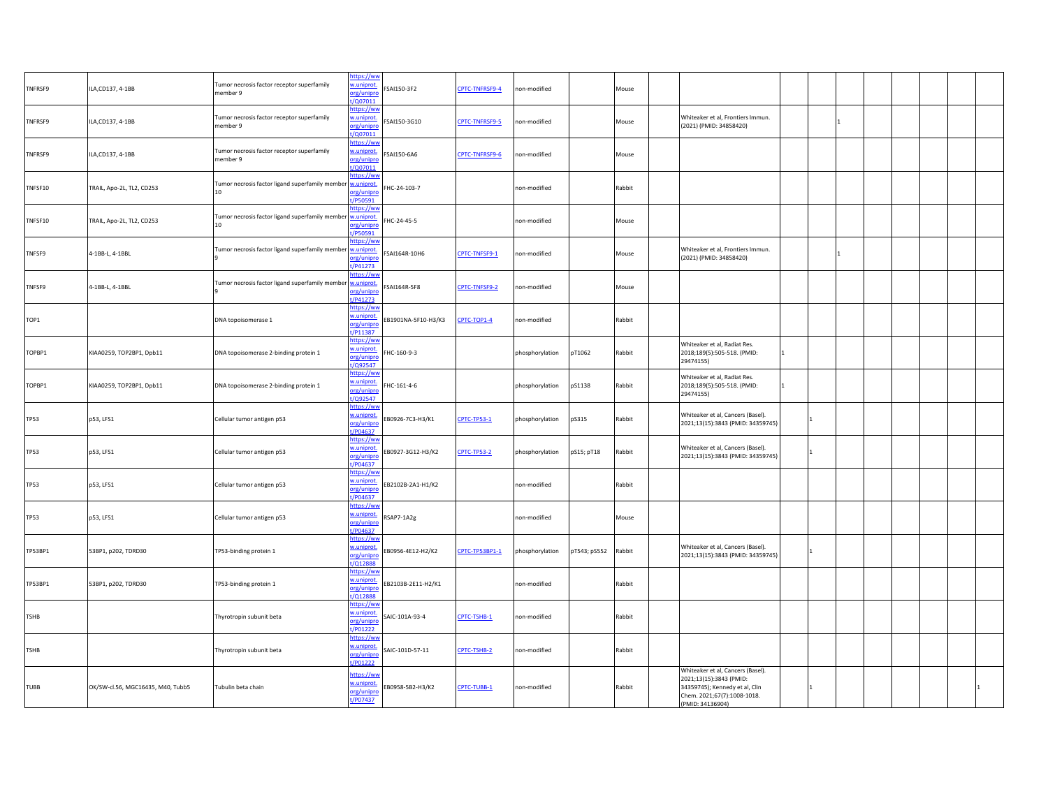| | | | | | | | | | | | | | | | | | | |
|---|---|---|---|---|---|---|---|---|---|---|---|---|---|---|---|---|---|---|
| TNFRSF9 | ILA,CD137, 4-1BB | Tumor necrosis factor receptor superfamily member 9 | https://www.uniprot.org/uniprot/Q07011 | FSAI150-3F2 | CPTC-TNFRSF9-4 | non-modified | | Mouse | | | | | | | | | | |
| TNFRSF9 | ILA,CD137, 4-1BB | Tumor necrosis factor receptor superfamily member 9 | https://www.uniprot.org/uniprot/Q07011 | FSAI150-3G10 | CPTC-TNFRSF9-5 | non-modified | | Mouse | | Whiteaker et al, Frontiers Immun. (2021) (PMID: 34858420) | | | 1 | | | | | |
| TNFRSF9 | ILA,CD137, 4-1BB | Tumor necrosis factor receptor superfamily member 9 | https://www.uniprot.org/uniprot/Q07011 | FSAI150-6A6 | CPTC-TNFRSF9-6 | non-modified | | Mouse | | | | | | | | | | |
| TNFSF10 | TRAIL, Apo-2L, TL2, CD253 | Tumor necrosis factor ligand superfamily member 10 | https://www.uniprot.org/uniprot/P50591 | FHC-24-103-7 | | non-modified | | Rabbit | | | | | | | | | | |
| TNFSF10 | TRAIL, Apo-2L, TL2, CD253 | Tumor necrosis factor ligand superfamily member 10 | https://www.uniprot.org/uniprot/P50591 | FHC-24-45-5 | | non-modified | | Mouse | | | | | | | | | | |
| TNFSF9 | 4-1BB-L, 4-1BBL | Tumor necrosis factor ligand superfamily member 9 | https://www.uniprot.org/uniprot/P41273 | FSAI164R-10H6 | CPTC-TNFSF9-1 | non-modified | | Mouse | | Whiteaker et al, Frontiers Immun. (2021) (PMID: 34858420) | | | 1 | | | | | |
| TNFSF9 | 4-1BB-L, 4-1BBL | Tumor necrosis factor ligand superfamily member 9 | https://www.uniprot.org/uniprot/P41273 | FSAI164R-5F8 | CPTC-TNFSF9-2 | non-modified | | Mouse | | | | | | | | | | |
| TOP1 | | DNA topoisomerase 1 | https://www.uniprot.org/uniprot/P11387 | EB1901NA-5F10-H3/K3 | CPTC-TOP1-4 | non-modified | | Rabbit | | | | | | | | | | |
| TOPBP1 | KIAA0259, TOP2BP1, Dpb11 | DNA topoisomerase 2-binding protein 1 | https://www.uniprot.org/uniprot/Q92547 | FHC-160-9-3 | | phosphorylation | pT1062 | Rabbit | | Whiteaker et al, Radiat Res. 2018;189(5):505-518. (PMID: 29474155) | 1 | | | | | | | |
| TOPBP1 | KIAA0259, TOP2BP1, Dpb11 | DNA topoisomerase 2-binding protein 1 | https://www.uniprot.org/uniprot/Q92547 | FHC-161-4-6 | | phosphorylation | pS1138 | Rabbit | | Whiteaker et al, Radiat Res. 2018;189(5):505-518. (PMID: 29474155) | 1 | | | | | | | |
| TP53 | p53, LFS1 | Cellular tumor antigen p53 | https://www.uniprot.org/uniprot/P04637 | EB0926-7C3-H3/K1 | CPTC-TP53-1 | phosphorylation | pS315 | Rabbit | | Whiteaker et al, Cancers (Basel). 2021;13(15):3843 (PMID: 34359745) | | 1 | | | | | | |
| TP53 | p53, LFS1 | Cellular tumor antigen p53 | https://www.uniprot.org/uniprot/P04637 | EB0927-3G12-H3/K2 | CPTC-TP53-2 | phosphorylation | pS15; pT18 | Rabbit | | Whiteaker et al, Cancers (Basel). 2021;13(15):3843 (PMID: 34359745) | | 1 | | | | | | |
| TP53 | p53, LFS1 | Cellular tumor antigen p53 | https://www.uniprot.org/uniprot/P04637 | EB2102B-2A1-H1/K2 | | non-modified | | Rabbit | | | | | | | | | | |
| TP53 | p53, LFS1 | Cellular tumor antigen p53 | https://www.uniprot.org/uniprot/P04637 | RSAP7-1A2g | | non-modified | | Mouse | | | | | | | | | | |
| TP53BP1 | 53BP1, p202, TDRD30 | TP53-binding protein 1 | https://www.uniprot.org/uniprot/Q12888 | EB0956-4E12-H2/K2 | CPTC-TP53BP1-1 | phosphorylation | pT543; pS552 | Rabbit | | Whiteaker et al, Cancers (Basel). 2021;13(15):3843 (PMID: 34359745) | | 1 | | | | | | |
| TP53BP1 | 53BP1, p202, TDRD30 | TP53-binding protein 1 | https://www.uniprot.org/uniprot/Q12888 | EB2103B-2E11-H2/K1 | | non-modified | | Rabbit | | | | | | | | | | |
| TSHB | | Thyrotropin subunit beta | https://www.uniprot.org/uniprot/P01222 | SAIC-101A-93-4 | CPTC-TSHB-1 | non-modified | | Rabbit | | | | | | | | | | |
| TSHB | | Thyrotropin subunit beta | https://www.uniprot.org/uniprot/P01222 | SAIC-101D-57-11 | CPTC-TSHB-2 | non-modified | | Rabbit | | | | | | | | | | |
| TUBB | OK/SW-cl.56, MGC16435, M40, Tubb5 | Tubulin beta chain | https://www.uniprot.org/uniprot/P07437 | EB0958-5B2-H3/K2 | CPTC-TUBB-1 | non-modified | | Rabbit | | Whiteaker et al, Cancers (Basel). 2021;13(15):3843 (PMID: 34359745); Kennedy et al, Clin Chem. 2021;67(7):1008-1018. (PMID: 34136904) | | 1 | | | | | | 1 |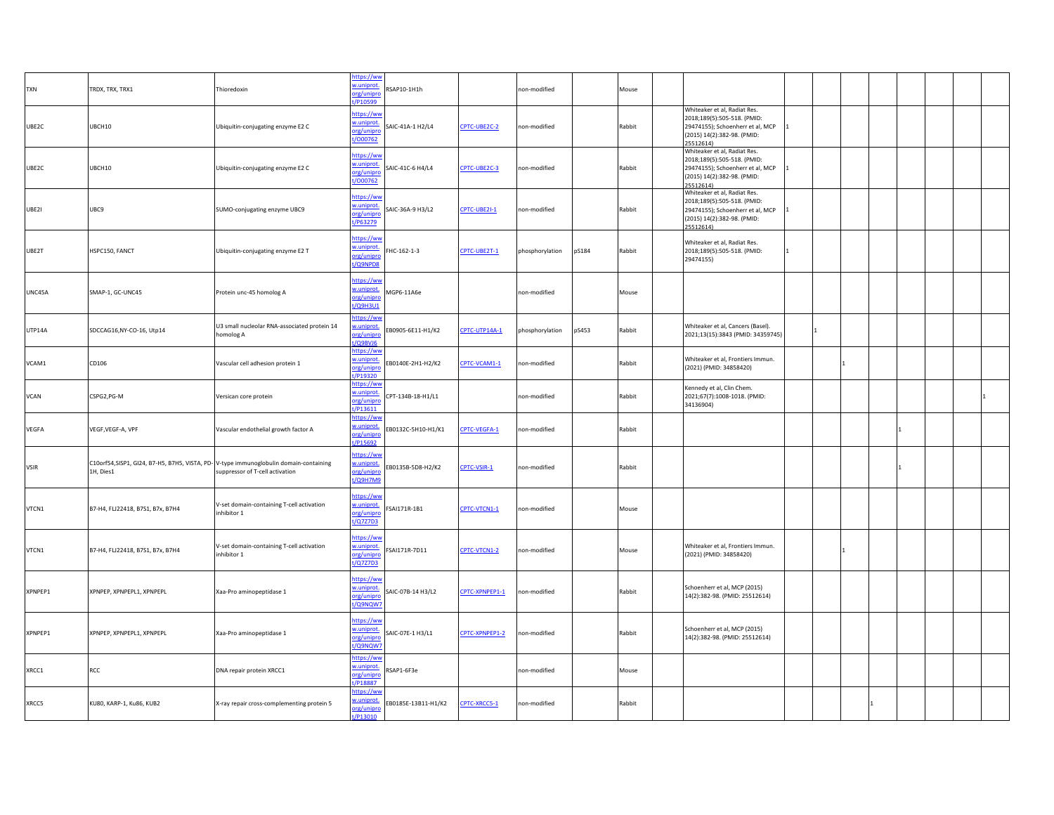| | | | | | | | | | | | | | | | | | | |
|---|---|---|---|---|---|---|---|---|---|---|---|---|---|---|---|---|---|---|
| TXN | TRDX, TRX, TRX1 | Thioredoxin | https://www.uniprot.org/uniprot/P10599 | RSAP10-1H1h | | non-modified | | Mouse | | | | | | | | | | |
| UBE2C | UBCH10 | Ubiquitin-conjugating enzyme E2 C | https://www.uniprot.org/uniprot/O00762 | SAIC-41A-1 H2/L4 | CPTC-UBE2C-2 | non-modified | | Rabbit | | Whiteaker et al, Radiat Res. 2018;189(5):505-518. (PMID: 29474155); Schoenherr et al, MCP (2015) 14(2):382-98. (PMID: 25512614) | 1 | | | | | | | |
| UBE2C | UBCH10 | Ubiquitin-conjugating enzyme E2 C | https://www.uniprot.org/uniprot/O00762 | SAIC-41C-6 H4/L4 | CPTC-UBE2C-3 | non-modified | | Rabbit | | Whiteaker et al, Radiat Res. 2018;189(5):505-518. (PMID: 29474155); Schoenherr et al, MCP (2015) 14(2):382-98. (PMID: 25512614) | 1 | | | | | | | |
| UBE2I | UBC9 | SUMO-conjugating enzyme UBC9 | https://www.uniprot.org/uniprot/P63279 | SAIC-36A-9 H3/L2 | CPTC-UBE2I-1 | non-modified | | Rabbit | | Whiteaker et al, Radiat Res. 2018;189(5):505-518. (PMID: 29474155); Schoenherr et al, MCP (2015) 14(2):382-98. (PMID: 25512614) | 1 | | | | | | | |
| UBE2T | HSPC150, FANCT | Ubiquitin-conjugating enzyme E2 T | https://www.uniprot.org/uniprot/Q9NPD8 | FHC-162-1-3 | CPTC-UBE2T-1 | phosphorylation | pS184 | Rabbit | | Whiteaker et al, Radiat Res. 2018;189(5):505-518. (PMID: 29474155) | 1 | | | | | | | |
| UNC45A | SMAP-1, GC-UNC45 | Protein unc-45 homolog A | https://www.uniprot.org/uniprot/Q9H3U1 | MGP6-11A6e | | non-modified | | Mouse | | | | | | | | | | |
| UTP14A | SDCCAG16,NY-CO-16, Utp14 | U3 small nucleolar RNA-associated protein 14 homolog A | https://www.uniprot.org/uniprot/Q9BVJ6 | EB0905-6E11-H1/K2 | CPTC-UTP14A-1 | phosphorylation | pS453 | Rabbit | | Whiteaker et al, Cancers (Basel). 2021;13(15):3843 (PMID: 34359745) | | 1 | | | | | | |
| VCAM1 | CD106 | Vascular cell adhesion protein 1 | https://www.uniprot.org/uniprot/P19320 | EB0140E-2H1-H2/K2 | CPTC-VCAM1-1 | non-modified | | Rabbit | | Whiteaker et al, Frontiers Immun. (2021) (PMID: 34858420) | | | 1 | | | | | |
| VCAN | CSPG2,PG-M | Versican core protein | https://www.uniprot.org/uniprot/P13611 | CPT-134B-18-H1/L1 | | non-modified | | Rabbit | | Kennedy et al, Clin Chem. 2021;67(7):1008-1018. (PMID: 34136904) | | | | | | | | 1 |
| VEGFA | VEGF,VEGF-A, VPF | Vascular endothelial growth factor A | https://www.uniprot.org/uniprot/P15692 | EB0132C-5H10-H1/K1 | CPTC-VEGFA-1 | non-modified | | Rabbit | | | | | | | 1 | | | |
| VSIR | C10orf54,SISP1, GI24, B7-H5, B7H5, VISTA, PD-1H, Dies1 | V-type immunoglobulin domain-containing suppressor of T-cell activation | https://www.uniprot.org/uniprot/Q9H7M9 | EB0135B-5D8-H2/K2 | CPTC-VSIR-1 | non-modified | | Rabbit | | | | | | | 1 | | | |
| VTCN1 | B7-H4, FLJ22418, B7S1, B7x, B7H4 | V-set domain-containing T-cell activation inhibitor 1 | https://www.uniprot.org/uniprot/Q7Z7D3 | FSAI171R-1B1 | CPTC-VTCN1-1 | non-modified | | Mouse | | | | | | | | | | |
| VTCN1 | B7-H4, FLJ22418, B7S1, B7x, B7H4 | V-set domain-containing T-cell activation inhibitor 1 | https://www.uniprot.org/uniprot/Q7Z7D3 | FSAI171R-7D11 | CPTC-VTCN1-2 | non-modified | | Mouse | | Whiteaker et al, Frontiers Immun. (2021) (PMID: 34858420) | | | 1 | | | | | |
| XPNPEP1 | XPNPEP, XPNPEPL1, XPNPEPL | Xaa-Pro aminopeptidase 1 | https://www.uniprot.org/uniprot/Q9NQW7 | SAIC-07B-14 H3/L2 | CPTC-XPNPEP1-1 | non-modified | | Rabbit | | Schoenherr et al, MCP (2015) 14(2):382-98. (PMID: 25512614) | | | | | | | | |
| XPNPEP1 | XPNPEP, XPNPEPL1, XPNPEPL | Xaa-Pro aminopeptidase 1 | https://www.uniprot.org/uniprot/Q9NQW7 | SAIC-07E-1 H3/L1 | CPTC-XPNPEP1-2 | non-modified | | Rabbit | | Schoenherr et al, MCP (2015) 14(2):382-98. (PMID: 25512614) | | | | | | | | |
| XRCC1 | RCC | DNA repair protein XRCC1 | https://www.uniprot.org/uniprot/P18887 | RSAP1-6F3e | | non-modified | | Mouse | | | | | | | | | | |
| XRCC5 | KU80, KARP-1, Ku86, KUB2 | X-ray repair cross-complementing protein 5 | https://www.uniprot.org/uniprot/P13010 | EB0185E-13B11-H1/K2 | CPTC-XRCC5-1 | non-modified | | Rabbit | | | | | | 1 | | | | |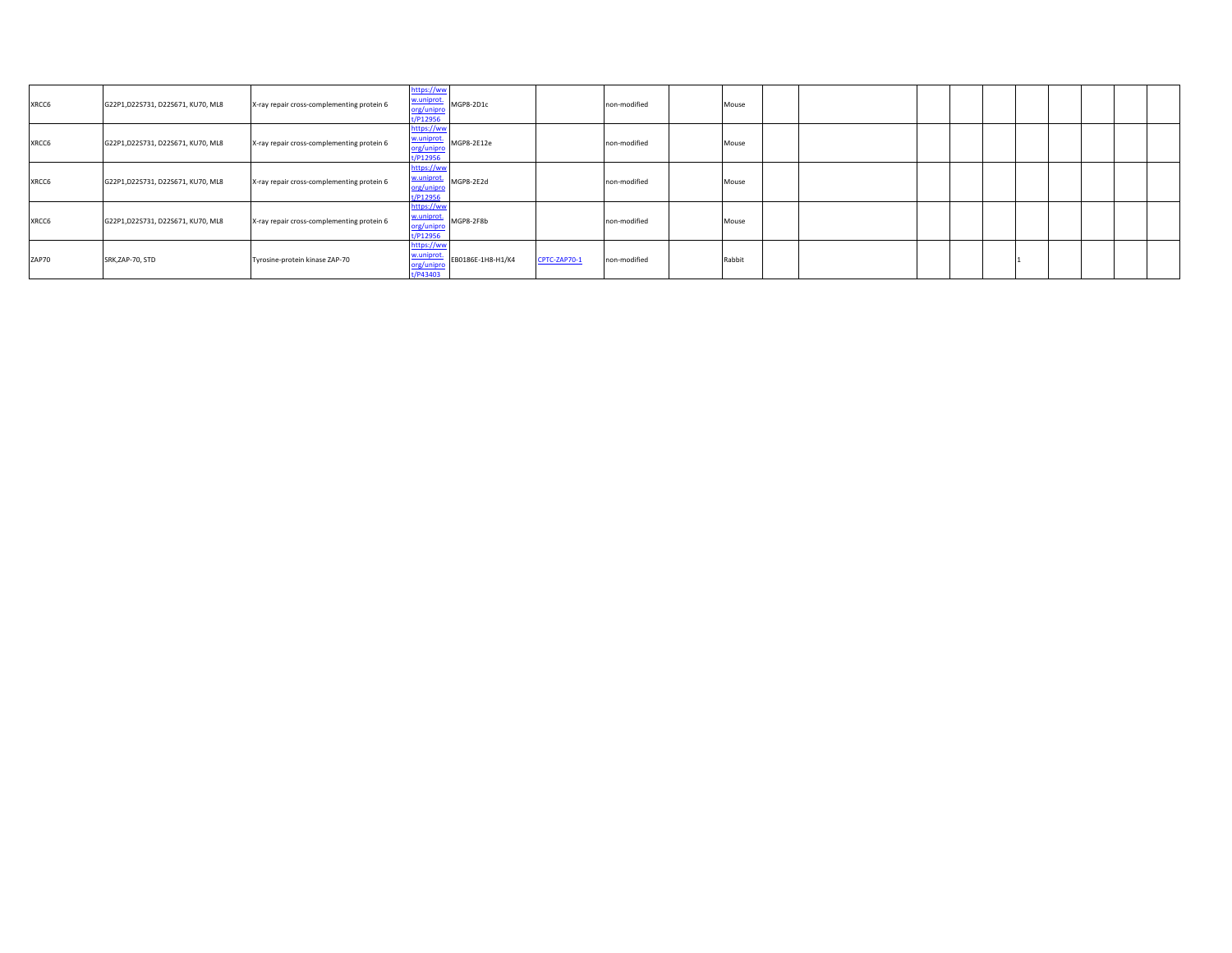| | | | | | | | | | | | | | | | | | | |
|---|---|---|---|---|---|---|---|---|---|---|---|---|---|---|---|---|---|---|
| XRCC6 | G22P1,D22S731, D22S671, KU70, ML8 | X-ray repair cross-complementing protein 6 | https://www.uniprot.org/uniprot/P12956 | MGP8-2D1c | | non-modified | | Mouse | | | | | | | | | | |
| XRCC6 | G22P1,D22S731, D22S671, KU70, ML8 | X-ray repair cross-complementing protein 6 | https://www.uniprot.org/uniprot/P12956 | MGP8-2E12e | | non-modified | | Mouse | | | | | | | | | | |
| XRCC6 | G22P1,D22S731, D22S671, KU70, ML8 | X-ray repair cross-complementing protein 6 | https://www.uniprot.org/uniprot/P12956 | MGP8-2E2d | | non-modified | | Mouse | | | | | | | | | | |
| XRCC6 | G22P1,D22S731, D22S671, KU70, ML8 | X-ray repair cross-complementing protein 6 | https://www.uniprot.org/uniprot/P12956 | MGP8-2F8b | | non-modified | | Mouse | | | | | | | | | | |
| ZAP70 | SRK,ZAP-70, STD | Tyrosine-protein kinase ZAP-70 | https://www.uniprot.org/uniprot/P43403 | EB0186E-1H8-H1/K4 | CPTC-ZAP70-1 | non-modified | | Rabbit | | | | | | 1 | | | | |